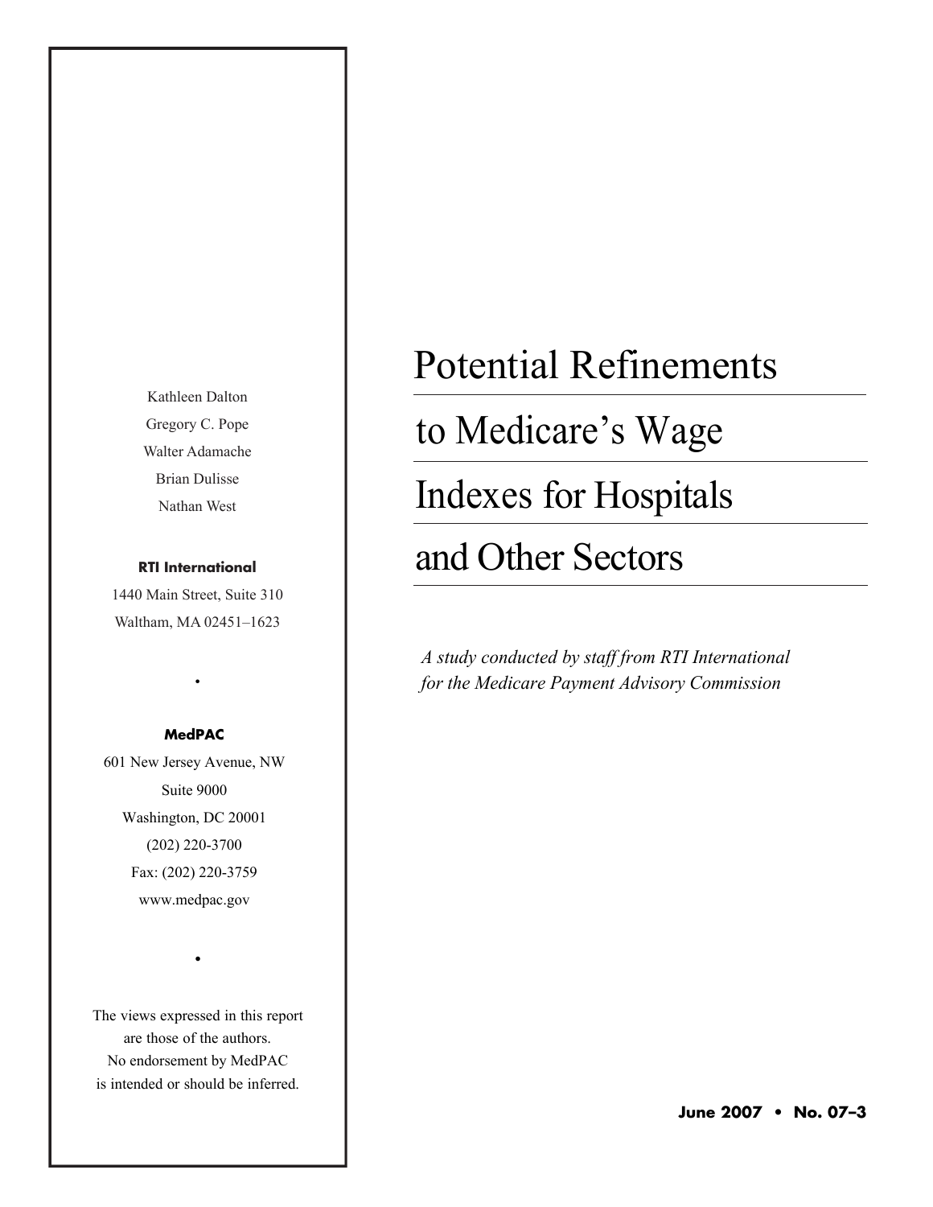# Potential Refinements to Medicare's Wage Indexes for Hospitals and Other Sectors

*A study conducted by staff from RTI International for the Medicare Payment Advisory Commission*

Kathleen Dalton
Gregory C. Pope
Walter Adamache
Brian Dulisse
Nathan West

**RTI International**
1440 Main Street, Suite 310
Waltham, MA 02451–1623

•

**MedPAC**
601 New Jersey Avenue, NW
Suite 9000
Washington, DC 20001
(202) 220-3700
Fax: (202) 220-3759
www.medpac.gov

•

The views expressed in this report are those of the authors. No endorsement by MedPAC is intended or should be inferred.

**June 2007 • No. 07–3**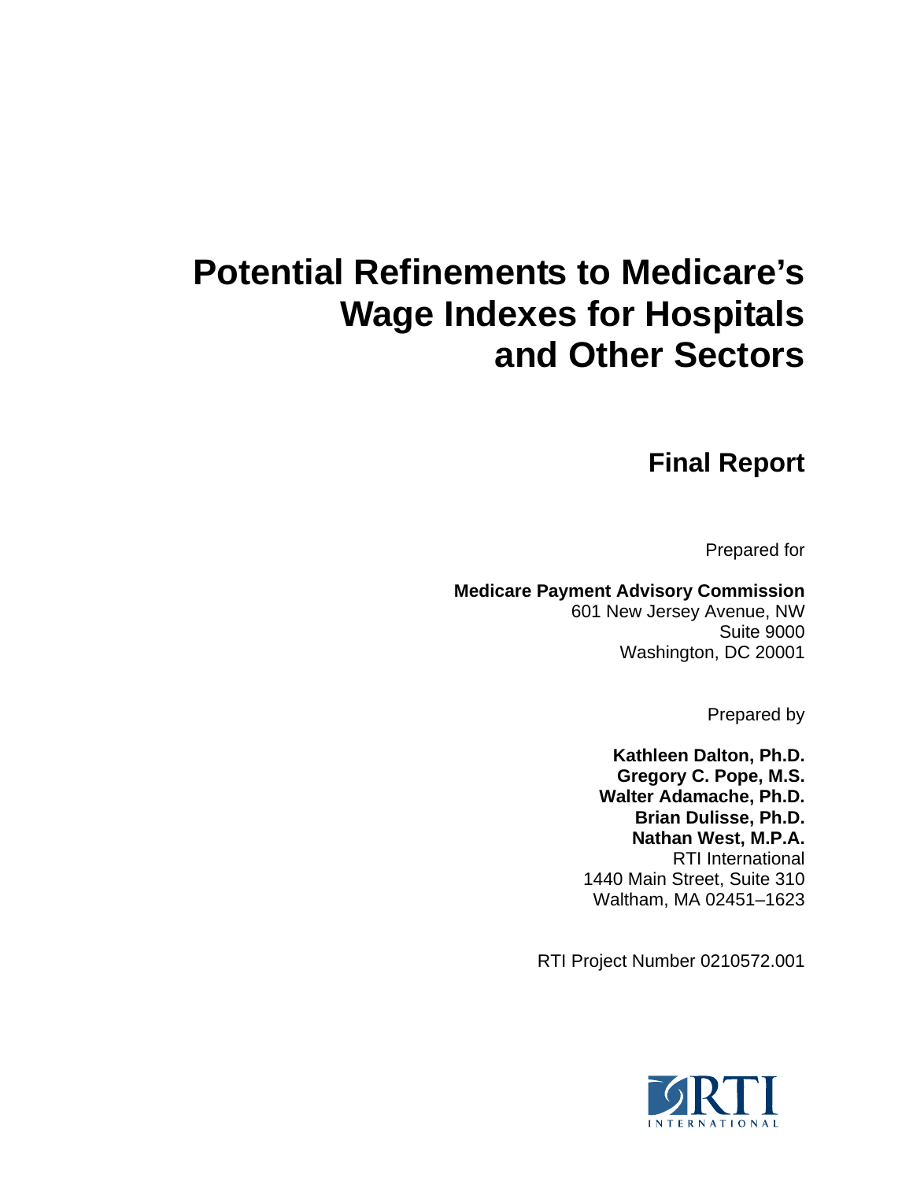# Potential Refinements to Medicare's Wage Indexes for Hospitals and Other Sectors

## Final Report

Prepared for

**Medicare Payment Advisory Commission**
601 New Jersey Avenue, NW
Suite 9000
Washington, DC 20001

Prepared by

**Kathleen Dalton, Ph.D.**
**Gregory C. Pope, M.S.**
**Walter Adamache, Ph.D.**
**Brian Dulisse, Ph.D.**
**Nathan West, M.P.A.**
RTI International
1440 Main Street, Suite 310
Waltham, MA 02451–1623

RTI Project Number 0210572.001

RTI INTERNATIONAL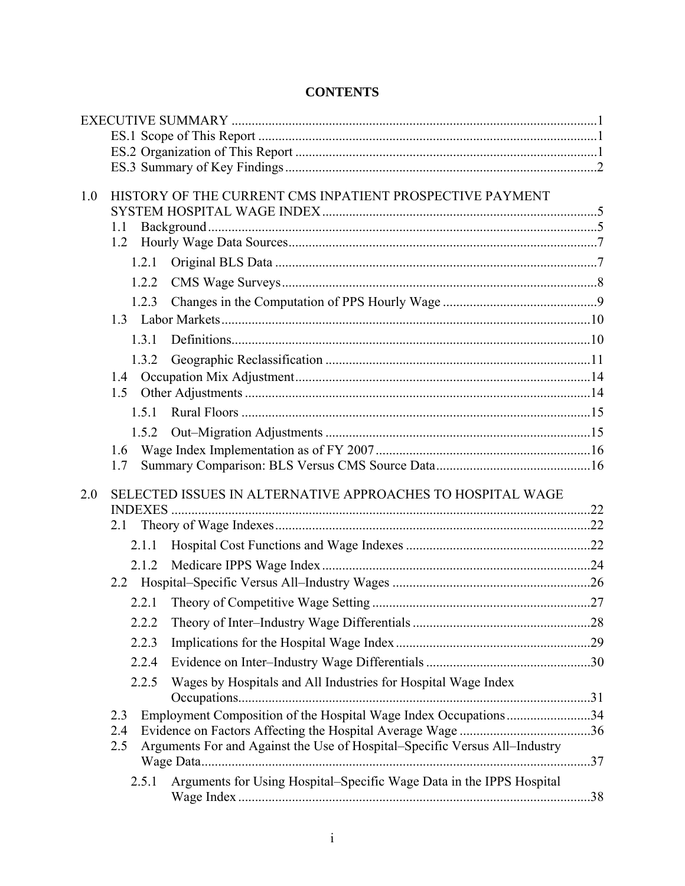**CONTENTS**

EXECUTIVE SUMMARY ....................................................................................................1
- ES.1 Scope of This Report ....................................................................................................1
- ES.2 Organization of This Report ..........................................................................................1
- ES.3 Summary of Key Findings ..............................................................................................2

1.0 HISTORY OF THE CURRENT CMS INPATIENT PROSPECTIVE PAYMENT SYSTEM HOSPITAL WAGE INDEX ..................................................................................5
- 1.1 Background ....................................................................................................................5
- 1.2 Hourly Wage Data Sources ............................................................................................7
  - 1.2.1 Original BLS Data ................................................................................................7
  - 1.2.2 CMS Wage Surveys ..............................................................................................8
  - 1.2.3 Changes in the Computation of PPS Hourly Wage ..............................................9
- 1.3 Labor Markets ..............................................................................................................10
  - 1.3.1 Definitions ...........................................................................................................10
  - 1.3.2 Geographic Reclassification ...............................................................................11
- 1.4 Occupation Mix Adjustment ........................................................................................14
- 1.5 Other Adjustments .......................................................................................................14
  - 1.5.1 Rural Floors ........................................................................................................15
  - 1.5.2 Out–Migration Adjustments ...............................................................................15
- 1.6 Wage Index Implementation as of FY 2007 ................................................................16
- 1.7 Summary Comparison: BLS Versus CMS Source Data ..............................................16

2.0 SELECTED ISSUES IN ALTERNATIVE APPROACHES TO HOSPITAL WAGE INDEXES ............................................................................................................................22
- 2.1 Theory of Wage Indexes ..............................................................................................22
  - 2.1.1 Hospital Cost Functions and Wage Indexes ........................................................22
  - 2.1.2 Medicare IPPS Wage Index .................................................................................24
- 2.2 Hospital–Specific Versus All–Industry Wages ............................................................26
  - 2.2.1 Theory of Competitive Wage Setting ..................................................................27
  - 2.2.2 Theory of Inter–Industry Wage Differentials ......................................................28
  - 2.2.3 Implications for the Hospital Wage Index ...........................................................29
  - 2.2.4 Evidence on Inter–Industry Wage Differentials ..................................................30
  - 2.2.5 Wages by Hospitals and All Industries for Hospital Wage Index Occupations ........................................................................................................31
- 2.3 Employment Composition of the Hospital Wage Index Occupations .........................34
- 2.4 Evidence on Factors Affecting the Hospital Average Wage ........................................36
- 2.5 Arguments For and Against the Use of Hospital–Specific Versus All–Industry Wage Data ....................................................................................................................37
  - 2.5.1 Arguments for Using Hospital–Specific Wage Data in the IPPS Hospital Wage Index ..........................................................................................................38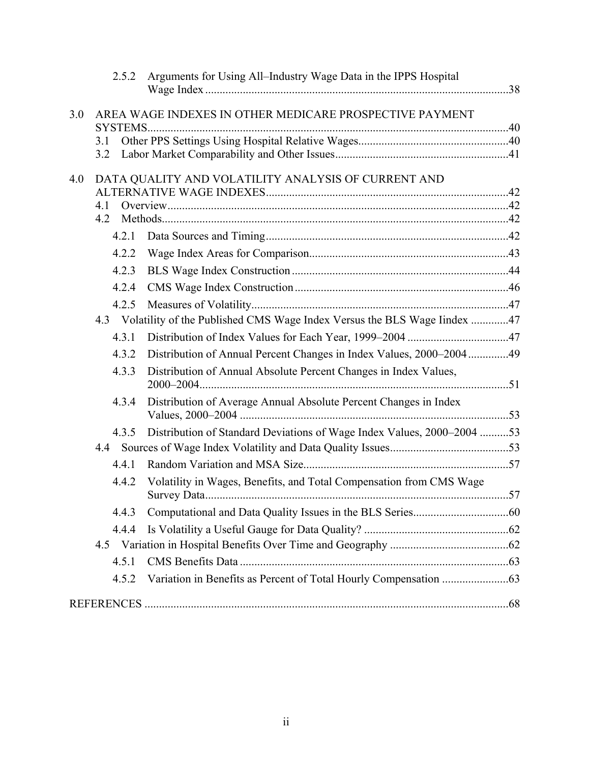2.5.2 Arguments for Using All–Industry Wage Data in the IPPS Hospital Wage Index .....38

3.0 AREA WAGE INDEXES IN OTHER MEDICARE PROSPECTIVE PAYMENT SYSTEMS.....40
- 3.1 Other PPS Settings Using Hospital Relative Wages.....40
- 3.2 Labor Market Comparability and Other Issues.....41

4.0 DATA QUALITY AND VOLATILITY ANALYSIS OF CURRENT AND ALTERNATIVE WAGE INDEXES.....42
- 4.1 Overview.....42
- 4.2 Methods.....42
  - 4.2.1 Data Sources and Timing.....42
  - 4.2.2 Wage Index Areas for Comparison.....43
  - 4.2.3 BLS Wage Index Construction.....44
  - 4.2.4 CMS Wage Index Construction.....46
  - 4.2.5 Measures of Volatility.....47
- 4.3 Volatility of the Published CMS Wage Index Versus the BLS Wage Iindex .....47
  - 4.3.1 Distribution of Index Values for Each Year, 1999–2004 .....47
  - 4.3.2 Distribution of Annual Percent Changes in Index Values, 2000–2004.....49
  - 4.3.3 Distribution of Annual Absolute Percent Changes in Index Values, 2000–2004.....51
  - 4.3.4 Distribution of Average Annual Absolute Percent Changes in Index Values, 2000–2004 .....53
  - 4.3.5 Distribution of Standard Deviations of Wage Index Values, 2000–2004 .....53
- 4.4 Sources of Wage Index Volatility and Data Quality Issues.....53
  - 4.4.1 Random Variation and MSA Size.....57
  - 4.4.2 Volatility in Wages, Benefits, and Total Compensation from CMS Wage Survey Data.....57
  - 4.4.3 Computational and Data Quality Issues in the BLS Series.....60
  - 4.4.4 Is Volatility a Useful Gauge for Data Quality? .....62
- 4.5 Variation in Hospital Benefits Over Time and Geography .....62
  - 4.5.1 CMS Benefits Data .....63
  - 4.5.2 Variation in Benefits as Percent of Total Hourly Compensation .....63

REFERENCES .....68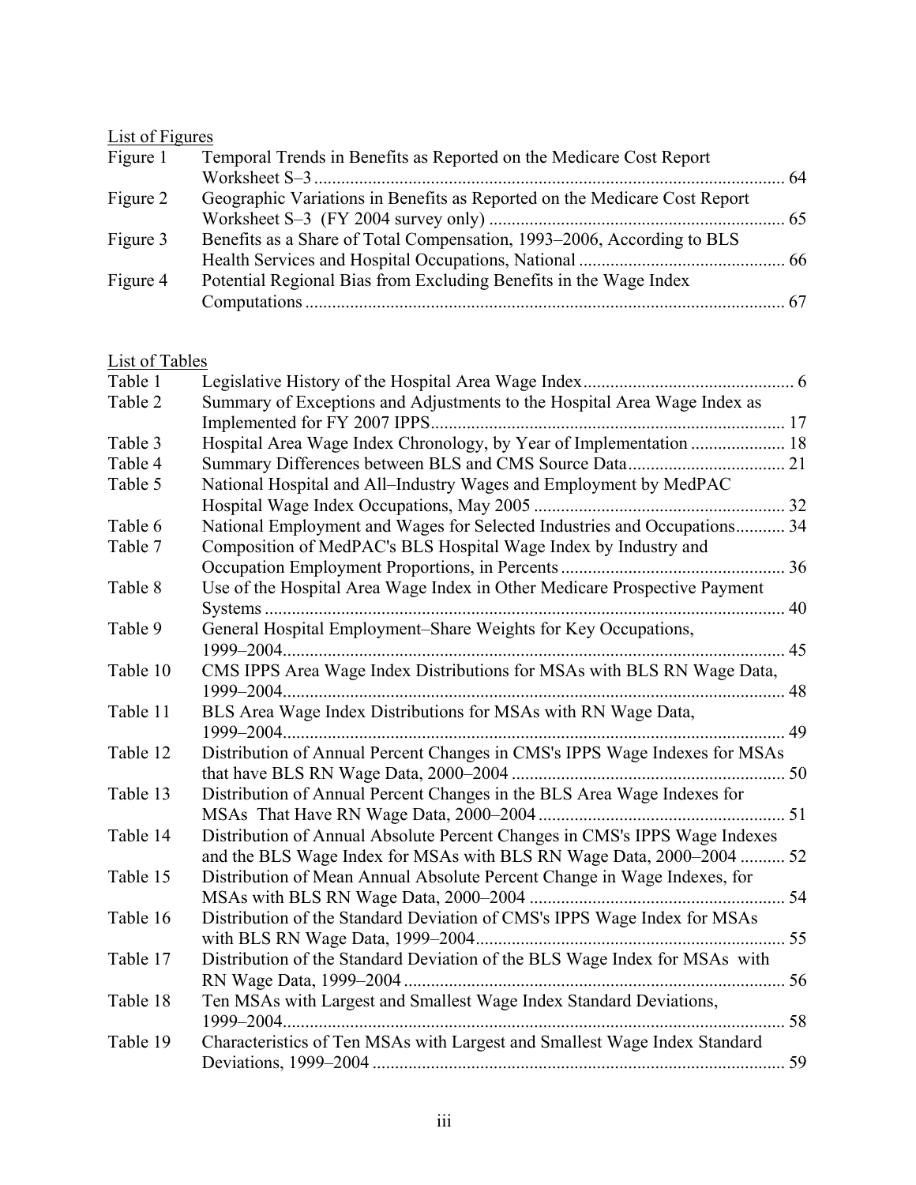List of Figures

| | | |
|---|---|---|
| Figure 1 | Temporal Trends in Benefits as Reported on the Medicare Cost Report Worksheet S–3 | 64 |
| Figure 2 | Geographic Variations in Benefits as Reported on the Medicare Cost Report Worksheet S–3 (FY 2004 survey only) | 65 |
| Figure 3 | Benefits as a Share of Total Compensation, 1993–2006, According to BLS Health Services and Hospital Occupations, National | 66 |
| Figure 4 | Potential Regional Bias from Excluding Benefits in the Wage Index Computations | 67 |

List of Tables

| | | |
|---|---|---|
| Table 1 | Legislative History of the Hospital Area Wage Index | 6 |
| Table 2 | Summary of Exceptions and Adjustments to the Hospital Area Wage Index as Implemented for FY 2007 IPPS | 17 |
| Table 3 | Hospital Area Wage Index Chronology, by Year of Implementation | 18 |
| Table 4 | Summary Differences between BLS and CMS Source Data | 21 |
| Table 5 | National Hospital and All–Industry Wages and Employment by MedPAC Hospital Wage Index Occupations, May 2005 | 32 |
| Table 6 | National Employment and Wages for Selected Industries and Occupations | 34 |
| Table 7 | Composition of MedPAC's BLS Hospital Wage Index by Industry and Occupation Employment Proportions, in Percents | 36 |
| Table 8 | Use of the Hospital Area Wage Index in Other Medicare Prospective Payment Systems | 40 |
| Table 9 | General Hospital Employment–Share Weights for Key Occupations, 1999–2004 | 45 |
| Table 10 | CMS IPPS Area Wage Index Distributions for MSAs with BLS RN Wage Data, 1999–2004 | 48 |
| Table 11 | BLS Area Wage Index Distributions for MSAs with RN Wage Data, 1999–2004 | 49 |
| Table 12 | Distribution of Annual Percent Changes in CMS's IPPS Wage Indexes for MSAs that have BLS RN Wage Data, 2000–2004 | 50 |
| Table 13 | Distribution of Annual Percent Changes in the BLS Area Wage Indexes for MSAs That Have RN Wage Data, 2000–2004 | 51 |
| Table 14 | Distribution of Annual Absolute Percent Changes in CMS's IPPS Wage Indexes and the BLS Wage Index for MSAs with BLS RN Wage Data, 2000–2004 | 52 |
| Table 15 | Distribution of Mean Annual Absolute Percent Change in Wage Indexes, for MSAs with BLS RN Wage Data, 2000–2004 | 54 |
| Table 16 | Distribution of the Standard Deviation of CMS's IPPS Wage Index for MSAs with BLS RN Wage Data, 1999–2004 | 55 |
| Table 17 | Distribution of the Standard Deviation of the BLS Wage Index for MSAs with RN Wage Data, 1999–2004 | 56 |
| Table 18 | Ten MSAs with Largest and Smallest Wage Index Standard Deviations, 1999–2004 | 58 |
| Table 19 | Characteristics of Ten MSAs with Largest and Smallest Wage Index Standard Deviations, 1999–2004 | 59 |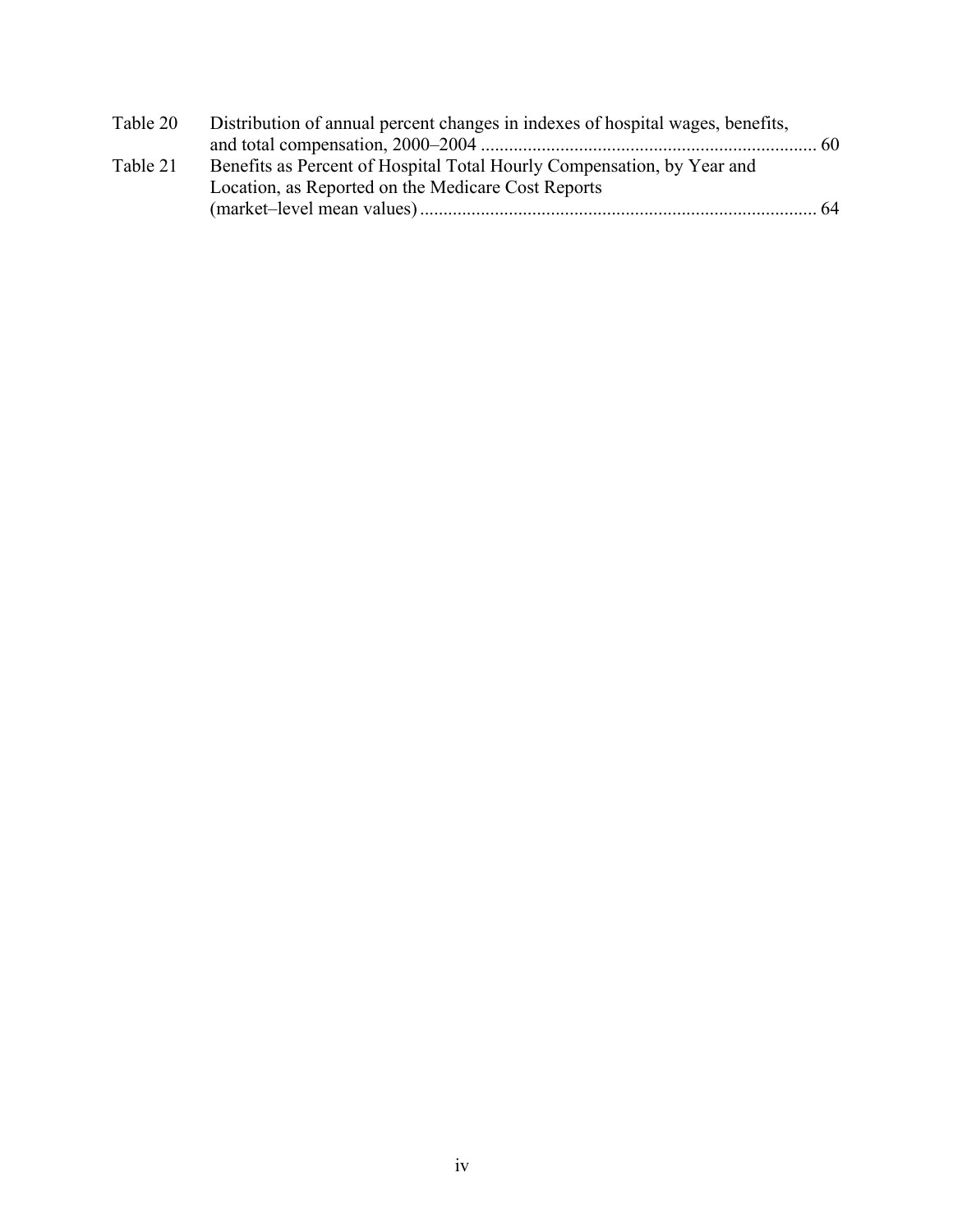| | | |
|---|---|---|
| Table 20 | Distribution of annual percent changes in indexes of hospital wages, benefits, and total compensation, 2000–2004 | 60 |
| Table 21 | Benefits as Percent of Hospital Total Hourly Compensation, by Year and Location, as Reported on the Medicare Cost Reports (market–level mean values) | 64 |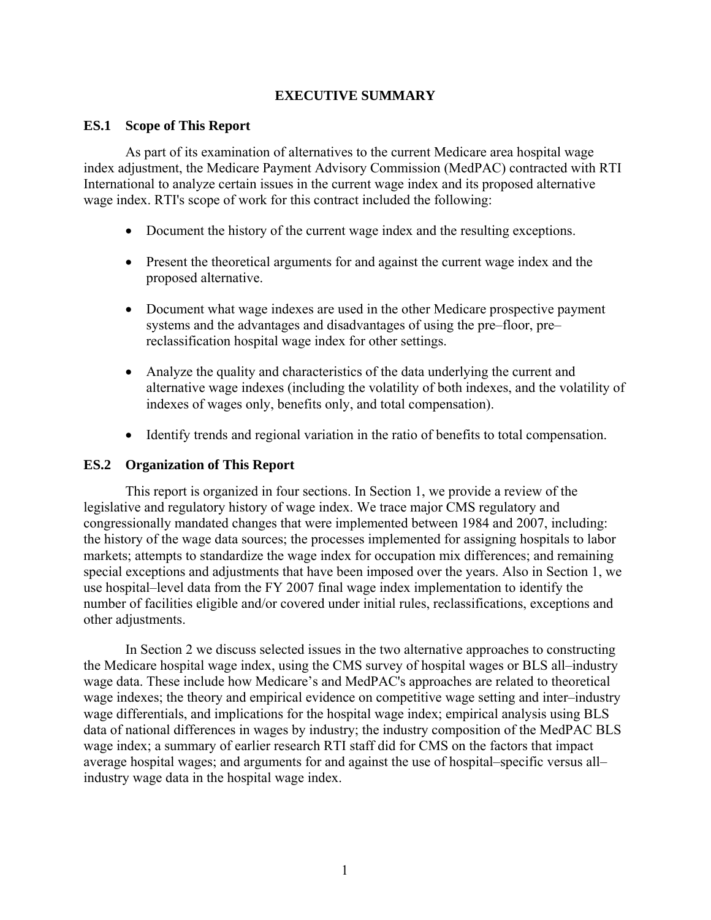# EXECUTIVE SUMMARY

## ES.1 Scope of This Report

As part of its examination of alternatives to the current Medicare area hospital wage index adjustment, the Medicare Payment Advisory Commission (MedPAC) contracted with RTI International to analyze certain issues in the current wage index and its proposed alternative wage index. RTI's scope of work for this contract included the following:

- Document the history of the current wage index and the resulting exceptions.
- Present the theoretical arguments for and against the current wage index and the proposed alternative.
- Document what wage indexes are used in the other Medicare prospective payment systems and the advantages and disadvantages of using the pre–floor, pre–reclassification hospital wage index for other settings.
- Analyze the quality and characteristics of the data underlying the current and alternative wage indexes (including the volatility of both indexes, and the volatility of indexes of wages only, benefits only, and total compensation).
- Identify trends and regional variation in the ratio of benefits to total compensation.

## ES.2 Organization of This Report

This report is organized in four sections. In Section 1, we provide a review of the legislative and regulatory history of wage index. We trace major CMS regulatory and congressionally mandated changes that were implemented between 1984 and 2007, including: the history of the wage data sources; the processes implemented for assigning hospitals to labor markets; attempts to standardize the wage index for occupation mix differences; and remaining special exceptions and adjustments that have been imposed over the years. Also in Section 1, we use hospital–level data from the FY 2007 final wage index implementation to identify the number of facilities eligible and/or covered under initial rules, reclassifications, exceptions and other adjustments.

In Section 2 we discuss selected issues in the two alternative approaches to constructing the Medicare hospital wage index, using the CMS survey of hospital wages or BLS all–industry wage data. These include how Medicare's and MedPAC's approaches are related to theoretical wage indexes; the theory and empirical evidence on competitive wage setting and inter–industry wage differentials, and implications for the hospital wage index; empirical analysis using BLS data of national differences in wages by industry; the industry composition of the MedPAC BLS wage index; a summary of earlier research RTI staff did for CMS on the factors that impact average hospital wages; and arguments for and against the use of hospital–specific versus all–industry wage data in the hospital wage index.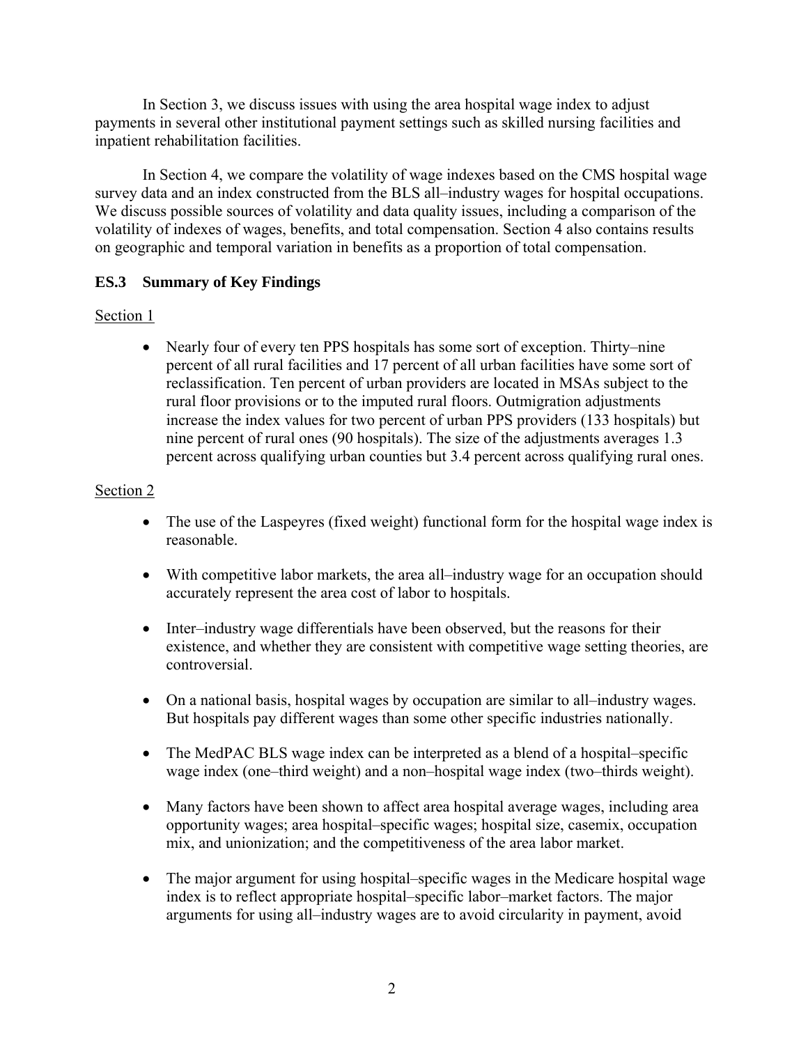In Section 3, we discuss issues with using the area hospital wage index to adjust payments in several other institutional payment settings such as skilled nursing facilities and inpatient rehabilitation facilities.

In Section 4, we compare the volatility of wage indexes based on the CMS hospital wage survey data and an index constructed from the BLS all–industry wages for hospital occupations. We discuss possible sources of volatility and data quality issues, including a comparison of the volatility of indexes of wages, benefits, and total compensation. Section 4 also contains results on geographic and temporal variation in benefits as a proportion of total compensation.

### ES.3 Summary of Key Findings

Section 1

- Nearly four of every ten PPS hospitals has some sort of exception. Thirty–nine percent of all rural facilities and 17 percent of all urban facilities have some sort of reclassification. Ten percent of urban providers are located in MSAs subject to the rural floor provisions or to the imputed rural floors. Outmigration adjustments increase the index values for two percent of urban PPS providers (133 hospitals) but nine percent of rural ones (90 hospitals). The size of the adjustments averages 1.3 percent across qualifying urban counties but 3.4 percent across qualifying rural ones.

Section 2

- The use of the Laspeyres (fixed weight) functional form for the hospital wage index is reasonable.
- With competitive labor markets, the area all–industry wage for an occupation should accurately represent the area cost of labor to hospitals.
- Inter–industry wage differentials have been observed, but the reasons for their existence, and whether they are consistent with competitive wage setting theories, are controversial.
- On a national basis, hospital wages by occupation are similar to all–industry wages. But hospitals pay different wages than some other specific industries nationally.
- The MedPAC BLS wage index can be interpreted as a blend of a hospital–specific wage index (one–third weight) and a non–hospital wage index (two–thirds weight).
- Many factors have been shown to affect area hospital average wages, including area opportunity wages; area hospital–specific wages; hospital size, casemix, occupation mix, and unionization; and the competitiveness of the area labor market.
- The major argument for using hospital–specific wages in the Medicare hospital wage index is to reflect appropriate hospital–specific labor–market factors. The major arguments for using all–industry wages are to avoid circularity in payment, avoid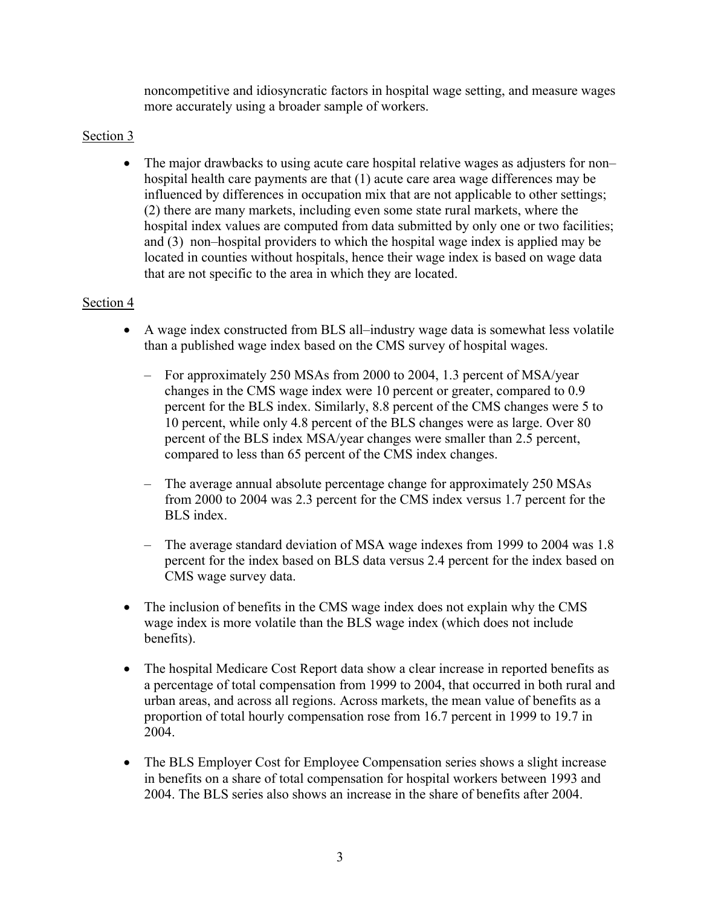noncompetitive and idiosyncratic factors in hospital wage setting, and measure wages more accurately using a broader sample of workers.

Section 3

- The major drawbacks to using acute care hospital relative wages as adjusters for non–hospital health care payments are that (1) acute care area wage differences may be influenced by differences in occupation mix that are not applicable to other settings; (2) there are many markets, including even some state rural markets, where the hospital index values are computed from data submitted by only one or two facilities; and (3) non–hospital providers to which the hospital wage index is applied may be located in counties without hospitals, hence their wage index is based on wage data that are not specific to the area in which they are located.

Section 4

- A wage index constructed from BLS all–industry wage data is somewhat less volatile than a published wage index based on the CMS survey of hospital wages.
  - For approximately 250 MSAs from 2000 to 2004, 1.3 percent of MSA/year changes in the CMS wage index were 10 percent or greater, compared to 0.9 percent for the BLS index. Similarly, 8.8 percent of the CMS changes were 5 to 10 percent, while only 4.8 percent of the BLS changes were as large. Over 80 percent of the BLS index MSA/year changes were smaller than 2.5 percent, compared to less than 65 percent of the CMS index changes.
  - The average annual absolute percentage change for approximately 250 MSAs from 2000 to 2004 was 2.3 percent for the CMS index versus 1.7 percent for the BLS index.
  - The average standard deviation of MSA wage indexes from 1999 to 2004 was 1.8 percent for the index based on BLS data versus 2.4 percent for the index based on CMS wage survey data.
- The inclusion of benefits in the CMS wage index does not explain why the CMS wage index is more volatile than the BLS wage index (which does not include benefits).
- The hospital Medicare Cost Report data show a clear increase in reported benefits as a percentage of total compensation from 1999 to 2004, that occurred in both rural and urban areas, and across all regions. Across markets, the mean value of benefits as a proportion of total hourly compensation rose from 16.7 percent in 1999 to 19.7 in 2004.
- The BLS Employer Cost for Employee Compensation series shows a slight increase in benefits on a share of total compensation for hospital workers between 1993 and 2004. The BLS series also shows an increase in the share of benefits after 2004.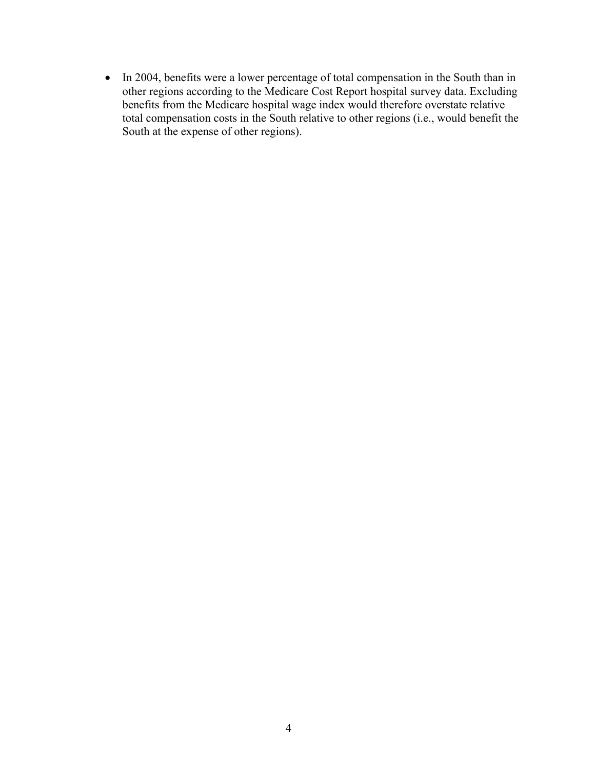- In 2004, benefits were a lower percentage of total compensation in the South than in other regions according to the Medicare Cost Report hospital survey data. Excluding benefits from the Medicare hospital wage index would therefore overstate relative total compensation costs in the South relative to other regions (i.e., would benefit the South at the expense of other regions).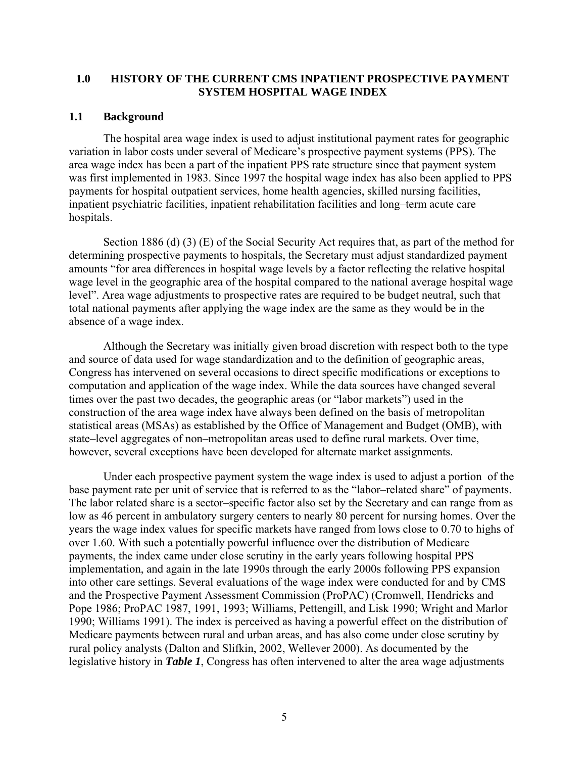# 1.0 HISTORY OF THE CURRENT CMS INPATIENT PROSPECTIVE PAYMENT SYSTEM HOSPITAL WAGE INDEX

## 1.1 Background

The hospital area wage index is used to adjust institutional payment rates for geographic variation in labor costs under several of Medicare's prospective payment systems (PPS). The area wage index has been a part of the inpatient PPS rate structure since that payment system was first implemented in 1983. Since 1997 the hospital wage index has also been applied to PPS payments for hospital outpatient services, home health agencies, skilled nursing facilities, inpatient psychiatric facilities, inpatient rehabilitation facilities and long–term acute care hospitals.

Section 1886 (d) (3) (E) of the Social Security Act requires that, as part of the method for determining prospective payments to hospitals, the Secretary must adjust standardized payment amounts "for area differences in hospital wage levels by a factor reflecting the relative hospital wage level in the geographic area of the hospital compared to the national average hospital wage level". Area wage adjustments to prospective rates are required to be budget neutral, such that total national payments after applying the wage index are the same as they would be in the absence of a wage index.

Although the Secretary was initially given broad discretion with respect both to the type and source of data used for wage standardization and to the definition of geographic areas, Congress has intervened on several occasions to direct specific modifications or exceptions to computation and application of the wage index. While the data sources have changed several times over the past two decades, the geographic areas (or "labor markets") used in the construction of the area wage index have always been defined on the basis of metropolitan statistical areas (MSAs) as established by the Office of Management and Budget (OMB), with state–level aggregates of non–metropolitan areas used to define rural markets. Over time, however, several exceptions have been developed for alternate market assignments.

Under each prospective payment system the wage index is used to adjust a portion of the base payment rate per unit of service that is referred to as the "labor–related share" of payments. The labor related share is a sector–specific factor also set by the Secretary and can range from as low as 46 percent in ambulatory surgery centers to nearly 80 percent for nursing homes. Over the years the wage index values for specific markets have ranged from lows close to 0.70 to highs of over 1.60. With such a potentially powerful influence over the distribution of Medicare payments, the index came under close scrutiny in the early years following hospital PPS implementation, and again in the late 1990s through the early 2000s following PPS expansion into other care settings. Several evaluations of the wage index were conducted for and by CMS and the Prospective Payment Assessment Commission (ProPAC) (Cromwell, Hendricks and Pope 1986; ProPAC 1987, 1991, 1993; Williams, Pettengill, and Lisk 1990; Wright and Marlor 1990; Williams 1991). The index is perceived as having a powerful effect on the distribution of Medicare payments between rural and urban areas, and has also come under close scrutiny by rural policy analysts (Dalton and Slifkin, 2002, Wellever 2000). As documented by the legislative history in ***Table 1***, Congress has often intervened to alter the area wage adjustments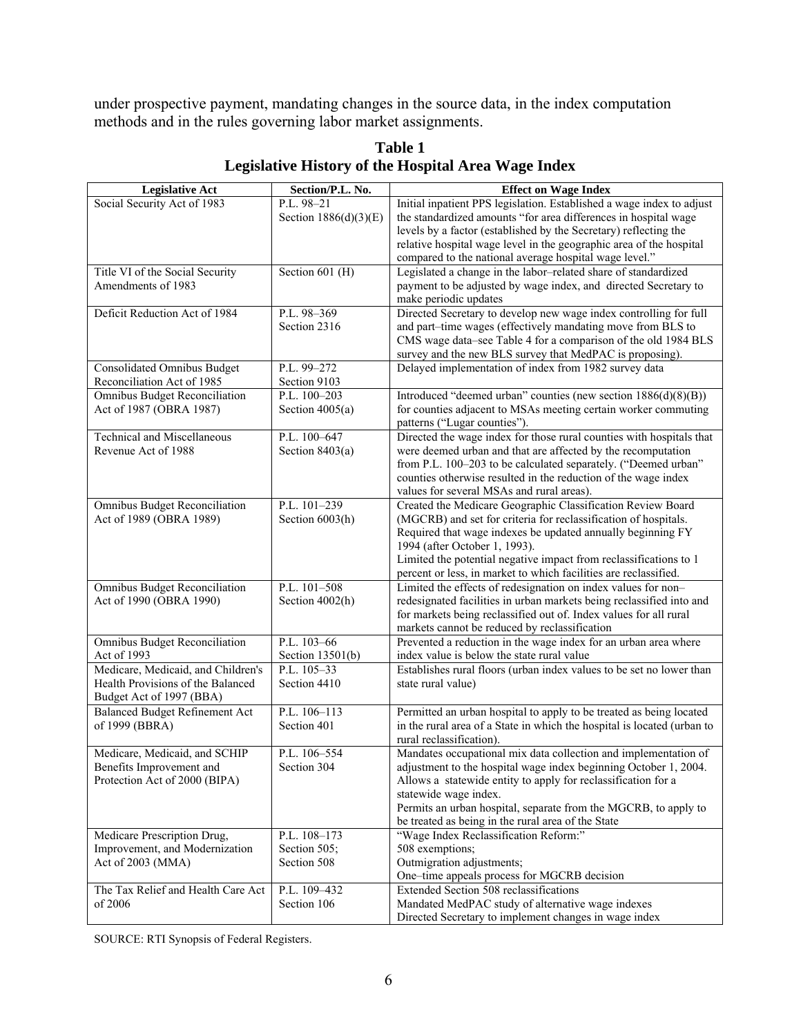under prospective payment, mandating changes in the source data, in the index computation methods and in the rules governing labor market assignments.

**Table 1**
**Legislative History of the Hospital Area Wage Index**

| Legislative Act | Section/P.L. No. | Effect on Wage Index |
|---|---|---|
| Social Security Act of 1983 | P.L. 98–21 Section 1886(d)(3)(E) | Initial inpatient PPS legislation. Established a wage index to adjust the standardized amounts "for area differences in hospital wage levels by a factor (established by the Secretary) reflecting the relative hospital wage level in the geographic area of the hospital compared to the national average hospital wage level." |
| Title VI of the Social Security Amendments of 1983 | Section 601 (H) | Legislated a change in the labor–related share of standardized payment to be adjusted by wage index, and directed Secretary to make periodic updates |
| Deficit Reduction Act of 1984 | P.L. 98–369 Section 2316 | Directed Secretary to develop new wage index controlling for full and part–time wages (effectively mandating move from BLS to CMS wage data–see Table 4 for a comparison of the old 1984 BLS survey and the new BLS survey that MedPAC is proposing). |
| Consolidated Omnibus Budget Reconciliation Act of 1985 | P.L. 99–272 Section 9103 | Delayed implementation of index from 1982 survey data |
| Omnibus Budget Reconciliation Act of 1987 (OBRA 1987) | P.L. 100–203 Section 4005(a) | Introduced "deemed urban" counties (new section 1886(d)(8)(B)) for counties adjacent to MSAs meeting certain worker commuting patterns ("Lugar counties"). |
| Technical and Miscellaneous Revenue Act of 1988 | P.L. 100–647 Section 8403(a) | Directed the wage index for those rural counties with hospitals that were deemed urban and that are affected by the recomputation from P.L. 100–203 to be calculated separately. ("Deemed urban" counties otherwise resulted in the reduction of the wage index values for several MSAs and rural areas). |
| Omnibus Budget Reconciliation Act of 1989 (OBRA 1989) | P.L. 101–239 Section 6003(h) | Created the Medicare Geographic Classification Review Board (MGCRB) and set for criteria for reclassification of hospitals. Required that wage indexes be updated annually beginning FY 1994 (after October 1, 1993). Limited the potential negative impact from reclassifications to 1 percent or less, in market to which facilities are reclassified. |
| Omnibus Budget Reconciliation Act of 1990 (OBRA 1990) | P.L. 101–508 Section 4002(h) | Limited the effects of redesignation on index values for non–redesignated facilities in urban markets being reclassified into and for markets being reclassified out of. Index values for all rural markets cannot be reduced by reclassification |
| Omnibus Budget Reconciliation Act of 1993 | P.L. 103–66 Section 13501(b) | Prevented a reduction in the wage index for an urban area where index value is below the state rural value |
| Medicare, Medicaid, and Children's Health Provisions of the Balanced Budget Act of 1997 (BBA) | P.L. 105–33 Section 4410 | Establishes rural floors (urban index values to be set no lower than state rural value) |
| Balanced Budget Refinement Act of 1999 (BBRA) | P.L. 106–113 Section 401 | Permitted an urban hospital to apply to be treated as being located in the rural area of a State in which the hospital is located (urban to rural reclassification). |
| Medicare, Medicaid, and SCHIP Benefits Improvement and Protection Act of 2000 (BIPA) | P.L. 106–554 Section 304 | Mandates occupational mix data collection and implementation of adjustment to the hospital wage index beginning October 1, 2004. Allows a statewide entity to apply for reclassification for a statewide wage index. Permits an urban hospital, separate from the MGCRB, to apply to be treated as being in the rural area of the State |
| Medicare Prescription Drug, Improvement, and Modernization Act of 2003 (MMA) | P.L. 108–173 Section 505; Section 508 | "Wage Index Reclassification Reform:" 508 exemptions; Outmigration adjustments; One–time appeals process for MGCRB decision |
| The Tax Relief and Health Care Act of 2006 | P.L. 109–432 Section 106 | Extended Section 508 reclassifications Mandated MedPAC study of alternative wage indexes Directed Secretary to implement changes in wage index |

SOURCE: RTI Synopsis of Federal Registers.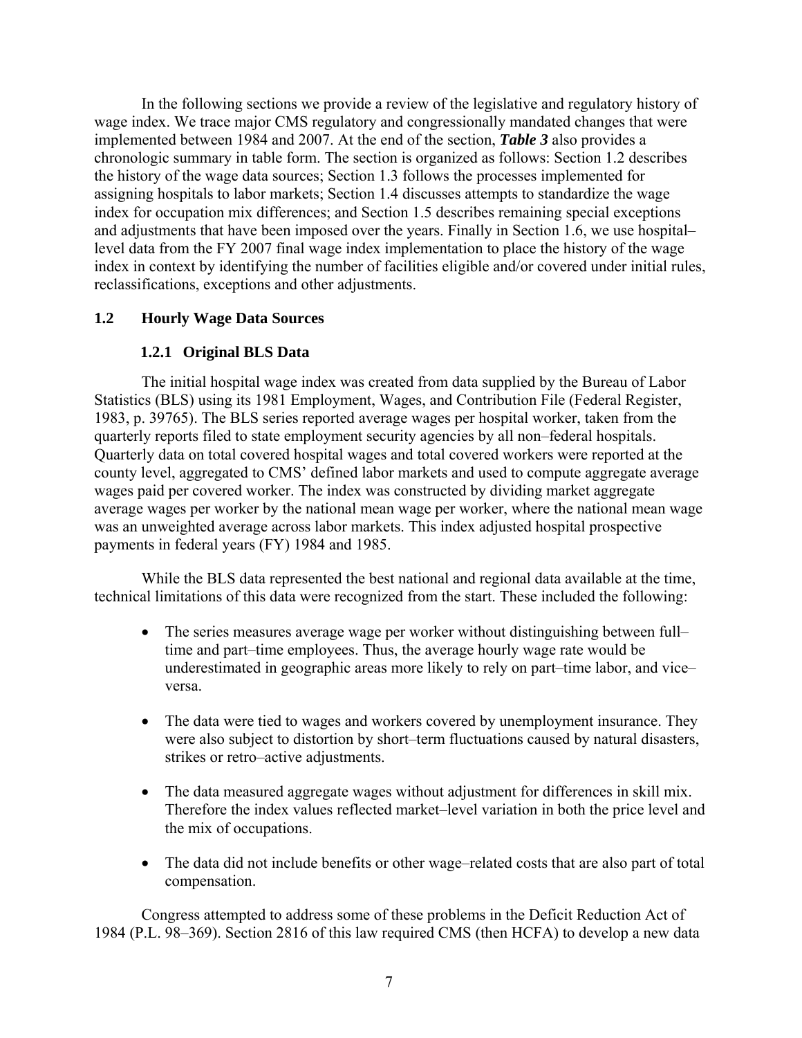In the following sections we provide a review of the legislative and regulatory history of wage index. We trace major CMS regulatory and congressionally mandated changes that were implemented between 1984 and 2007. At the end of the section, ***Table 3*** also provides a chronologic summary in table form. The section is organized as follows: Section 1.2 describes the history of the wage data sources; Section 1.3 follows the processes implemented for assigning hospitals to labor markets; Section 1.4 discusses attempts to standardize the wage index for occupation mix differences; and Section 1.5 describes remaining special exceptions and adjustments that have been imposed over the years. Finally in Section 1.6, we use hospital–level data from the FY 2007 final wage index implementation to place the history of the wage index in context by identifying the number of facilities eligible and/or covered under initial rules, reclassifications, exceptions and other adjustments.

## 1.2 Hourly Wage Data Sources

### 1.2.1 Original BLS Data

The initial hospital wage index was created from data supplied by the Bureau of Labor Statistics (BLS) using its 1981 Employment, Wages, and Contribution File (Federal Register, 1983, p. 39765). The BLS series reported average wages per hospital worker, taken from the quarterly reports filed to state employment security agencies by all non–federal hospitals. Quarterly data on total covered hospital wages and total covered workers were reported at the county level, aggregated to CMS' defined labor markets and used to compute aggregate average wages paid per covered worker. The index was constructed by dividing market aggregate average wages per worker by the national mean wage per worker, where the national mean wage was an unweighted average across labor markets. This index adjusted hospital prospective payments in federal years (FY) 1984 and 1985.

While the BLS data represented the best national and regional data available at the time, technical limitations of this data were recognized from the start. These included the following:

- The series measures average wage per worker without distinguishing between full–time and part–time employees. Thus, the average hourly wage rate would be underestimated in geographic areas more likely to rely on part–time labor, and vice–versa.

- The data were tied to wages and workers covered by unemployment insurance. They were also subject to distortion by short–term fluctuations caused by natural disasters, strikes or retro–active adjustments.

- The data measured aggregate wages without adjustment for differences in skill mix. Therefore the index values reflected market–level variation in both the price level and the mix of occupations.

- The data did not include benefits or other wage–related costs that are also part of total compensation.

Congress attempted to address some of these problems in the Deficit Reduction Act of 1984 (P.L. 98–369). Section 2816 of this law required CMS (then HCFA) to develop a new data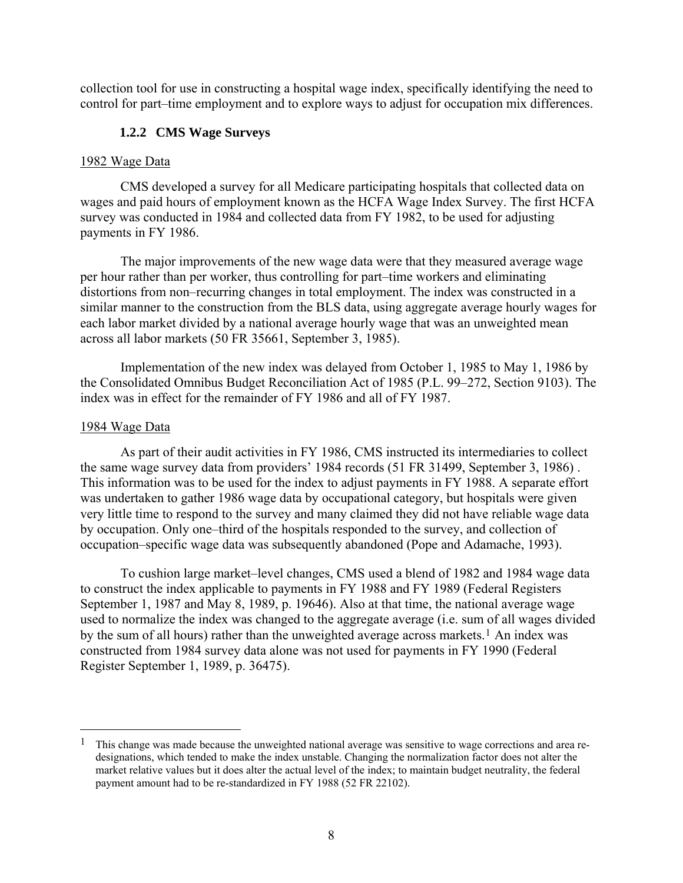collection tool for use in constructing a hospital wage index, specifically identifying the need to control for part–time employment and to explore ways to adjust for occupation mix differences.

### 1.2.2 CMS Wage Surveys

1982 Wage Data

CMS developed a survey for all Medicare participating hospitals that collected data on wages and paid hours of employment known as the HCFA Wage Index Survey. The first HCFA survey was conducted in 1984 and collected data from FY 1982, to be used for adjusting payments in FY 1986.

The major improvements of the new wage data were that they measured average wage per hour rather than per worker, thus controlling for part–time workers and eliminating distortions from non–recurring changes in total employment. The index was constructed in a similar manner to the construction from the BLS data, using aggregate average hourly wages for each labor market divided by a national average hourly wage that was an unweighted mean across all labor markets (50 FR 35661, September 3, 1985).

Implementation of the new index was delayed from October 1, 1985 to May 1, 1986 by the Consolidated Omnibus Budget Reconciliation Act of 1985 (P.L. 99–272, Section 9103). The index was in effect for the remainder of FY 1986 and all of FY 1987.

1984 Wage Data

As part of their audit activities in FY 1986, CMS instructed its intermediaries to collect the same wage survey data from providers' 1984 records (51 FR 31499, September 3, 1986) . This information was to be used for the index to adjust payments in FY 1988. A separate effort was undertaken to gather 1986 wage data by occupational category, but hospitals were given very little time to respond to the survey and many claimed they did not have reliable wage data by occupation. Only one–third of the hospitals responded to the survey, and collection of occupation–specific wage data was subsequently abandoned (Pope and Adamache, 1993).

To cushion large market–level changes, CMS used a blend of 1982 and 1984 wage data to construct the index applicable to payments in FY 1988 and FY 1989 (Federal Registers September 1, 1987 and May 8, 1989, p. 19646). Also at that time, the national average wage used to normalize the index was changed to the aggregate average (i.e. sum of all wages divided by the sum of all hours) rather than the unweighted average across markets.[1] An index was constructed from 1984 survey data alone was not used for payments in FY 1990 (Federal Register September 1, 1989, p. 36475).

[1] This change was made because the unweighted national average was sensitive to wage corrections and area re-designations, which tended to make the index unstable. Changing the normalization factor does not alter the market relative values but it does alter the actual level of the index; to maintain budget neutrality, the federal payment amount had to be re-standardized in FY 1988 (52 FR 22102).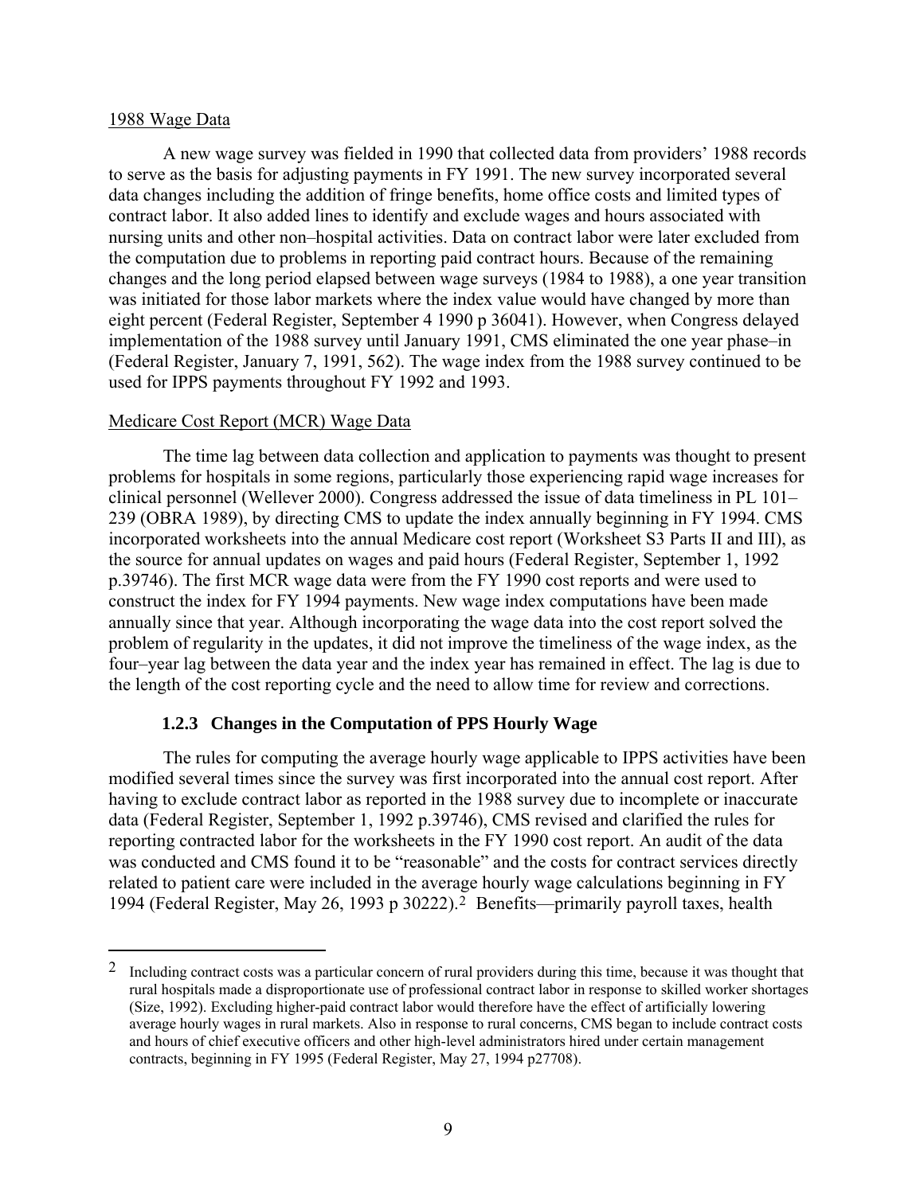1988 Wage Data

A new wage survey was fielded in 1990 that collected data from providers' 1988 records to serve as the basis for adjusting payments in FY 1991. The new survey incorporated several data changes including the addition of fringe benefits, home office costs and limited types of contract labor. It also added lines to identify and exclude wages and hours associated with nursing units and other non–hospital activities. Data on contract labor were later excluded from the computation due to problems in reporting paid contract hours. Because of the remaining changes and the long period elapsed between wage surveys (1984 to 1988), a one year transition was initiated for those labor markets where the index value would have changed by more than eight percent (Federal Register, September 4 1990 p 36041). However, when Congress delayed implementation of the 1988 survey until January 1991, CMS eliminated the one year phase–in (Federal Register, January 7, 1991, 562). The wage index from the 1988 survey continued to be used for IPPS payments throughout FY 1992 and 1993.

Medicare Cost Report (MCR) Wage Data

The time lag between data collection and application to payments was thought to present problems for hospitals in some regions, particularly those experiencing rapid wage increases for clinical personnel (Wellever 2000). Congress addressed the issue of data timeliness in PL 101–239 (OBRA 1989), by directing CMS to update the index annually beginning in FY 1994. CMS incorporated worksheets into the annual Medicare cost report (Worksheet S3 Parts II and III), as the source for annual updates on wages and paid hours (Federal Register, September 1, 1992 p.39746). The first MCR wage data were from the FY 1990 cost reports and were used to construct the index for FY 1994 payments. New wage index computations have been made annually since that year. Although incorporating the wage data into the cost report solved the problem of regularity in the updates, it did not improve the timeliness of the wage index, as the four–year lag between the data year and the index year has remained in effect. The lag is due to the length of the cost reporting cycle and the need to allow time for review and corrections.

### 1.2.3 Changes in the Computation of PPS Hourly Wage

The rules for computing the average hourly wage applicable to IPPS activities have been modified several times since the survey was first incorporated into the annual cost report. After having to exclude contract labor as reported in the 1988 survey due to incomplete or inaccurate data (Federal Register, September 1, 1992 p.39746), CMS revised and clarified the rules for reporting contracted labor for the worksheets in the FY 1990 cost report. An audit of the data was conducted and CMS found it to be "reasonable" and the costs for contract services directly related to patient care were included in the average hourly wage calculations beginning in FY 1994 (Federal Register, May 26, 1993 p 30222).[2] Benefits—primarily payroll taxes, health

[2] Including contract costs was a particular concern of rural providers during this time, because it was thought that rural hospitals made a disproportionate use of professional contract labor in response to skilled worker shortages (Size, 1992). Excluding higher-paid contract labor would therefore have the effect of artificially lowering average hourly wages in rural markets. Also in response to rural concerns, CMS began to include contract costs and hours of chief executive officers and other high-level administrators hired under certain management contracts, beginning in FY 1995 (Federal Register, May 27, 1994 p27708).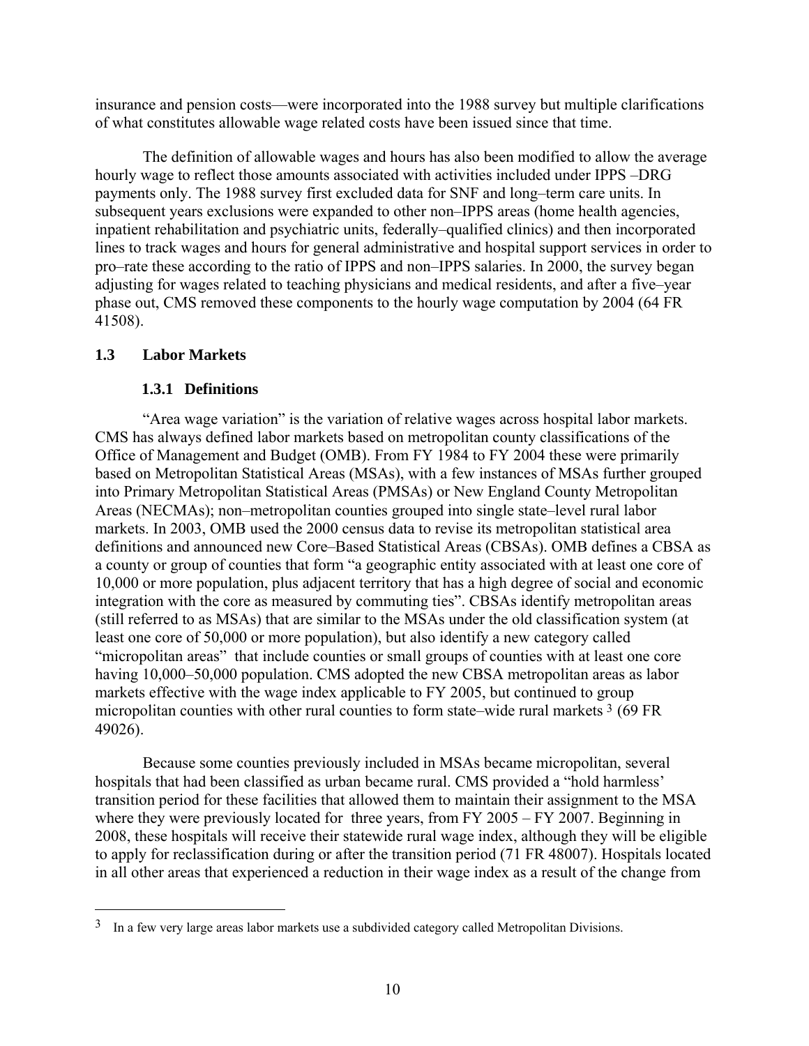insurance and pension costs—were incorporated into the 1988 survey but multiple clarifications of what constitutes allowable wage related costs have been issued since that time.

The definition of allowable wages and hours has also been modified to allow the average hourly wage to reflect those amounts associated with activities included under IPPS –DRG payments only. The 1988 survey first excluded data for SNF and long–term care units. In subsequent years exclusions were expanded to other non–IPPS areas (home health agencies, inpatient rehabilitation and psychiatric units, federally–qualified clinics) and then incorporated lines to track wages and hours for general administrative and hospital support services in order to pro–rate these according to the ratio of IPPS and non–IPPS salaries. In 2000, the survey began adjusting for wages related to teaching physicians and medical residents, and after a five–year phase out, CMS removed these components to the hourly wage computation by 2004 (64 FR 41508).

## 1.3 Labor Markets

### 1.3.1 Definitions

"Area wage variation" is the variation of relative wages across hospital labor markets. CMS has always defined labor markets based on metropolitan county classifications of the Office of Management and Budget (OMB). From FY 1984 to FY 2004 these were primarily based on Metropolitan Statistical Areas (MSAs), with a few instances of MSAs further grouped into Primary Metropolitan Statistical Areas (PMSAs) or New England County Metropolitan Areas (NECMAs); non–metropolitan counties grouped into single state–level rural labor markets. In 2003, OMB used the 2000 census data to revise its metropolitan statistical area definitions and announced new Core–Based Statistical Areas (CBSAs). OMB defines a CBSA as a county or group of counties that form "a geographic entity associated with at least one core of 10,000 or more population, plus adjacent territory that has a high degree of social and economic integration with the core as measured by commuting ties". CBSAs identify metropolitan areas (still referred to as MSAs) that are similar to the MSAs under the old classification system (at least one core of 50,000 or more population), but also identify a new category called "micropolitan areas" that include counties or small groups of counties with at least one core having 10,000–50,000 population. CMS adopted the new CBSA metropolitan areas as labor markets effective with the wage index applicable to FY 2005, but continued to group micropolitan counties with other rural counties to form state–wide rural markets [3] (69 FR 49026).

Because some counties previously included in MSAs became micropolitan, several hospitals that had been classified as urban became rural. CMS provided a "hold harmless' transition period for these facilities that allowed them to maintain their assignment to the MSA where they were previously located for three years, from FY 2005 – FY 2007. Beginning in 2008, these hospitals will receive their statewide rural wage index, although they will be eligible to apply for reclassification during or after the transition period (71 FR 48007). Hospitals located in all other areas that experienced a reduction in their wage index as a result of the change from

[3] In a few very large areas labor markets use a subdivided category called Metropolitan Divisions.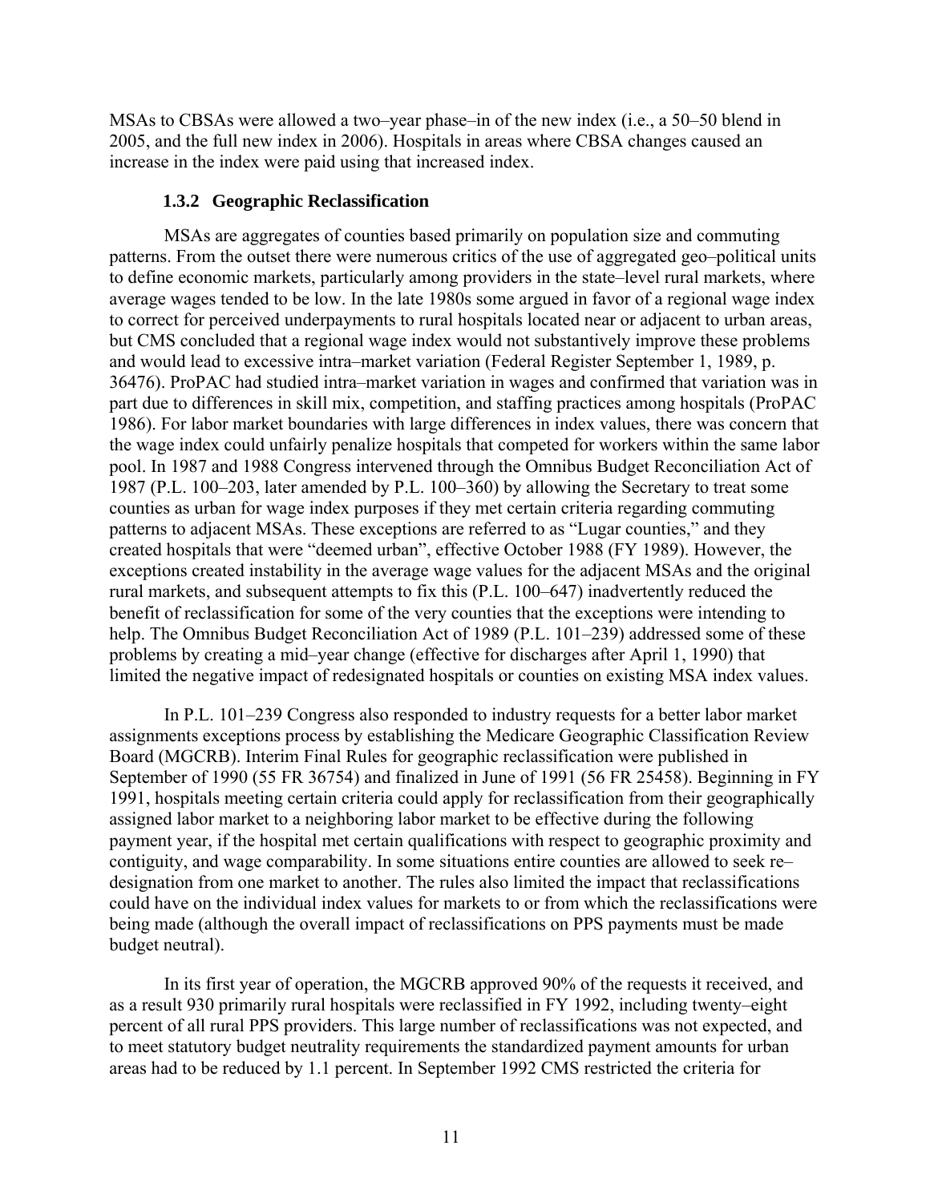MSAs to CBSAs were allowed a two–year phase–in of the new index (i.e., a 50–50 blend in 2005, and the full new index in 2006). Hospitals in areas where CBSA changes caused an increase in the index were paid using that increased index.

### 1.3.2 Geographic Reclassification

MSAs are aggregates of counties based primarily on population size and commuting patterns. From the outset there were numerous critics of the use of aggregated geo–political units to define economic markets, particularly among providers in the state–level rural markets, where average wages tended to be low. In the late 1980s some argued in favor of a regional wage index to correct for perceived underpayments to rural hospitals located near or adjacent to urban areas, but CMS concluded that a regional wage index would not substantively improve these problems and would lead to excessive intra–market variation (Federal Register September 1, 1989, p. 36476). ProPAC had studied intra–market variation in wages and confirmed that variation was in part due to differences in skill mix, competition, and staffing practices among hospitals (ProPAC 1986). For labor market boundaries with large differences in index values, there was concern that the wage index could unfairly penalize hospitals that competed for workers within the same labor pool. In 1987 and 1988 Congress intervened through the Omnibus Budget Reconciliation Act of 1987 (P.L. 100–203, later amended by P.L. 100–360) by allowing the Secretary to treat some counties as urban for wage index purposes if they met certain criteria regarding commuting patterns to adjacent MSAs. These exceptions are referred to as "Lugar counties," and they created hospitals that were "deemed urban", effective October 1988 (FY 1989). However, the exceptions created instability in the average wage values for the adjacent MSAs and the original rural markets, and subsequent attempts to fix this (P.L. 100–647) inadvertently reduced the benefit of reclassification for some of the very counties that the exceptions were intending to help. The Omnibus Budget Reconciliation Act of 1989 (P.L. 101–239) addressed some of these problems by creating a mid–year change (effective for discharges after April 1, 1990) that limited the negative impact of redesignated hospitals or counties on existing MSA index values.

In P.L. 101–239 Congress also responded to industry requests for a better labor market assignments exceptions process by establishing the Medicare Geographic Classification Review Board (MGCRB). Interim Final Rules for geographic reclassification were published in September of 1990 (55 FR 36754) and finalized in June of 1991 (56 FR 25458). Beginning in FY 1991, hospitals meeting certain criteria could apply for reclassification from their geographically assigned labor market to a neighboring labor market to be effective during the following payment year, if the hospital met certain qualifications with respect to geographic proximity and contiguity, and wage comparability. In some situations entire counties are allowed to seek re–designation from one market to another. The rules also limited the impact that reclassifications could have on the individual index values for markets to or from which the reclassifications were being made (although the overall impact of reclassifications on PPS payments must be made budget neutral).

In its first year of operation, the MGCRB approved 90% of the requests it received, and as a result 930 primarily rural hospitals were reclassified in FY 1992, including twenty–eight percent of all rural PPS providers. This large number of reclassifications was not expected, and to meet statutory budget neutrality requirements the standardized payment amounts for urban areas had to be reduced by 1.1 percent. In September 1992 CMS restricted the criteria for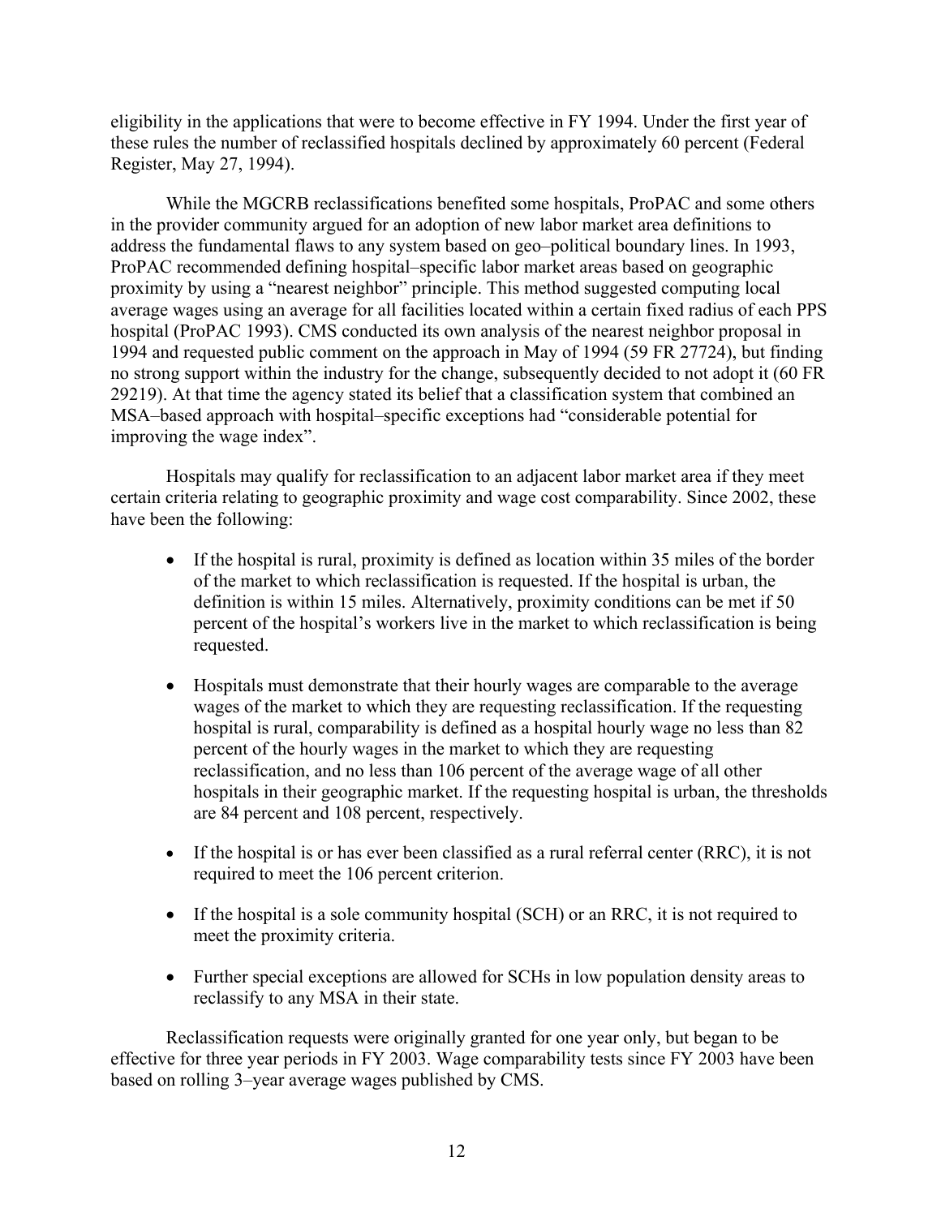eligibility in the applications that were to become effective in FY 1994. Under the first year of these rules the number of reclassified hospitals declined by approximately 60 percent (Federal Register, May 27, 1994).

While the MGCRB reclassifications benefited some hospitals, ProPAC and some others in the provider community argued for an adoption of new labor market area definitions to address the fundamental flaws to any system based on geo–political boundary lines. In 1993, ProPAC recommended defining hospital–specific labor market areas based on geographic proximity by using a "nearest neighbor" principle. This method suggested computing local average wages using an average for all facilities located within a certain fixed radius of each PPS hospital (ProPAC 1993). CMS conducted its own analysis of the nearest neighbor proposal in 1994 and requested public comment on the approach in May of 1994 (59 FR 27724), but finding no strong support within the industry for the change, subsequently decided to not adopt it (60 FR 29219). At that time the agency stated its belief that a classification system that combined an MSA–based approach with hospital–specific exceptions had "considerable potential for improving the wage index".

Hospitals may qualify for reclassification to an adjacent labor market area if they meet certain criteria relating to geographic proximity and wage cost comparability. Since 2002, these have been the following:

- If the hospital is rural, proximity is defined as location within 35 miles of the border of the market to which reclassification is requested. If the hospital is urban, the definition is within 15 miles. Alternatively, proximity conditions can be met if 50 percent of the hospital's workers live in the market to which reclassification is being requested.
- Hospitals must demonstrate that their hourly wages are comparable to the average wages of the market to which they are requesting reclassification. If the requesting hospital is rural, comparability is defined as a hospital hourly wage no less than 82 percent of the hourly wages in the market to which they are requesting reclassification, and no less than 106 percent of the average wage of all other hospitals in their geographic market. If the requesting hospital is urban, the thresholds are 84 percent and 108 percent, respectively.
- If the hospital is or has ever been classified as a rural referral center (RRC), it is not required to meet the 106 percent criterion.
- If the hospital is a sole community hospital (SCH) or an RRC, it is not required to meet the proximity criteria.
- Further special exceptions are allowed for SCHs in low population density areas to reclassify to any MSA in their state.

Reclassification requests were originally granted for one year only, but began to be effective for three year periods in FY 2003. Wage comparability tests since FY 2003 have been based on rolling 3–year average wages published by CMS.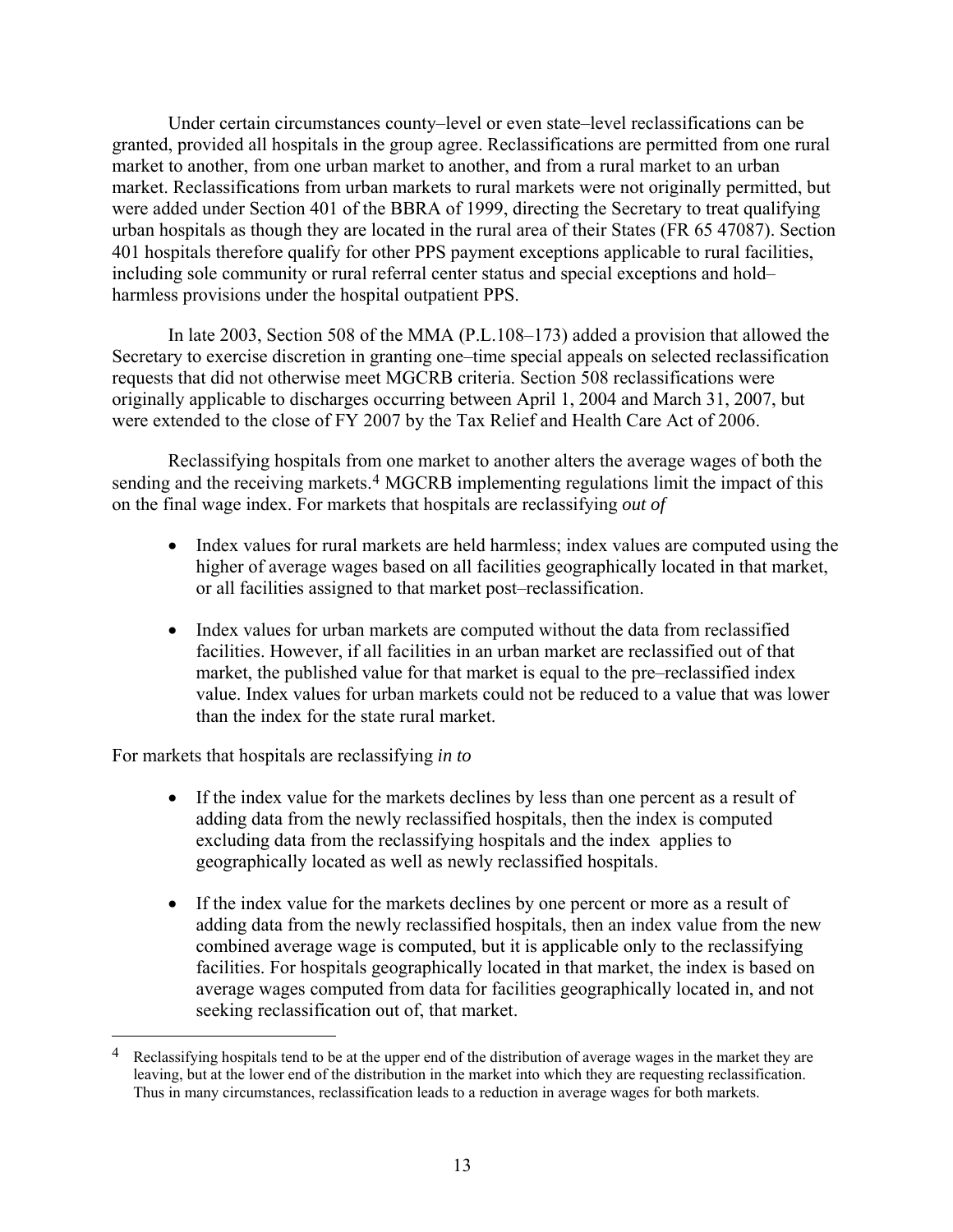Under certain circumstances county–level or even state–level reclassifications can be granted, provided all hospitals in the group agree. Reclassifications are permitted from one rural market to another, from one urban market to another, and from a rural market to an urban market. Reclassifications from urban markets to rural markets were not originally permitted, but were added under Section 401 of the BBRA of 1999, directing the Secretary to treat qualifying urban hospitals as though they are located in the rural area of their States (FR 65 47087). Section 401 hospitals therefore qualify for other PPS payment exceptions applicable to rural facilities, including sole community or rural referral center status and special exceptions and hold–harmless provisions under the hospital outpatient PPS.

In late 2003, Section 508 of the MMA (P.L.108–173) added a provision that allowed the Secretary to exercise discretion in granting one–time special appeals on selected reclassification requests that did not otherwise meet MGCRB criteria. Section 508 reclassifications were originally applicable to discharges occurring between April 1, 2004 and March 31, 2007, but were extended to the close of FY 2007 by the Tax Relief and Health Care Act of 2006.

Reclassifying hospitals from one market to another alters the average wages of both the sending and the receiving markets.[4] MGCRB implementing regulations limit the impact of this on the final wage index. For markets that hospitals are reclassifying *out of*

- Index values for rural markets are held harmless; index values are computed using the higher of average wages based on all facilities geographically located in that market, or all facilities assigned to that market post–reclassification.
- Index values for urban markets are computed without the data from reclassified facilities. However, if all facilities in an urban market are reclassified out of that market, the published value for that market is equal to the pre–reclassified index value. Index values for urban markets could not be reduced to a value that was lower than the index for the state rural market.

For markets that hospitals are reclassifying *in to*

- If the index value for the markets declines by less than one percent as a result of adding data from the newly reclassified hospitals, then the index is computed excluding data from the reclassifying hospitals and the index applies to geographically located as well as newly reclassified hospitals.
- If the index value for the markets declines by one percent or more as a result of adding data from the newly reclassified hospitals, then an index value from the new combined average wage is computed, but it is applicable only to the reclassifying facilities. For hospitals geographically located in that market, the index is based on average wages computed from data for facilities geographically located in, and not seeking reclassification out of, that market.

[4] Reclassifying hospitals tend to be at the upper end of the distribution of average wages in the market they are leaving, but at the lower end of the distribution in the market into which they are requesting reclassification. Thus in many circumstances, reclassification leads to a reduction in average wages for both markets.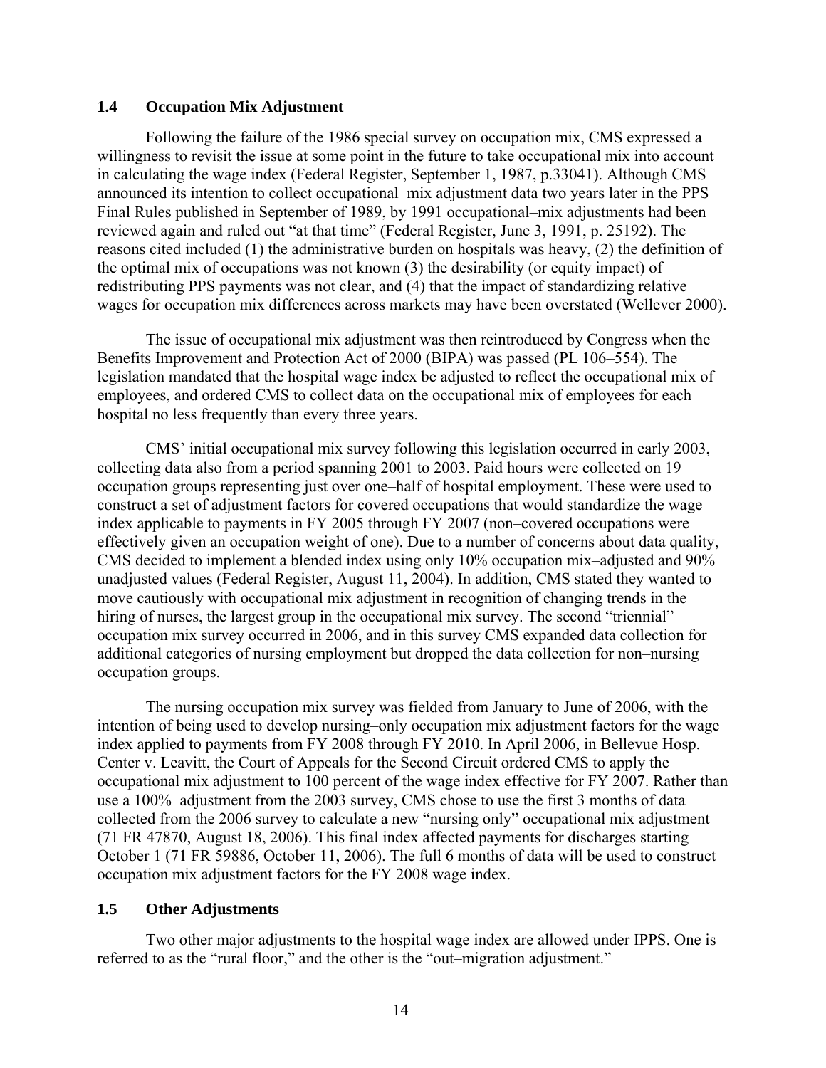## 1.4 Occupation Mix Adjustment

Following the failure of the 1986 special survey on occupation mix, CMS expressed a willingness to revisit the issue at some point in the future to take occupational mix into account in calculating the wage index (Federal Register, September 1, 1987, p.33041). Although CMS announced its intention to collect occupational–mix adjustment data two years later in the PPS Final Rules published in September of 1989, by 1991 occupational–mix adjustments had been reviewed again and ruled out "at that time" (Federal Register, June 3, 1991, p. 25192). The reasons cited included (1) the administrative burden on hospitals was heavy, (2) the definition of the optimal mix of occupations was not known (3) the desirability (or equity impact) of redistributing PPS payments was not clear, and (4) that the impact of standardizing relative wages for occupation mix differences across markets may have been overstated (Wellever 2000).

The issue of occupational mix adjustment was then reintroduced by Congress when the Benefits Improvement and Protection Act of 2000 (BIPA) was passed (PL 106–554). The legislation mandated that the hospital wage index be adjusted to reflect the occupational mix of employees, and ordered CMS to collect data on the occupational mix of employees for each hospital no less frequently than every three years.

CMS' initial occupational mix survey following this legislation occurred in early 2003, collecting data also from a period spanning 2001 to 2003. Paid hours were collected on 19 occupation groups representing just over one–half of hospital employment. These were used to construct a set of adjustment factors for covered occupations that would standardize the wage index applicable to payments in FY 2005 through FY 2007 (non–covered occupations were effectively given an occupation weight of one). Due to a number of concerns about data quality, CMS decided to implement a blended index using only 10% occupation mix–adjusted and 90% unadjusted values (Federal Register, August 11, 2004). In addition, CMS stated they wanted to move cautiously with occupational mix adjustment in recognition of changing trends in the hiring of nurses, the largest group in the occupational mix survey. The second "triennial" occupation mix survey occurred in 2006, and in this survey CMS expanded data collection for additional categories of nursing employment but dropped the data collection for non–nursing occupation groups.

The nursing occupation mix survey was fielded from January to June of 2006, with the intention of being used to develop nursing–only occupation mix adjustment factors for the wage index applied to payments from FY 2008 through FY 2010. In April 2006, in Bellevue Hosp. Center v. Leavitt, the Court of Appeals for the Second Circuit ordered CMS to apply the occupational mix adjustment to 100 percent of the wage index effective for FY 2007. Rather than use a 100% adjustment from the 2003 survey, CMS chose to use the first 3 months of data collected from the 2006 survey to calculate a new "nursing only" occupational mix adjustment (71 FR 47870, August 18, 2006). This final index affected payments for discharges starting October 1 (71 FR 59886, October 11, 2006). The full 6 months of data will be used to construct occupation mix adjustment factors for the FY 2008 wage index.

## 1.5 Other Adjustments

Two other major adjustments to the hospital wage index are allowed under IPPS. One is referred to as the "rural floor," and the other is the "out–migration adjustment."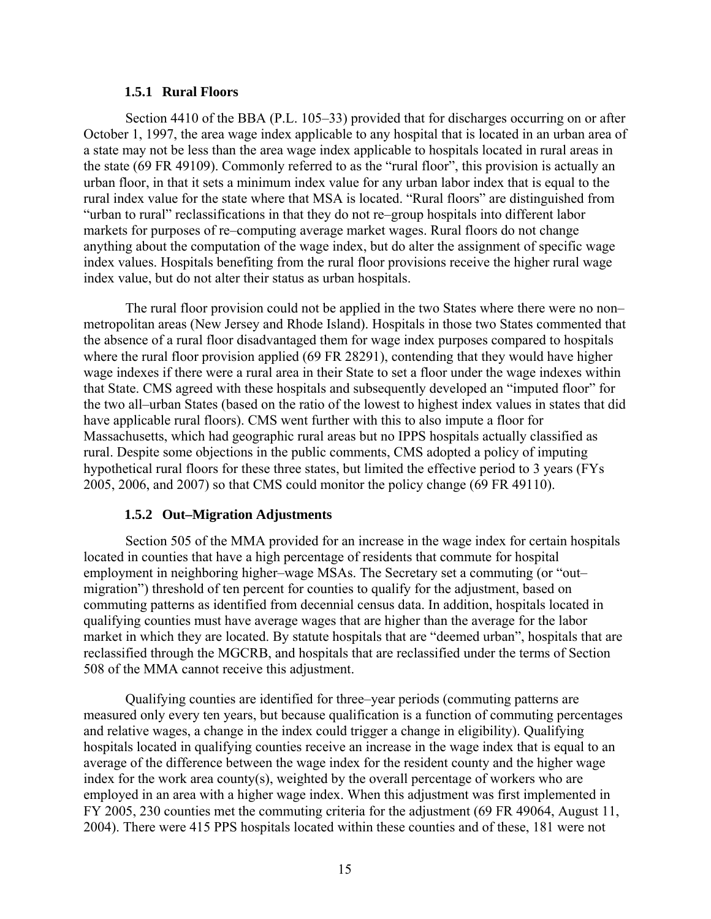### 1.5.1 Rural Floors

Section 4410 of the BBA (P.L. 105–33) provided that for discharges occurring on or after October 1, 1997, the area wage index applicable to any hospital that is located in an urban area of a state may not be less than the area wage index applicable to hospitals located in rural areas in the state (69 FR 49109). Commonly referred to as the "rural floor", this provision is actually an urban floor, in that it sets a minimum index value for any urban labor index that is equal to the rural index value for the state where that MSA is located. "Rural floors" are distinguished from "urban to rural" reclassifications in that they do not re–group hospitals into different labor markets for purposes of re–computing average market wages. Rural floors do not change anything about the computation of the wage index, but do alter the assignment of specific wage index values. Hospitals benefiting from the rural floor provisions receive the higher rural wage index value, but do not alter their status as urban hospitals.

The rural floor provision could not be applied in the two States where there were no non–metropolitan areas (New Jersey and Rhode Island). Hospitals in those two States commented that the absence of a rural floor disadvantaged them for wage index purposes compared to hospitals where the rural floor provision applied (69 FR 28291), contending that they would have higher wage indexes if there were a rural area in their State to set a floor under the wage indexes within that State. CMS agreed with these hospitals and subsequently developed an "imputed floor" for the two all–urban States (based on the ratio of the lowest to highest index values in states that did have applicable rural floors). CMS went further with this to also impute a floor for Massachusetts, which had geographic rural areas but no IPPS hospitals actually classified as rural. Despite some objections in the public comments, CMS adopted a policy of imputing hypothetical rural floors for these three states, but limited the effective period to 3 years (FYs 2005, 2006, and 2007) so that CMS could monitor the policy change (69 FR 49110).

### 1.5.2 Out–Migration Adjustments

Section 505 of the MMA provided for an increase in the wage index for certain hospitals located in counties that have a high percentage of residents that commute for hospital employment in neighboring higher–wage MSAs. The Secretary set a commuting (or "out–migration") threshold of ten percent for counties to qualify for the adjustment, based on commuting patterns as identified from decennial census data. In addition, hospitals located in qualifying counties must have average wages that are higher than the average for the labor market in which they are located. By statute hospitals that are "deemed urban", hospitals that are reclassified through the MGCRB, and hospitals that are reclassified under the terms of Section 508 of the MMA cannot receive this adjustment.

Qualifying counties are identified for three–year periods (commuting patterns are measured only every ten years, but because qualification is a function of commuting percentages and relative wages, a change in the index could trigger a change in eligibility). Qualifying hospitals located in qualifying counties receive an increase in the wage index that is equal to an average of the difference between the wage index for the resident county and the higher wage index for the work area county(s), weighted by the overall percentage of workers who are employed in an area with a higher wage index. When this adjustment was first implemented in FY 2005, 230 counties met the commuting criteria for the adjustment (69 FR 49064, August 11, 2004). There were 415 PPS hospitals located within these counties and of these, 181 were not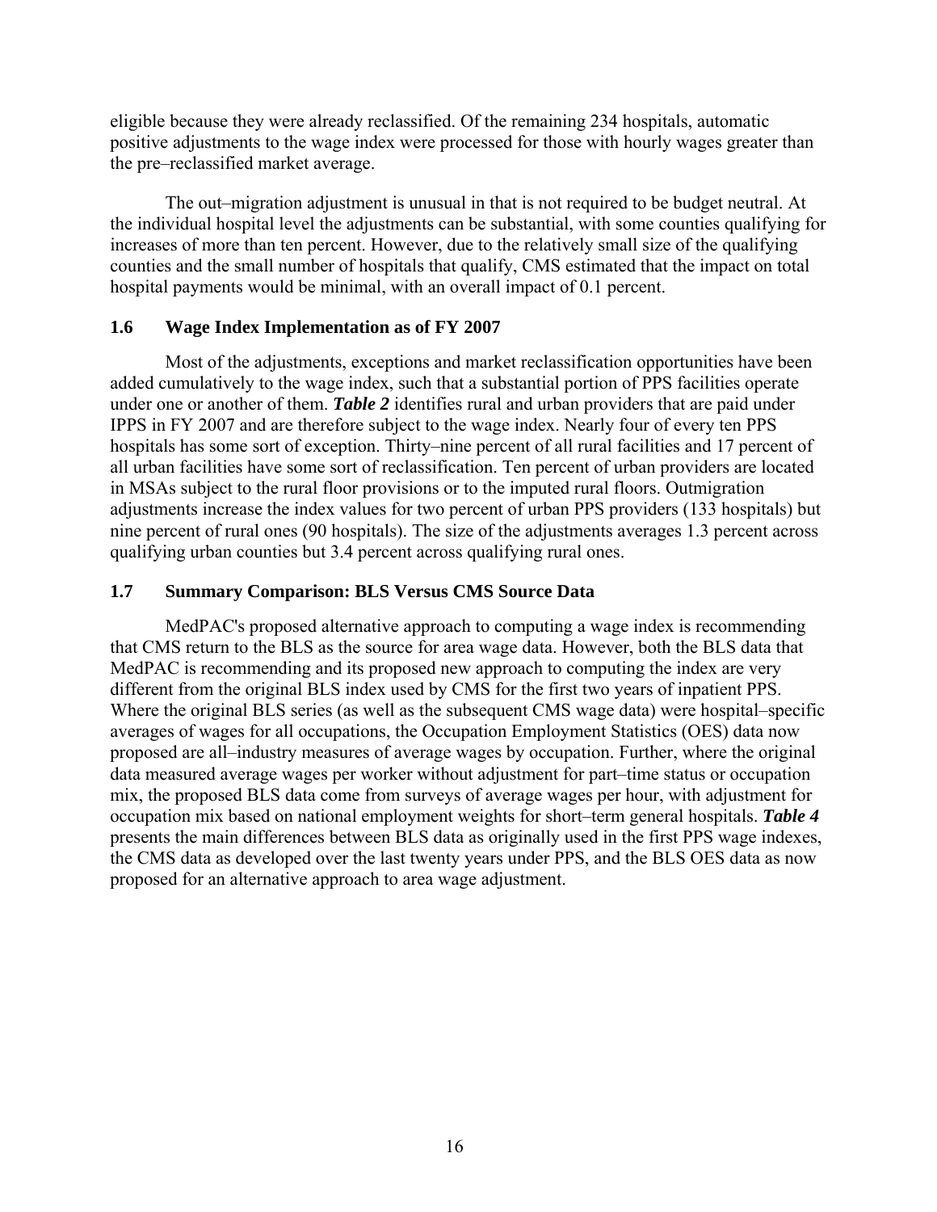eligible because they were already reclassified. Of the remaining 234 hospitals, automatic positive adjustments to the wage index were processed for those with hourly wages greater than the pre–reclassified market average.

The out–migration adjustment is unusual in that is not required to be budget neutral. At the individual hospital level the adjustments can be substantial, with some counties qualifying for increases of more than ten percent. However, due to the relatively small size of the qualifying counties and the small number of hospitals that qualify, CMS estimated that the impact on total hospital payments would be minimal, with an overall impact of 0.1 percent.

### 1.6 Wage Index Implementation as of FY 2007

Most of the adjustments, exceptions and market reclassification opportunities have been added cumulatively to the wage index, such that a substantial portion of PPS facilities operate under one or another of them. ***Table 2*** identifies rural and urban providers that are paid under IPPS in FY 2007 and are therefore subject to the wage index. Nearly four of every ten PPS hospitals has some sort of exception. Thirty–nine percent of all rural facilities and 17 percent of all urban facilities have some sort of reclassification. Ten percent of urban providers are located in MSAs subject to the rural floor provisions or to the imputed rural floors. Outmigration adjustments increase the index values for two percent of urban PPS providers (133 hospitals) but nine percent of rural ones (90 hospitals). The size of the adjustments averages 1.3 percent across qualifying urban counties but 3.4 percent across qualifying rural ones.

### 1.7 Summary Comparison: BLS Versus CMS Source Data

MedPAC's proposed alternative approach to computing a wage index is recommending that CMS return to the BLS as the source for area wage data. However, both the BLS data that MedPAC is recommending and its proposed new approach to computing the index are very different from the original BLS index used by CMS for the first two years of inpatient PPS. Where the original BLS series (as well as the subsequent CMS wage data) were hospital–specific averages of wages for all occupations, the Occupation Employment Statistics (OES) data now proposed are all–industry measures of average wages by occupation. Further, where the original data measured average wages per worker without adjustment for part–time status or occupation mix, the proposed BLS data come from surveys of average wages per hour, with adjustment for occupation mix based on national employment weights for short–term general hospitals. ***Table 4*** presents the main differences between BLS data as originally used in the first PPS wage indexes, the CMS data as developed over the last twenty years under PPS, and the BLS OES data as now proposed for an alternative approach to area wage adjustment.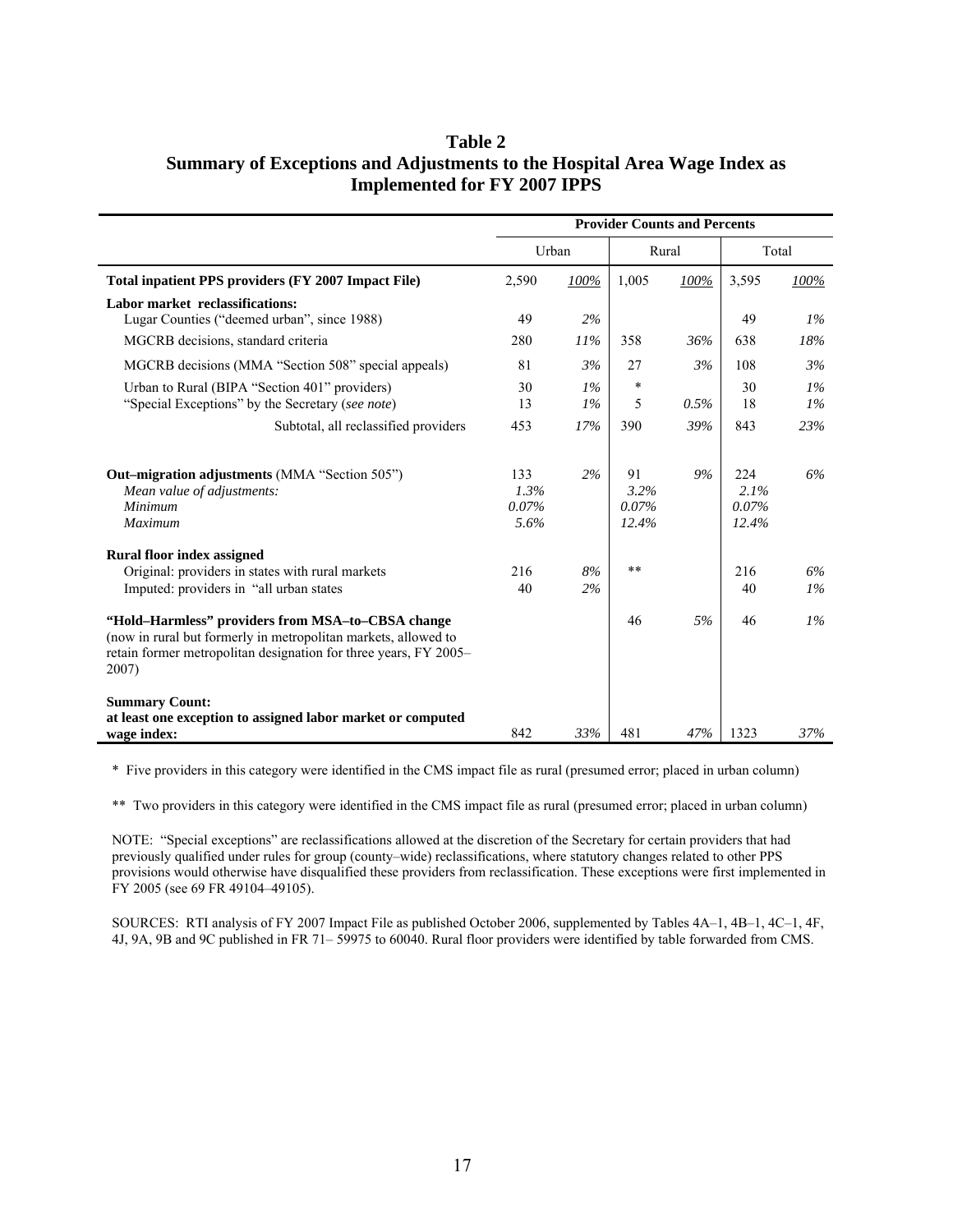# Table 2
## Summary of Exceptions and Adjustments to the Hospital Area Wage Index as Implemented for FY 2007 IPPS

| | Provider Counts and Percents | | | | | |
|---|---|---|---|---|---|---|
| | Urban | | Rural | | Total | |
| **Total inpatient PPS providers (FY 2007 Impact File)** | 2,590 | *100%* | 1,005 | *100%* | 3,595 | *100%* |
| **Labor market reclassifications:** | | | | | | |
| Lugar Counties ("deemed urban", since 1988) | 49 | *2%* | | | 49 | *1%* |
| MGCRB decisions, standard criteria | 280 | *11%* | 358 | *36%* | 638 | *18%* |
| MGCRB decisions (MMA "Section 508" special appeals) | 81 | *3%* | 27 | *3%* | 108 | *3%* |
| Urban to Rural (BIPA "Section 401" providers) | 30 | *1%* | * | | 30 | *1%* |
| "Special Exceptions" by the Secretary (*see note*) | 13 | *1%* | 5 | *0.5%* | 18 | *1%* |
| Subtotal, all reclassified providers | 453 | *17%* | 390 | *39%* | 843 | *23%* |
| **Out–migration adjustments** (MMA "Section 505") | 133 | *2%* | 91 | *9%* | 224 | *6%* |
| *Mean value of adjustments:* | *1.3%* | | *3.2%* | | *2.1%* | |
| *Minimum* | *0.07%* | | *0.07%* | | *0.07%* | |
| *Maximum* | *5.6%* | | *12.4%* | | *12.4%* | |
| **Rural floor index assigned** | | | | | | |
| Original: providers in states with rural markets | 216 | *8%* | ** | | 216 | *6%* |
| Imputed: providers in "all urban states | 40 | *2%* | | | 40 | *1%* |
| **"Hold–Harmless" providers from MSA–to–CBSA change** (now in rural but formerly in metropolitan markets, allowed to retain former metropolitan designation for three years, FY 2005–2007) | | | 46 | *5%* | 46 | *1%* |
| **Summary Count: at least one exception to assigned labor market or computed wage index:** | 842 | *33%* | 481 | *47%* | 1323 | *37%* |

\* Five providers in this category were identified in the CMS impact file as rural (presumed error; placed in urban column)

\** Two providers in this category were identified in the CMS impact file as rural (presumed error; placed in urban column)

NOTE: "Special exceptions" are reclassifications allowed at the discretion of the Secretary for certain providers that had previously qualified under rules for group (county–wide) reclassifications, where statutory changes related to other PPS provisions would otherwise have disqualified these providers from reclassification. These exceptions were first implemented in FY 2005 (see 69 FR 49104–49105).

SOURCES: RTI analysis of FY 2007 Impact File as published October 2006, supplemented by Tables 4A–1, 4B–1, 4C–1, 4F, 4J, 9A, 9B and 9C published in FR 71– 59975 to 60040. Rural floor providers were identified by table forwarded from CMS.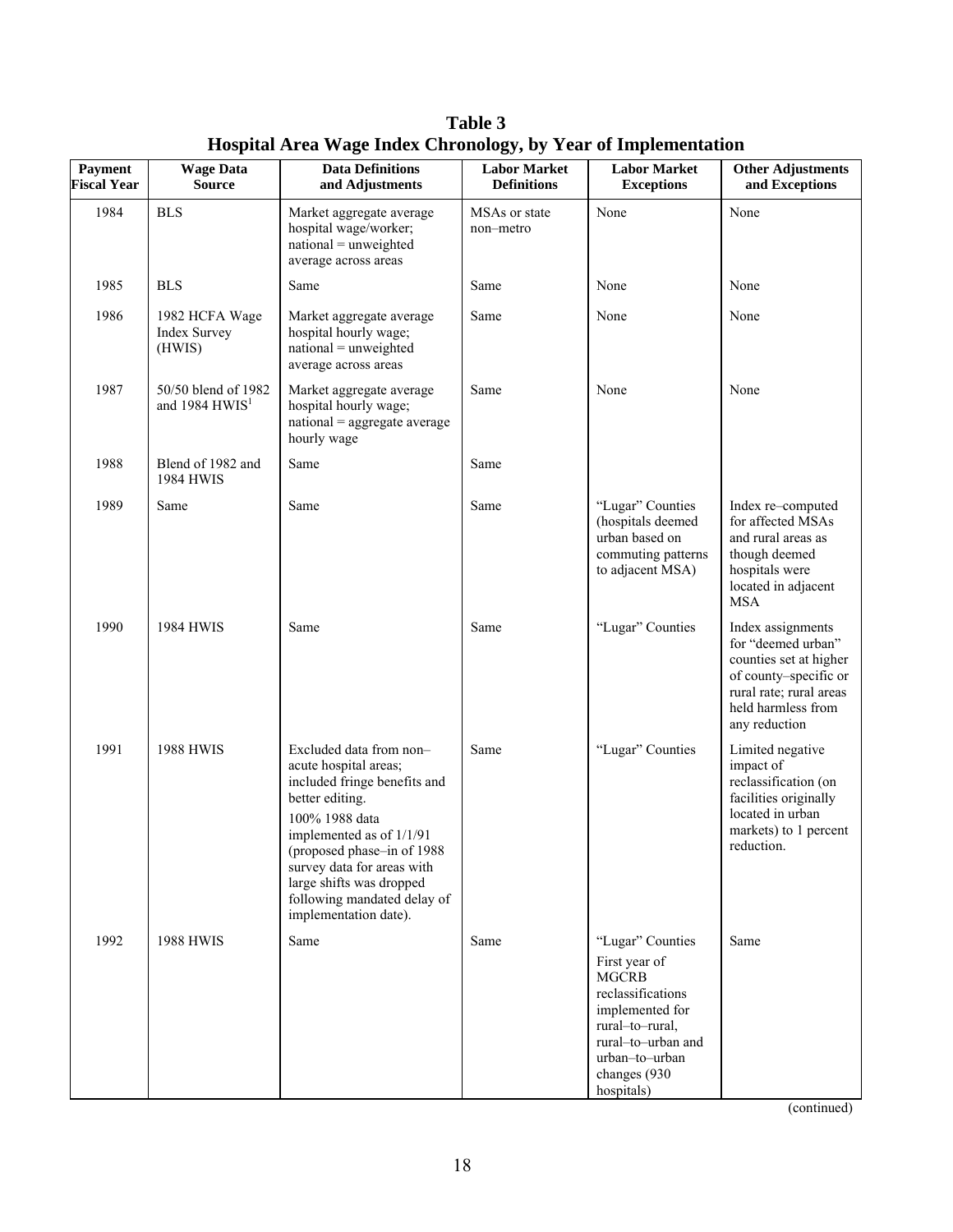**Table 3**
**Hospital Area Wage Index Chronology, by Year of Implementation**

| Payment Fiscal Year | Wage Data Source | Data Definitions and Adjustments | Labor Market Definitions | Labor Market Exceptions | Other Adjustments and Exceptions |
|---|---|---|---|---|---|
| 1984 | BLS | Market aggregate average hospital wage/worker; national = unweighted average across areas | MSAs or state non–metro | None | None |
| 1985 | BLS | Same | Same | None | None |
| 1986 | 1982 HCFA Wage Index Survey (HWIS) | Market aggregate average hospital hourly wage; national = unweighted average across areas | Same | None | None |
| 1987 | 50/50 blend of 1982 and 1984 HWIS[1] | Market aggregate average hospital hourly wage; national = aggregate average hourly wage | Same | None | None |
| 1988 | Blend of 1982 and 1984 HWIS | Same | Same | | |
| 1989 | Same | Same | Same | "Lugar" Counties (hospitals deemed urban based on commuting patterns to adjacent MSA) | Index re–computed for affected MSAs and rural areas as though deemed hospitals were located in adjacent MSA |
| 1990 | 1984 HWIS | Same | Same | "Lugar" Counties | Index assignments for "deemed urban" counties set at higher of county–specific or rural rate; rural areas held harmless from any reduction |
| 1991 | 1988 HWIS | Excluded data from non–acute hospital areas; included fringe benefits and better editing. 100% 1988 data implemented as of 1/1/91 (proposed phase–in of 1988 survey data for areas with large shifts was dropped following mandated delay of implementation date). | Same | "Lugar" Counties | Limited negative impact of reclassification (on facilities originally located in urban markets) to 1 percent reduction. |
| 1992 | 1988 HWIS | Same | Same | "Lugar" Counties First year of MGCRB reclassifications implemented for rural–to–rural, rural–to–urban and urban–to–urban changes (930 hospitals) | Same |

(continued)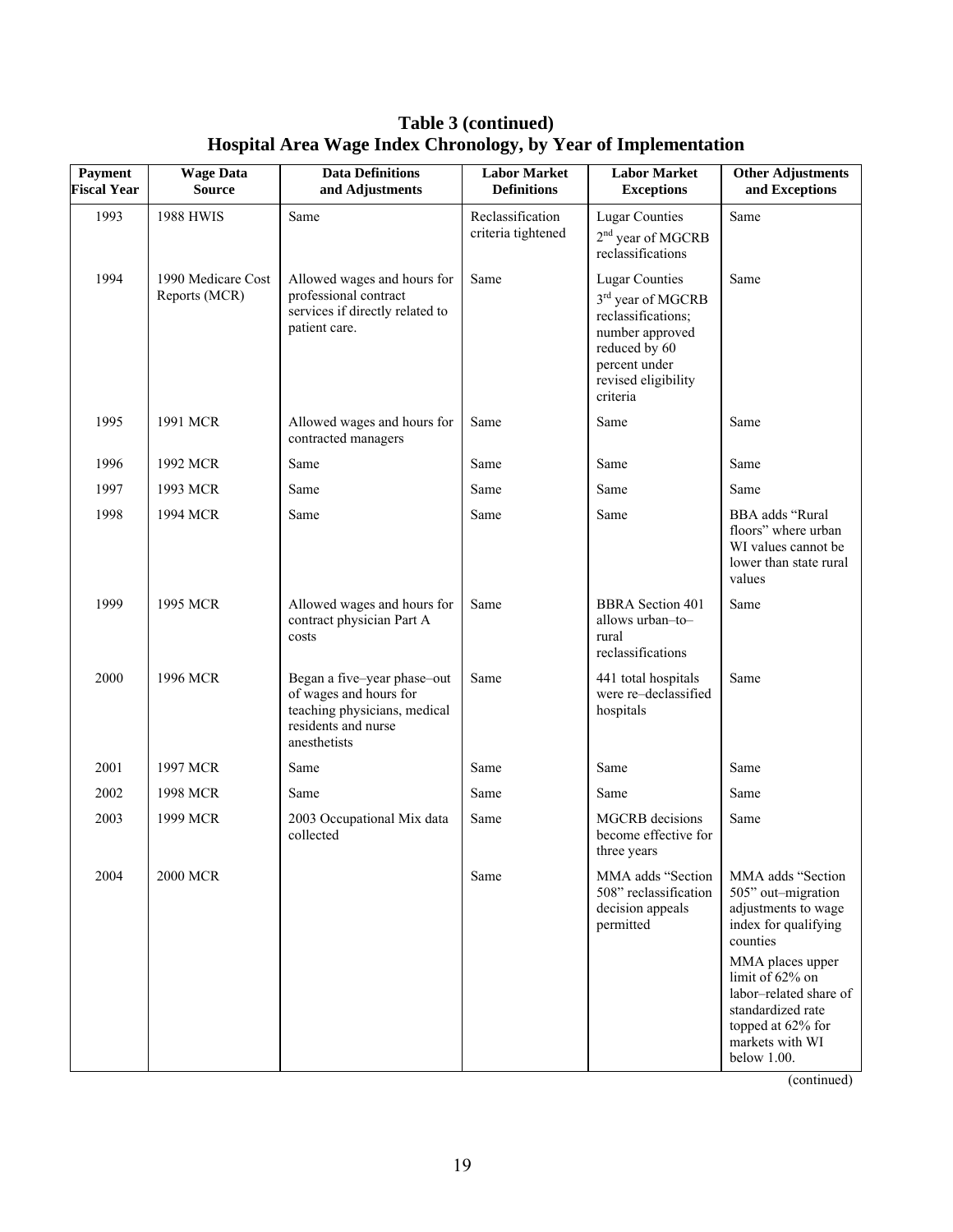**Table 3 (continued)**
**Hospital Area Wage Index Chronology, by Year of Implementation**

| Payment Fiscal Year | Wage Data Source | Data Definitions and Adjustments | Labor Market Definitions | Labor Market Exceptions | Other Adjustments and Exceptions |
|---|---|---|---|---|---|
| 1993 | 1988 HWIS | Same | Reclassification criteria tightened | Lugar Counties 2nd year of MGCRB reclassifications | Same |
| 1994 | 1990 Medicare Cost Reports (MCR) | Allowed wages and hours for professional contract services if directly related to patient care. | Same | Lugar Counties 3rd year of MGCRB reclassifications; number approved reduced by 60 percent under revised eligibility criteria | Same |
| 1995 | 1991 MCR | Allowed wages and hours for contracted managers | Same | Same | Same |
| 1996 | 1992 MCR | Same | Same | Same | Same |
| 1997 | 1993 MCR | Same | Same | Same | Same |
| 1998 | 1994 MCR | Same | Same | Same | BBA adds "Rural floors" where urban WI values cannot be lower than state rural values |
| 1999 | 1995 MCR | Allowed wages and hours for contract physician Part A costs | Same | BBRA Section 401 allows urban–to–rural reclassifications | Same |
| 2000 | 1996 MCR | Began a five–year phase–out of wages and hours for teaching physicians, medical residents and nurse anesthetists | Same | 441 total hospitals were re–declassified hospitals | Same |
| 2001 | 1997 MCR | Same | Same | Same | Same |
| 2002 | 1998 MCR | Same | Same | Same | Same |
| 2003 | 1999 MCR | 2003 Occupational Mix data collected | Same | MGCRB decisions become effective for three years | Same |
| 2004 | 2000 MCR | | Same | MMA adds "Section 508" reclassification decision appeals permitted | MMA adds "Section 505" out–migration adjustments to wage index for qualifying counties<br><br>MMA places upper limit of 62% on labor–related share of standardized rate topped at 62% for markets with WI below 1.00. |

(continued)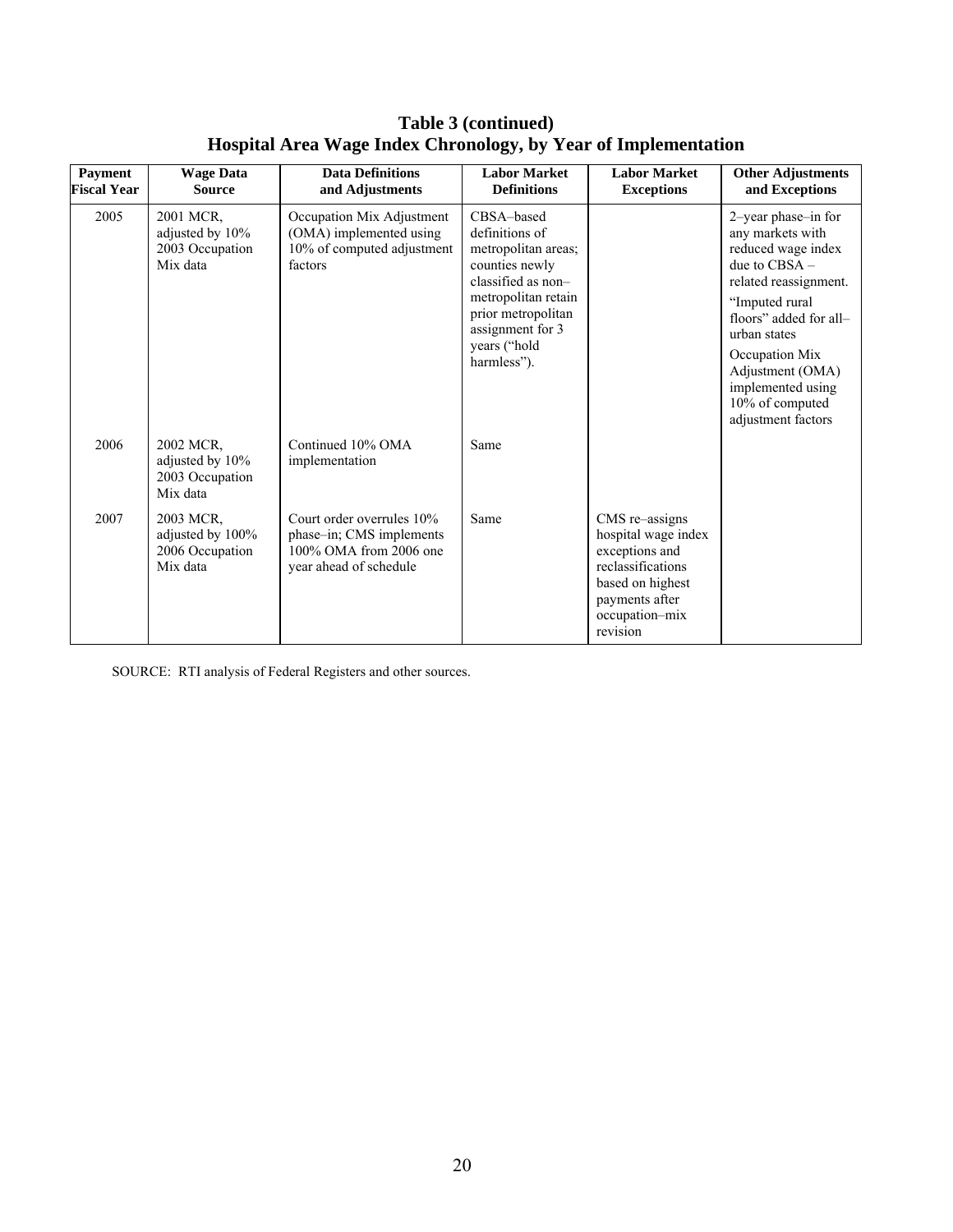**Table 3 (continued)**
**Hospital Area Wage Index Chronology, by Year of Implementation**

| Payment Fiscal Year | Wage Data Source | Data Definitions and Adjustments | Labor Market Definitions | Labor Market Exceptions | Other Adjustments and Exceptions |
|---|---|---|---|---|---|
| 2005 | 2001 MCR, adjusted by 10% 2003 Occupation Mix data | Occupation Mix Adjustment (OMA) implemented using 10% of computed adjustment factors | CBSA–based definitions of metropolitan areas; counties newly classified as non–metropolitan retain prior metropolitan assignment for 3 years ("hold harmless"). | | 2–year phase–in for any markets with reduced wage index due to CBSA – related reassignment. "Imputed rural floors" added for all–urban states Occupation Mix Adjustment (OMA) implemented using 10% of computed adjustment factors |
| 2006 | 2002 MCR, adjusted by 10% 2003 Occupation Mix data | Continued 10% OMA implementation | Same | | |
| 2007 | 2003 MCR, adjusted by 100% 2006 Occupation Mix data | Court order overrules 10% phase–in; CMS implements 100% OMA from 2006 one year ahead of schedule | Same | CMS re–assigns hospital wage index exceptions and reclassifications based on highest payments after occupation–mix revision | |

SOURCE: RTI analysis of Federal Registers and other sources.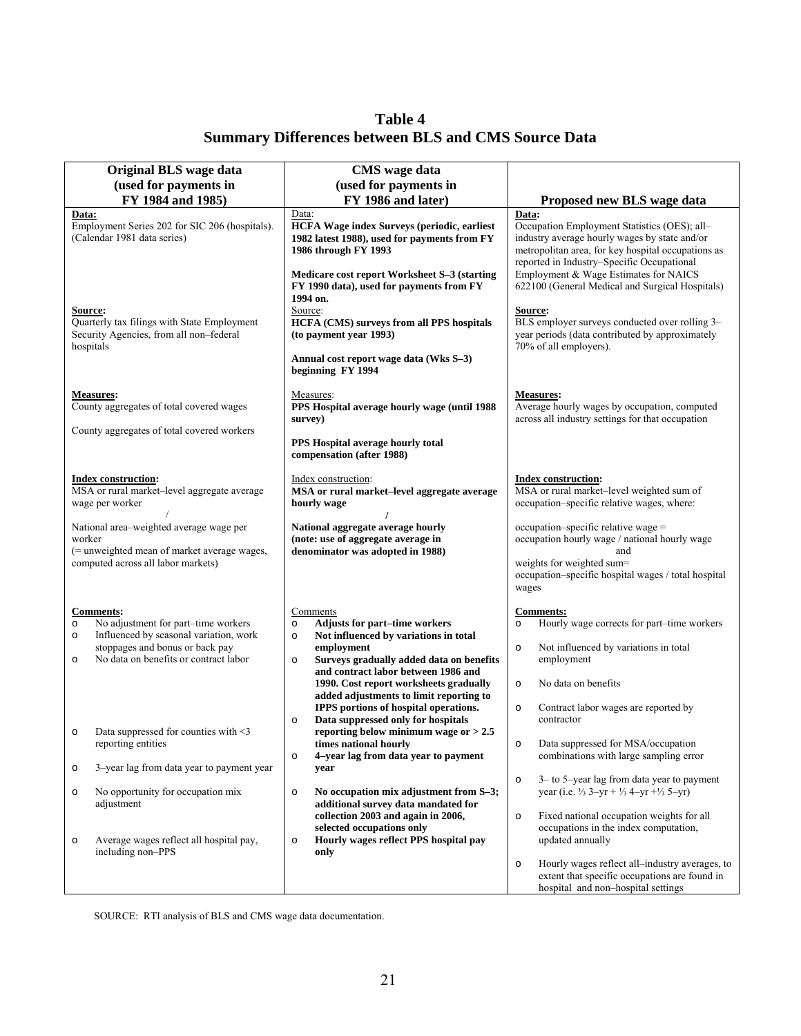# Table 4
## Summary Differences between BLS and CMS Source Data

| Original BLS wage data (used for payments in FY 1984 and 1985) | CMS wage data (used for payments in FY 1986 and later) | Proposed new BLS wage data |
|---|---|---|
| **Data:**<br>Employment Series 202 for SIC 206 (hospitals). (Calendar 1981 data series) | Data:<br>**HCFA Wage index Surveys (periodic, earliest 1982 latest 1988), used for payments from FY 1986 through FY 1993**<br><br>**Medicare cost report Worksheet S–3 (starting FY 1990 data), used for payments from FY 1994 on.** | **Data:**<br>Occupation Employment Statistics (OES); all–industry average hourly wages by state and/or metropolitan area, for key hospital occupations as reported in Industry–Specific Occupational Employment & Wage Estimates for NAICS 622100 (General Medical and Surgical Hospitals) |
| **Source:**<br>Quarterly tax filings with State Employment Security Agencies, from all non–federal hospitals | Source:<br>**HCFA (CMS) surveys from all PPS hospitals (to payment year 1993)**<br><br>**Annual cost report wage data (Wks S–3) beginning FY 1994** | **Source:**<br>BLS employer surveys conducted over rolling 3–year periods (data contributed by approximately 70% of all employers). |
| **Measures:**<br>County aggregates of total covered wages<br><br>County aggregates of total covered workers | Measures:<br>**PPS Hospital average hourly wage (until 1988 survey)**<br><br>**PPS Hospital average hourly total compensation (after 1988)** | **Measures:**<br>Average hourly wages by occupation, computed across all industry settings for that occupation |
| **Index construction:**<br>MSA or rural market–level aggregate average wage per worker<br>/<br>National area–weighted average wage per worker<br>(= unweighted mean of market average wages, computed across all labor markets) | Index construction:<br>**MSA or rural market–level aggregate average hourly wage**<br>**/**<br>**National aggregate average hourly (note: use of aggregate average in denominator was adopted in 1988)** | **Index construction:**<br>MSA or rural market–level weighted sum of occupation–specific relative wages, where:<br><br>occupation–specific relative wage = occupation hourly wage / national hourly wage<br>and<br>weights for weighted sum= occupation–specific hospital wages / total hospital wages |
| **Comments:**<br>○ No adjustment for part–time workers<br>○ Influenced by seasonal variation, work stoppages and bonus or back pay<br>○ No data on benefits or contract labor<br>○ Data suppressed for counties with <3 reporting entities<br>○ 3–year lag from data year to payment year<br>○ No opportunity for occupation mix adjustment<br>○ Average wages reflect all hospital pay, including non–PPS | Comments<br>○ **Adjusts for part–time workers**<br>○ **Not influenced by variations in total employment**<br>○ **Surveys gradually added data on benefits and contract labor between 1986 and 1990. Cost report worksheets gradually added adjustments to limit reporting to IPPS portions of hospital operations.**<br>○ **Data suppressed only for hospitals reporting below minimum wage or > 2.5 times national hourly**<br>○ **4–year lag from data year to payment year**<br>○ **No occupation mix adjustment from S–3; additional survey data mandated for collection 2003 and again in 2006, selected occupations only**<br>○ **Hourly wages reflect PPS hospital pay only** | **Comments:**<br>○ Hourly wage corrects for part–time workers<br>○ Not influenced by variations in total employment<br>○ No data on benefits<br>○ Contract labor wages are reported by contractor<br>○ Data suppressed for MSA/occupation combinations with large sampling error<br>○ 3– to 5–year lag from data year to payment year (i.e. ⅓ 3–yr + ⅓ 4–yr +⅓ 5–yr)<br>○ Fixed national occupation weights for all occupations in the index computation, updated annually<br>○ Hourly wages reflect all–industry averages, to extent that specific occupations are found in hospital and non–hospital settings |

SOURCE: RTI analysis of BLS and CMS wage data documentation.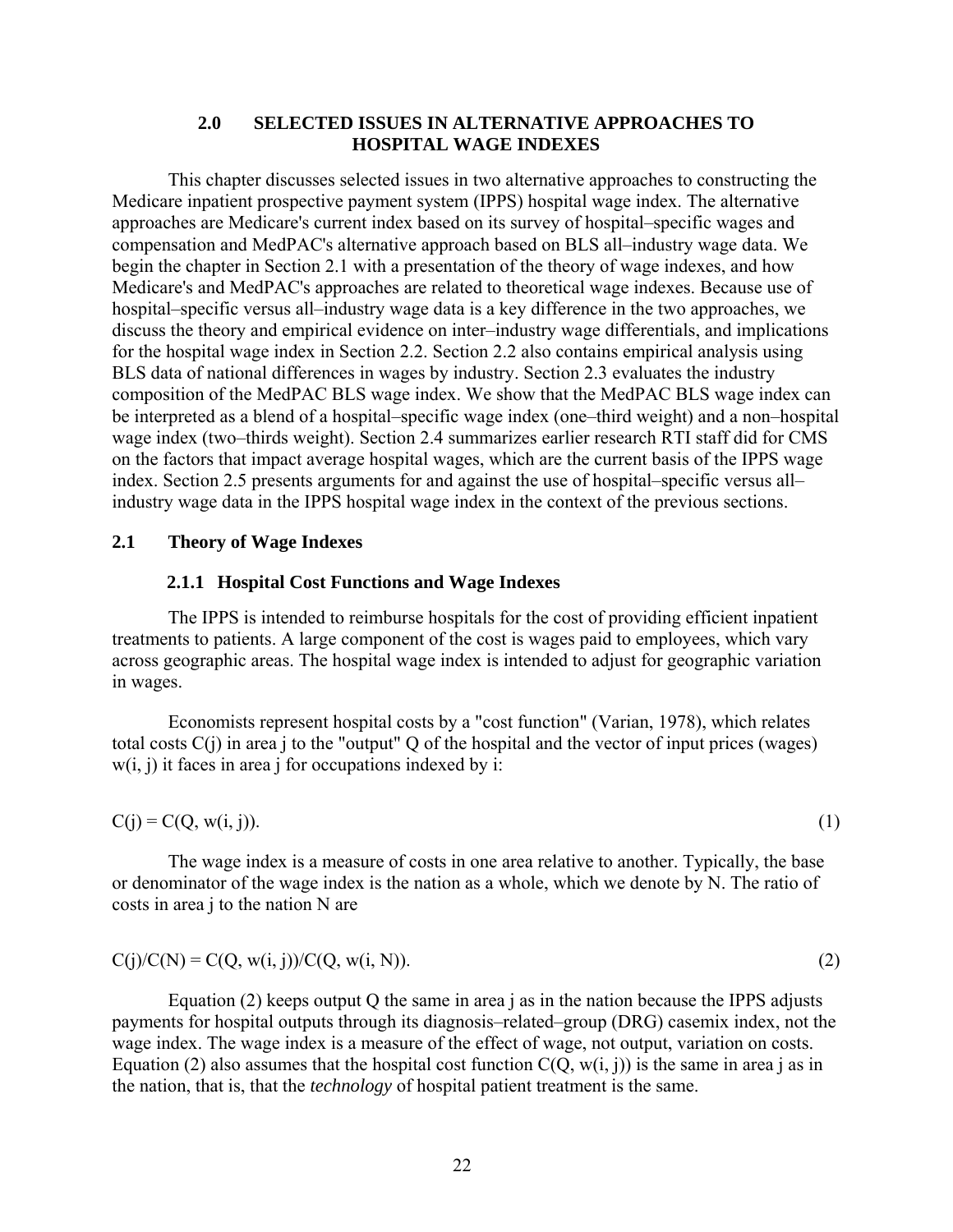# 2.0 SELECTED ISSUES IN ALTERNATIVE APPROACHES TO HOSPITAL WAGE INDEXES

This chapter discusses selected issues in two alternative approaches to constructing the Medicare inpatient prospective payment system (IPPS) hospital wage index. The alternative approaches are Medicare's current index based on its survey of hospital–specific wages and compensation and MedPAC's alternative approach based on BLS all–industry wage data. We begin the chapter in Section 2.1 with a presentation of the theory of wage indexes, and how Medicare's and MedPAC's approaches are related to theoretical wage indexes. Because use of hospital–specific versus all–industry wage data is a key difference in the two approaches, we discuss the theory and empirical evidence on inter–industry wage differentials, and implications for the hospital wage index in Section 2.2. Section 2.2 also contains empirical analysis using BLS data of national differences in wages by industry. Section 2.3 evaluates the industry composition of the MedPAC BLS wage index. We show that the MedPAC BLS wage index can be interpreted as a blend of a hospital–specific wage index (one–third weight) and a non–hospital wage index (two–thirds weight). Section 2.4 summarizes earlier research RTI staff did for CMS on the factors that impact average hospital wages, which are the current basis of the IPPS wage index. Section 2.5 presents arguments for and against the use of hospital–specific versus all–industry wage data in the IPPS hospital wage index in the context of the previous sections.

## 2.1 Theory of Wage Indexes

### 2.1.1 Hospital Cost Functions and Wage Indexes

The IPPS is intended to reimburse hospitals for the cost of providing efficient inpatient treatments to patients. A large component of the cost is wages paid to employees, which vary across geographic areas. The hospital wage index is intended to adjust for geographic variation in wages.

Economists represent hospital costs by a "cost function" (Varian, 1978), which relates total costs C(j) in area j to the "output" Q of the hospital and the vector of input prices (wages) w(i, j) it faces in area j for occupations indexed by i:

$$C(j) = C(Q, w(i, j)). \tag{1}$$

The wage index is a measure of costs in one area relative to another. Typically, the base or denominator of the wage index is the nation as a whole, which we denote by N. The ratio of costs in area j to the nation N are

$$C(j)/C(N) = C(Q, w(i, j))/C(Q, w(i, N)). \tag{2}$$

Equation (2) keeps output Q the same in area j as in the nation because the IPPS adjusts payments for hospital outputs through its diagnosis–related–group (DRG) casemix index, not the wage index. The wage index is a measure of the effect of wage, not output, variation on costs. Equation (2) also assumes that the hospital cost function C(Q, w(i, j)) is the same in area j as in the nation, that is, that the *technology* of hospital patient treatment is the same.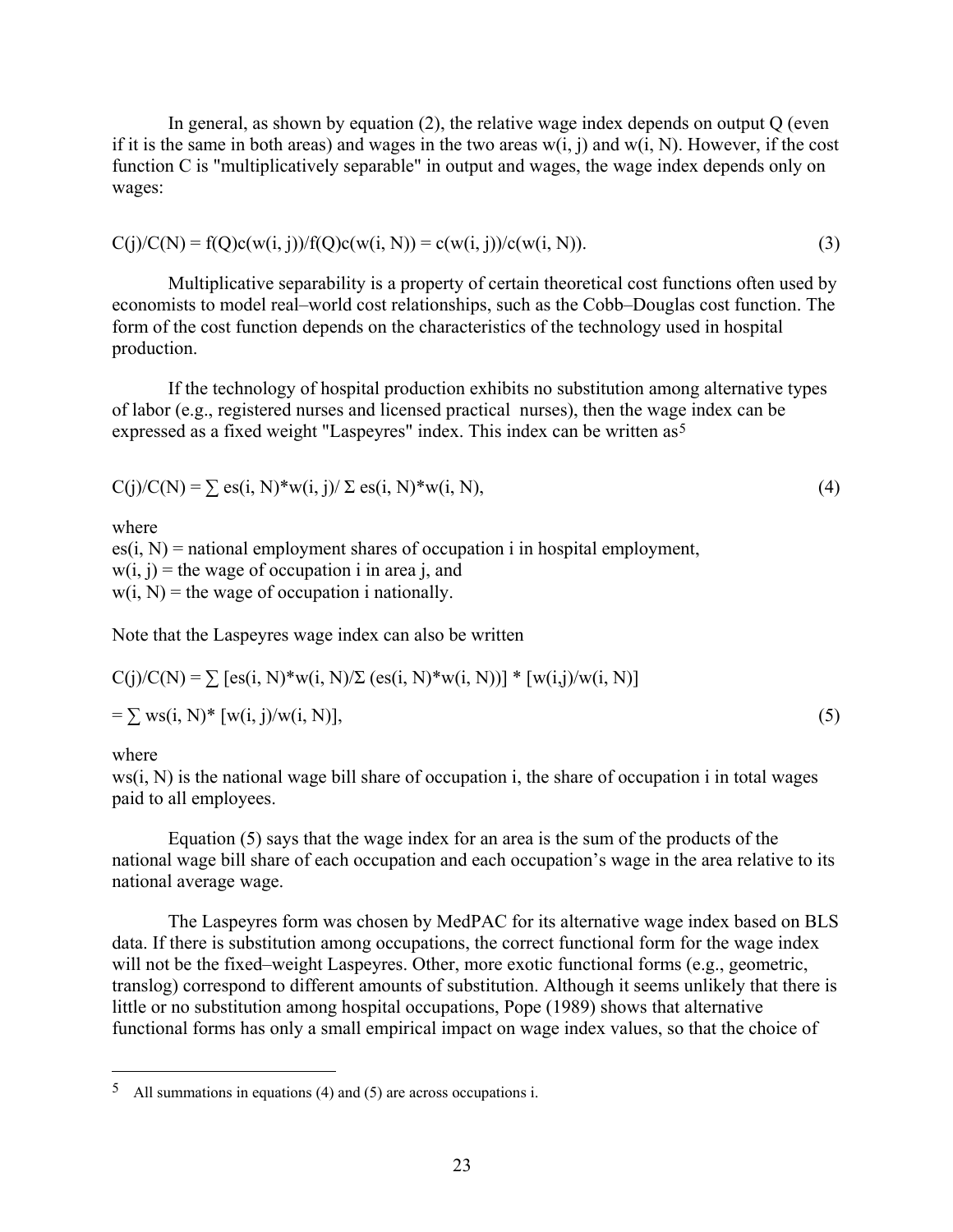In general, as shown by equation (2), the relative wage index depends on output Q (even if it is the same in both areas) and wages in the two areas w(i, j) and w(i, N). However, if the cost function C is "multiplicatively separable" in output and wages, the wage index depends only on wages:

$$C(j)/C(N) = f(Q)c(w(i, j))/f(Q)c(w(i, N)) = c(w(i, j))/c(w(i, N)). \tag{3}$$

Multiplicative separability is a property of certain theoretical cost functions often used by economists to model real–world cost relationships, such as the Cobb–Douglas cost function. The form of the cost function depends on the characteristics of the technology used in hospital production.

If the technology of hospital production exhibits no substitution among alternative types of labor (e.g., registered nurses and licensed practical nurses), then the wage index can be expressed as a fixed weight "Laspeyres" index. This index can be written as[5]

$$C(j)/C(N) = \sum es(i, N)*w(i, j)/ \Sigma\, es(i, N)*w(i, N), \tag{4}$$

where  
es(i, N) = national employment shares of occupation i in hospital employment,  
w(i, j) = the wage of occupation i in area j, and  
w(i, N) = the wage of occupation i nationally.

Note that the Laspeyres wage index can also be written

$$C(j)/C(N) = \sum [es(i, N)*w(i, N)/\Sigma\, (es(i, N)*w(i, N))] * [w(i,j)/w(i, N)]$$

$$= \sum ws(i, N)* [w(i, j)/w(i, N)], \tag{5}$$

where  
ws(i, N) is the national wage bill share of occupation i, the share of occupation i in total wages paid to all employees.

Equation (5) says that the wage index for an area is the sum of the products of the national wage bill share of each occupation and each occupation's wage in the area relative to its national average wage.

The Laspeyres form was chosen by MedPAC for its alternative wage index based on BLS data. If there is substitution among occupations, the correct functional form for the wage index will not be the fixed–weight Laspeyres. Other, more exotic functional forms (e.g., geometric, translog) correspond to different amounts of substitution. Although it seems unlikely that there is little or no substitution among hospital occupations, Pope (1989) shows that alternative functional forms has only a small empirical impact on wage index values, so that the choice of

---

[5] All summations in equations (4) and (5) are across occupations i.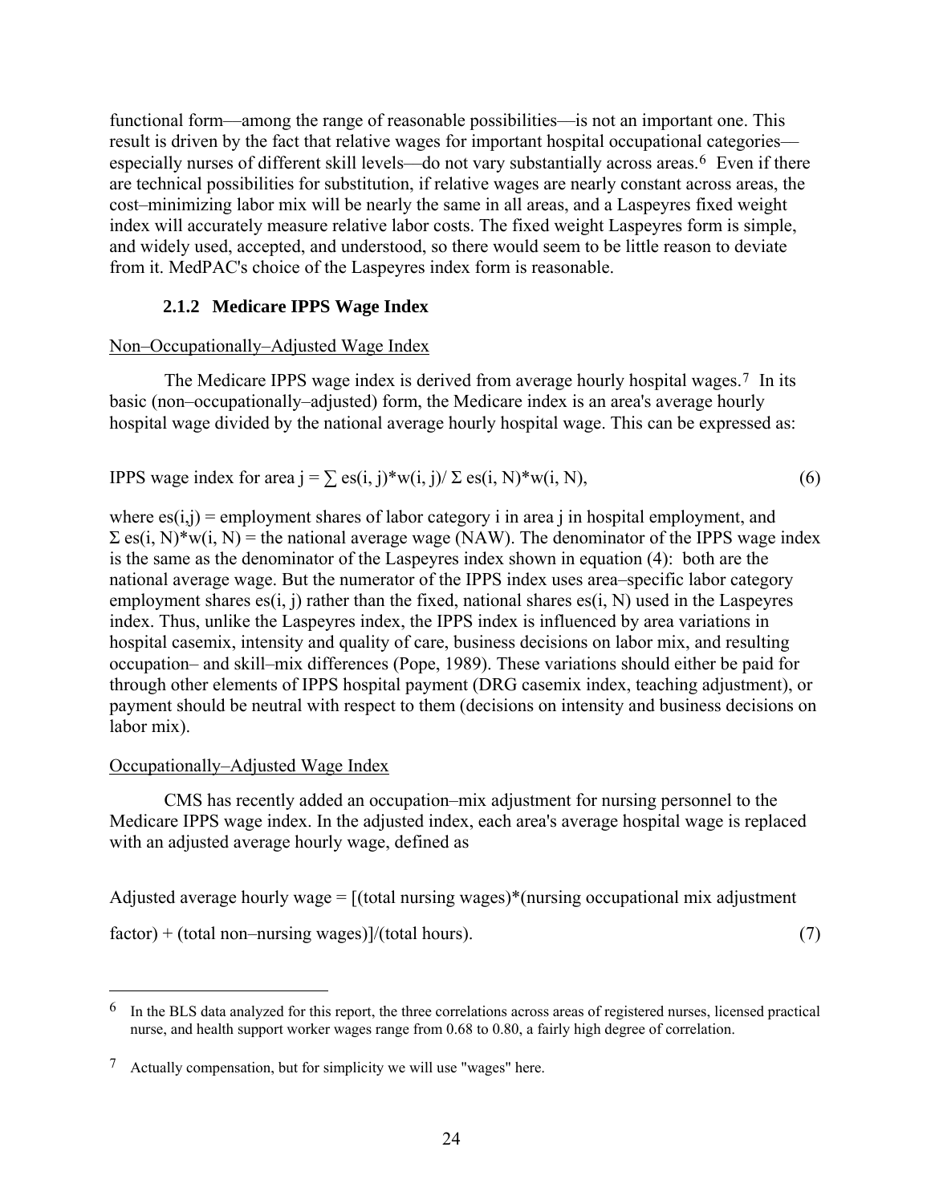functional form—among the range of reasonable possibilities—is not an important one. This result is driven by the fact that relative wages for important hospital occupational categories—especially nurses of different skill levels—do not vary substantially across areas.[6] Even if there are technical possibilities for substitution, if relative wages are nearly constant across areas, the cost–minimizing labor mix will be nearly the same in all areas, and a Laspeyres fixed weight index will accurately measure relative labor costs. The fixed weight Laspeyres form is simple, and widely used, accepted, and understood, so there would seem to be little reason to deviate from it. MedPAC's choice of the Laspeyres index form is reasonable.

### 2.1.2 Medicare IPPS Wage Index

Non–Occupationally–Adjusted Wage Index

The Medicare IPPS wage index is derived from average hourly hospital wages.[7] In its basic (non–occupationally–adjusted) form, the Medicare index is an area's average hourly hospital wage divided by the national average hourly hospital wage. This can be expressed as:

$$\text{IPPS wage index for area } j = \sum es(i, j)*w(i, j) / \Sigma\, es(i, N)*w(i, N), \tag{6}$$

where $es(i,j)$ = employment shares of labor category i in area j in hospital employment, and $\Sigma\, es(i, N)*w(i, N)$ = the national average wage (NAW). The denominator of the IPPS wage index is the same as the denominator of the Laspeyres index shown in equation (4): both are the national average wage. But the numerator of the IPPS index uses area–specific labor category employment shares $es(i, j)$ rather than the fixed, national shares $es(i, N)$ used in the Laspeyres index. Thus, unlike the Laspeyres index, the IPPS index is influenced by area variations in hospital casemix, intensity and quality of care, business decisions on labor mix, and resulting occupation– and skill–mix differences (Pope, 1989). These variations should either be paid for through other elements of IPPS hospital payment (DRG casemix index, teaching adjustment), or payment should be neutral with respect to them (decisions on intensity and business decisions on labor mix).

Occupationally–Adjusted Wage Index

CMS has recently added an occupation–mix adjustment for nursing personnel to the Medicare IPPS wage index. In the adjusted index, each area's average hospital wage is replaced with an adjusted average hourly wage, defined as

Adjusted average hourly wage = [(total nursing wages)*(nursing occupational mix adjustment factor) + (total non–nursing wages)]/(total hours). (7)

---

[6] In the BLS data analyzed for this report, the three correlations across areas of registered nurses, licensed practical nurse, and health support worker wages range from 0.68 to 0.80, a fairly high degree of correlation.

[7] Actually compensation, but for simplicity we will use "wages" here.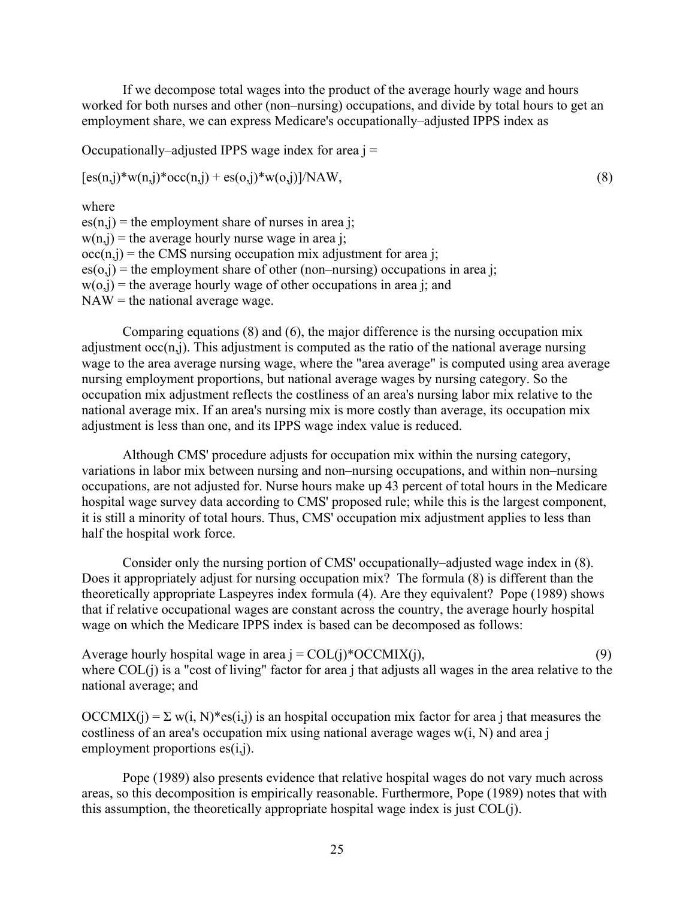If we decompose total wages into the product of the average hourly wage and hours worked for both nurses and other (non–nursing) occupations, and divide by total hours to get an employment share, we can express Medicare's occupationally–adjusted IPPS index as

Occupationally–adjusted IPPS wage index for area j =

$$[es(n,j)*w(n,j)*occ(n,j) + es(o,j)*w(o,j)]/NAW, \tag{8}$$

where
$es(n,j)$ = the employment share of nurses in area j;
$w(n,j)$ = the average hourly nurse wage in area j;
$occ(n,j)$ = the CMS nursing occupation mix adjustment for area j;
$es(o,j)$ = the employment share of other (non–nursing) occupations in area j;
$w(o,j)$ = the average hourly wage of other occupations in area j; and
NAW = the national average wage.

Comparing equations (8) and (6), the major difference is the nursing occupation mix adjustment $occ(n,j)$. This adjustment is computed as the ratio of the national average nursing wage to the area average nursing wage, where the "area average" is computed using area average nursing employment proportions, but national average wages by nursing category. So the occupation mix adjustment reflects the costliness of an area's nursing labor mix relative to the national average mix. If an area's nursing mix is more costly than average, its occupation mix adjustment is less than one, and its IPPS wage index value is reduced.

Although CMS' procedure adjusts for occupation mix within the nursing category, variations in labor mix between nursing and non–nursing occupations, and within non–nursing occupations, are not adjusted for. Nurse hours make up 43 percent of total hours in the Medicare hospital wage survey data according to CMS' proposed rule; while this is the largest component, it is still a minority of total hours. Thus, CMS' occupation mix adjustment applies to less than half the hospital work force.

Consider only the nursing portion of CMS' occupationally–adjusted wage index in (8). Does it appropriately adjust for nursing occupation mix? The formula (8) is different than the theoretically appropriate Laspeyres index formula (4). Are they equivalent? Pope (1989) shows that if relative occupational wages are constant across the country, the average hourly hospital wage on which the Medicare IPPS index is based can be decomposed as follows:

$$\text{Average hourly hospital wage in area j} = COL(j)*OCCMIX(j), \tag{9}$$

where $COL(j)$ is a "cost of living" factor for area j that adjusts all wages in the area relative to the national average; and

$OCCMIX(j) = \Sigma\, w(i, N)*es(i,j)$ is an hospital occupation mix factor for area j that measures the costliness of an area's occupation mix using national average wages $w(i, N)$ and area j employment proportions $es(i,j)$.

Pope (1989) also presents evidence that relative hospital wages do not vary much across areas, so this decomposition is empirically reasonable. Furthermore, Pope (1989) notes that with this assumption, the theoretically appropriate hospital wage index is just $COL(j)$.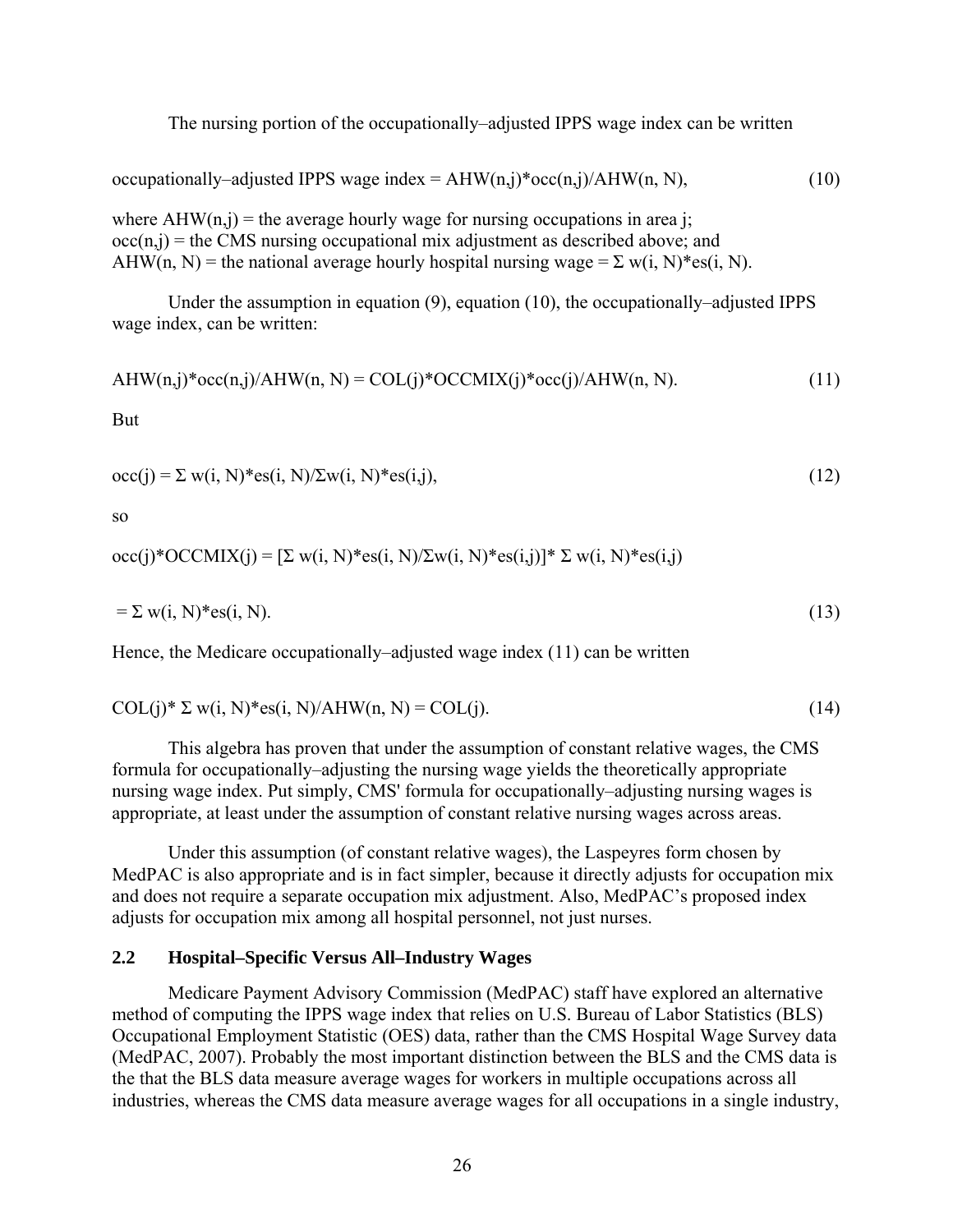The nursing portion of the occupationally–adjusted IPPS wage index can be written

$$\text{occupationally–adjusted IPPS wage index} = AHW(n,j)*occ(n,j)/AHW(n, N), \tag{10}$$

where $AHW(n,j)$ = the average hourly wage for nursing occupations in area j;
$occ(n,j)$ = the CMS nursing occupational mix adjustment as described above; and
$AHW(n, N)$ = the national average hourly hospital nursing wage = $\Sigma\, w(i, N)*es(i, N)$.

Under the assumption in equation (9), equation (10), the occupationally–adjusted IPPS wage index, can be written:

$$AHW(n,j)*occ(n,j)/AHW(n, N) = COL(j)*OCCMIX(j)*occ(j)/AHW(n, N). \tag{11}$$

But

$$occ(j) = \Sigma\, w(i, N)*es(i, N)/\Sigma w(i, N)*es(i,j), \tag{12}$$

so

$$occ(j)*OCCMIX(j) = [\Sigma\, w(i, N)*es(i, N)/\Sigma w(i, N)*es(i,j)]*\, \Sigma\, w(i, N)*es(i,j)$$

$$= \Sigma\, w(i, N)*es(i, N). \tag{13}$$

Hence, the Medicare occupationally–adjusted wage index (11) can be written

$$COL(j)*\, \Sigma\, w(i, N)*es(i, N)/AHW(n, N) = COL(j). \tag{14}$$

This algebra has proven that under the assumption of constant relative wages, the CMS formula for occupationally–adjusting the nursing wage yields the theoretically appropriate nursing wage index. Put simply, CMS' formula for occupationally–adjusting nursing wages is appropriate, at least under the assumption of constant relative nursing wages across areas.

Under this assumption (of constant relative wages), the Laspeyres form chosen by MedPAC is also appropriate and is in fact simpler, because it directly adjusts for occupation mix and does not require a separate occupation mix adjustment. Also, MedPAC's proposed index adjusts for occupation mix among all hospital personnel, not just nurses.

## 2.2 Hospital–Specific Versus All–Industry Wages

Medicare Payment Advisory Commission (MedPAC) staff have explored an alternative method of computing the IPPS wage index that relies on U.S. Bureau of Labor Statistics (BLS) Occupational Employment Statistic (OES) data, rather than the CMS Hospital Wage Survey data (MedPAC, 2007). Probably the most important distinction between the BLS and the CMS data is the that the BLS data measure average wages for workers in multiple occupations across all industries, whereas the CMS data measure average wages for all occupations in a single industry,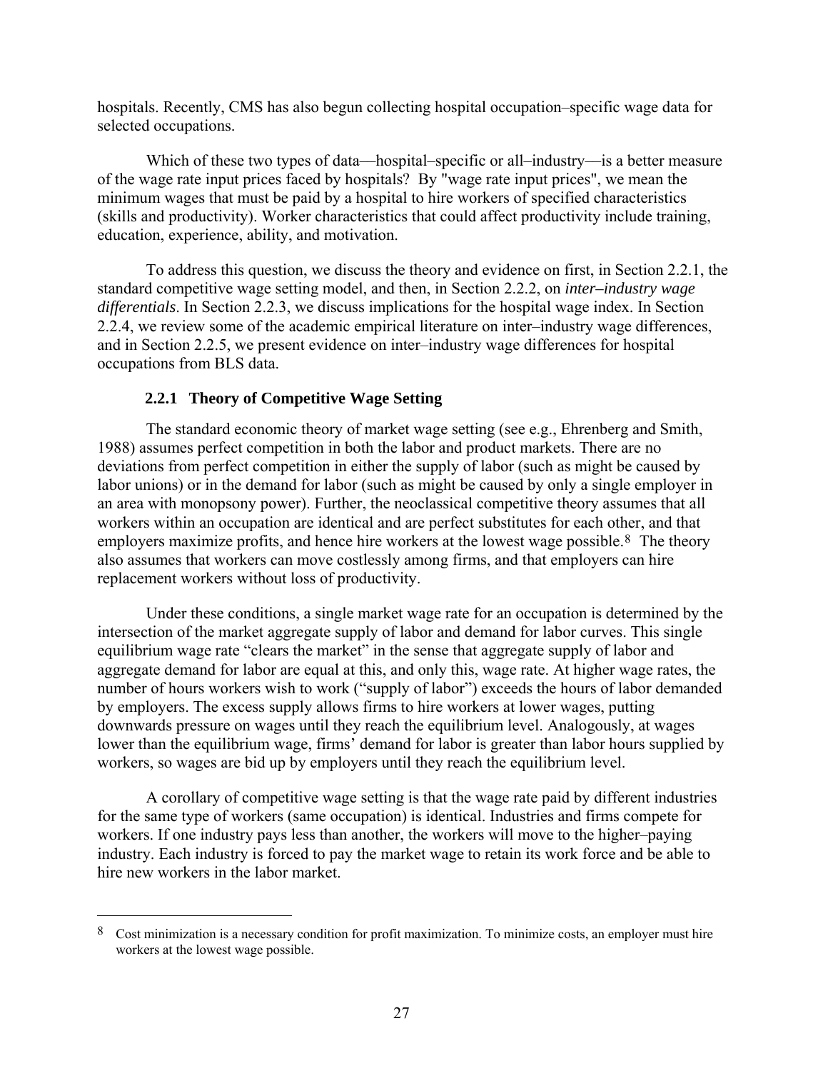hospitals. Recently, CMS has also begun collecting hospital occupation–specific wage data for selected occupations.

Which of these two types of data—hospital–specific or all–industry—is a better measure of the wage rate input prices faced by hospitals? By "wage rate input prices", we mean the minimum wages that must be paid by a hospital to hire workers of specified characteristics (skills and productivity). Worker characteristics that could affect productivity include training, education, experience, ability, and motivation.

To address this question, we discuss the theory and evidence on first, in Section 2.2.1, the standard competitive wage setting model, and then, in Section 2.2.2, on *inter–industry wage differentials*. In Section 2.2.3, we discuss implications for the hospital wage index. In Section 2.2.4, we review some of the academic empirical literature on inter–industry wage differences, and in Section 2.2.5, we present evidence on inter–industry wage differences for hospital occupations from BLS data.

### 2.2.1 Theory of Competitive Wage Setting

The standard economic theory of market wage setting (see e.g., Ehrenberg and Smith, 1988) assumes perfect competition in both the labor and product markets. There are no deviations from perfect competition in either the supply of labor (such as might be caused by labor unions) or in the demand for labor (such as might be caused by only a single employer in an area with monopsony power). Further, the neoclassical competitive theory assumes that all workers within an occupation are identical and are perfect substitutes for each other, and that employers maximize profits, and hence hire workers at the lowest wage possible.[8] The theory also assumes that workers can move costlessly among firms, and that employers can hire replacement workers without loss of productivity.

Under these conditions, a single market wage rate for an occupation is determined by the intersection of the market aggregate supply of labor and demand for labor curves. This single equilibrium wage rate "clears the market" in the sense that aggregate supply of labor and aggregate demand for labor are equal at this, and only this, wage rate. At higher wage rates, the number of hours workers wish to work ("supply of labor") exceeds the hours of labor demanded by employers. The excess supply allows firms to hire workers at lower wages, putting downwards pressure on wages until they reach the equilibrium level. Analogously, at wages lower than the equilibrium wage, firms' demand for labor is greater than labor hours supplied by workers, so wages are bid up by employers until they reach the equilibrium level.

A corollary of competitive wage setting is that the wage rate paid by different industries for the same type of workers (same occupation) is identical. Industries and firms compete for workers. If one industry pays less than another, the workers will move to the higher–paying industry. Each industry is forced to pay the market wage to retain its work force and be able to hire new workers in the labor market.

---

[8] Cost minimization is a necessary condition for profit maximization. To minimize costs, an employer must hire workers at the lowest wage possible.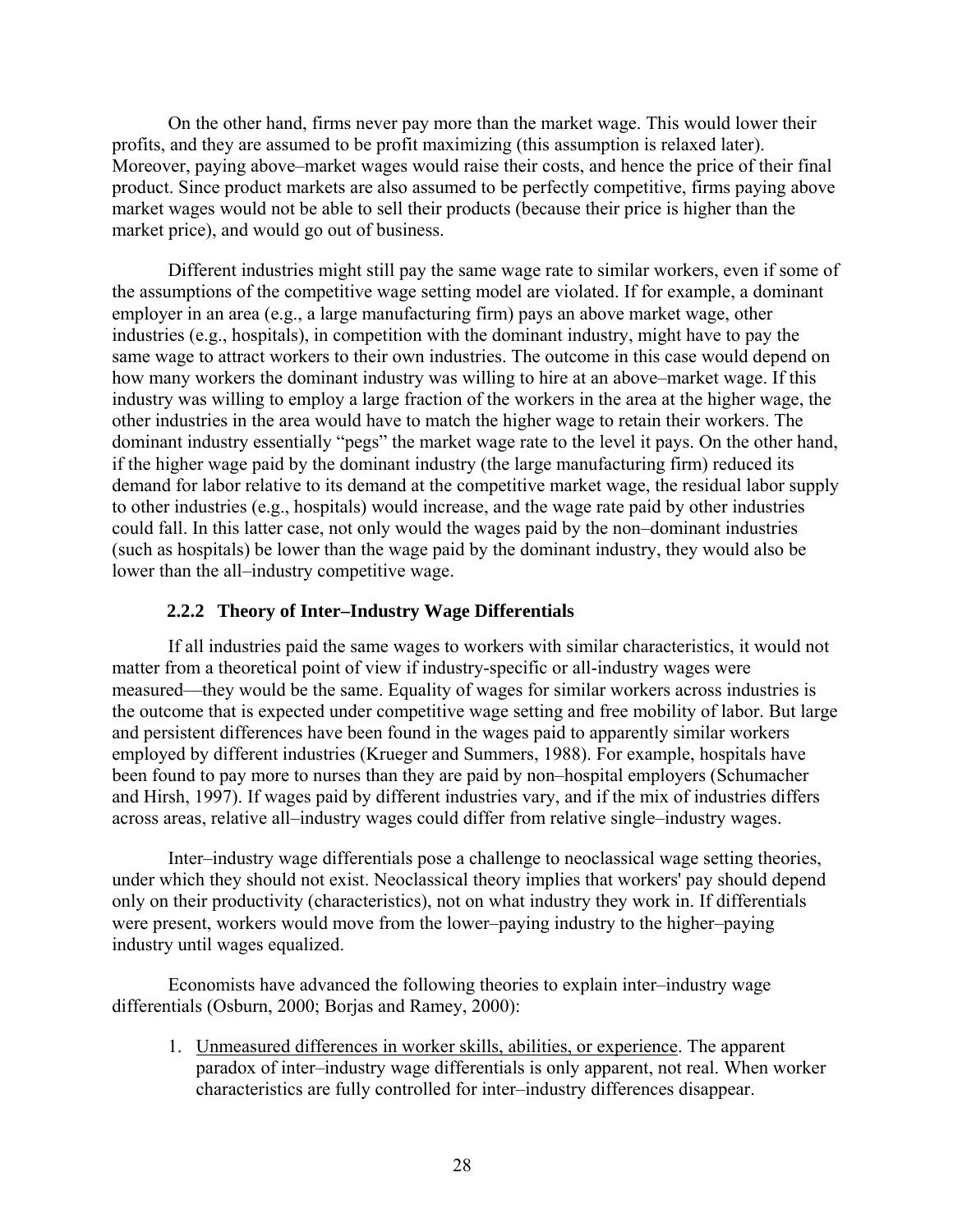On the other hand, firms never pay more than the market wage. This would lower their profits, and they are assumed to be profit maximizing (this assumption is relaxed later). Moreover, paying above–market wages would raise their costs, and hence the price of their final product. Since product markets are also assumed to be perfectly competitive, firms paying above market wages would not be able to sell their products (because their price is higher than the market price), and would go out of business.

Different industries might still pay the same wage rate to similar workers, even if some of the assumptions of the competitive wage setting model are violated. If for example, a dominant employer in an area (e.g., a large manufacturing firm) pays an above market wage, other industries (e.g., hospitals), in competition with the dominant industry, might have to pay the same wage to attract workers to their own industries. The outcome in this case would depend on how many workers the dominant industry was willing to hire at an above–market wage. If this industry was willing to employ a large fraction of the workers in the area at the higher wage, the other industries in the area would have to match the higher wage to retain their workers. The dominant industry essentially "pegs" the market wage rate to the level it pays. On the other hand, if the higher wage paid by the dominant industry (the large manufacturing firm) reduced its demand for labor relative to its demand at the competitive market wage, the residual labor supply to other industries (e.g., hospitals) would increase, and the wage rate paid by other industries could fall. In this latter case, not only would the wages paid by the non–dominant industries (such as hospitals) be lower than the wage paid by the dominant industry, they would also be lower than the all–industry competitive wage.

### 2.2.2 Theory of Inter–Industry Wage Differentials

If all industries paid the same wages to workers with similar characteristics, it would not matter from a theoretical point of view if industry-specific or all-industry wages were measured—they would be the same. Equality of wages for similar workers across industries is the outcome that is expected under competitive wage setting and free mobility of labor. But large and persistent differences have been found in the wages paid to apparently similar workers employed by different industries (Krueger and Summers, 1988). For example, hospitals have been found to pay more to nurses than they are paid by non–hospital employers (Schumacher and Hirsh, 1997). If wages paid by different industries vary, and if the mix of industries differs across areas, relative all–industry wages could differ from relative single–industry wages.

Inter–industry wage differentials pose a challenge to neoclassical wage setting theories, under which they should not exist. Neoclassical theory implies that workers' pay should depend only on their productivity (characteristics), not on what industry they work in. If differentials were present, workers would move from the lower–paying industry to the higher–paying industry until wages equalized.

Economists have advanced the following theories to explain inter–industry wage differentials (Osburn, 2000; Borjas and Ramey, 2000):

1. Unmeasured differences in worker skills, abilities, or experience. The apparent paradox of inter–industry wage differentials is only apparent, not real. When worker characteristics are fully controlled for inter–industry differences disappear.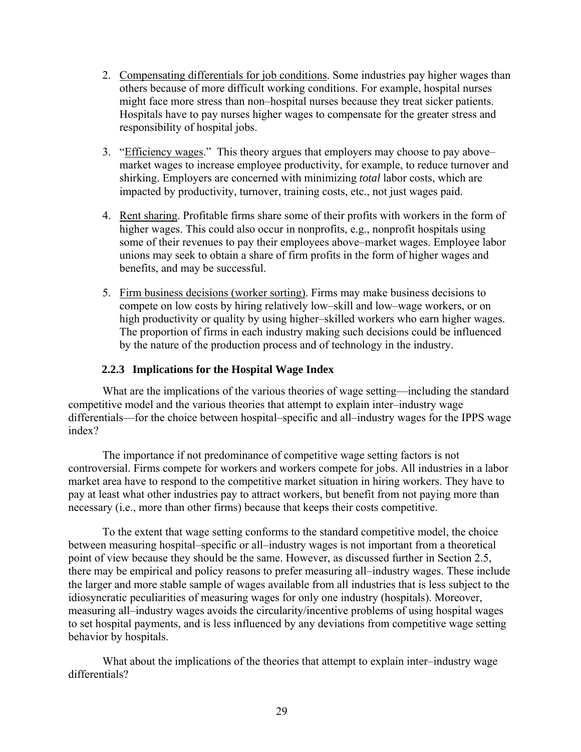2. Compensating differentials for job conditions. Some industries pay higher wages than others because of more difficult working conditions. For example, hospital nurses might face more stress than non–hospital nurses because they treat sicker patients. Hospitals have to pay nurses higher wages to compensate for the greater stress and responsibility of hospital jobs.

3. "Efficiency wages." This theory argues that employers may choose to pay above–market wages to increase employee productivity, for example, to reduce turnover and shirking. Employers are concerned with minimizing *total* labor costs, which are impacted by productivity, turnover, training costs, etc., not just wages paid.

4. Rent sharing. Profitable firms share some of their profits with workers in the form of higher wages. This could also occur in nonprofits, e.g., nonprofit hospitals using some of their revenues to pay their employees above–market wages. Employee labor unions may seek to obtain a share of firm profits in the form of higher wages and benefits, and may be successful.

5. Firm business decisions (worker sorting). Firms may make business decisions to compete on low costs by hiring relatively low–skill and low–wage workers, or on high productivity or quality by using higher–skilled workers who earn higher wages. The proportion of firms in each industry making such decisions could be influenced by the nature of the production process and of technology in the industry.

### 2.2.3 Implications for the Hospital Wage Index

What are the implications of the various theories of wage setting—including the standard competitive model and the various theories that attempt to explain inter–industry wage differentials—for the choice between hospital–specific and all–industry wages for the IPPS wage index?

The importance if not predominance of competitive wage setting factors is not controversial. Firms compete for workers and workers compete for jobs. All industries in a labor market area have to respond to the competitive market situation in hiring workers. They have to pay at least what other industries pay to attract workers, but benefit from not paying more than necessary (i.e., more than other firms) because that keeps their costs competitive.

To the extent that wage setting conforms to the standard competitive model, the choice between measuring hospital–specific or all–industry wages is not important from a theoretical point of view because they should be the same. However, as discussed further in Section 2.5, there may be empirical and policy reasons to prefer measuring all–industry wages. These include the larger and more stable sample of wages available from all industries that is less subject to the idiosyncratic peculiarities of measuring wages for only one industry (hospitals). Moreover, measuring all–industry wages avoids the circularity/incentive problems of using hospital wages to set hospital payments, and is less influenced by any deviations from competitive wage setting behavior by hospitals.

What about the implications of the theories that attempt to explain inter–industry wage differentials?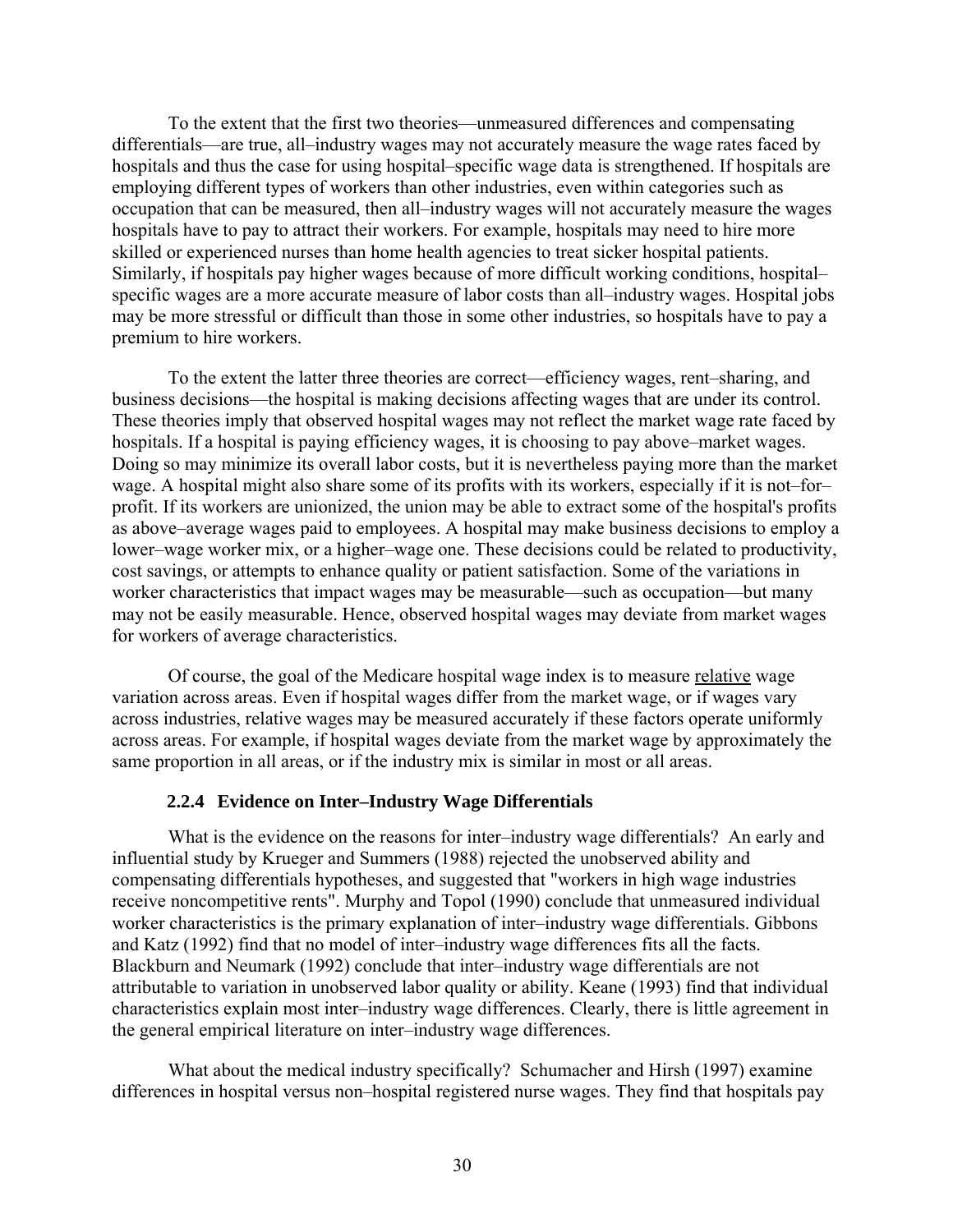To the extent that the first two theories—unmeasured differences and compensating differentials—are true, all–industry wages may not accurately measure the wage rates faced by hospitals and thus the case for using hospital–specific wage data is strengthened. If hospitals are employing different types of workers than other industries, even within categories such as occupation that can be measured, then all–industry wages will not accurately measure the wages hospitals have to pay to attract their workers. For example, hospitals may need to hire more skilled or experienced nurses than home health agencies to treat sicker hospital patients. Similarly, if hospitals pay higher wages because of more difficult working conditions, hospital–specific wages are a more accurate measure of labor costs than all–industry wages. Hospital jobs may be more stressful or difficult than those in some other industries, so hospitals have to pay a premium to hire workers.

To the extent the latter three theories are correct—efficiency wages, rent–sharing, and business decisions—the hospital is making decisions affecting wages that are under its control. These theories imply that observed hospital wages may not reflect the market wage rate faced by hospitals. If a hospital is paying efficiency wages, it is choosing to pay above–market wages. Doing so may minimize its overall labor costs, but it is nevertheless paying more than the market wage. A hospital might also share some of its profits with its workers, especially if it is not–for–profit. If its workers are unionized, the union may be able to extract some of the hospital's profits as above–average wages paid to employees. A hospital may make business decisions to employ a lower–wage worker mix, or a higher–wage one. These decisions could be related to productivity, cost savings, or attempts to enhance quality or patient satisfaction. Some of the variations in worker characteristics that impact wages may be measurable—such as occupation—but many may not be easily measurable. Hence, observed hospital wages may deviate from market wages for workers of average characteristics.

Of course, the goal of the Medicare hospital wage index is to measure <u>relative</u> wage variation across areas. Even if hospital wages differ from the market wage, or if wages vary across industries, relative wages may be measured accurately if these factors operate uniformly across areas. For example, if hospital wages deviate from the market wage by approximately the same proportion in all areas, or if the industry mix is similar in most or all areas.

### 2.2.4 Evidence on Inter–Industry Wage Differentials

What is the evidence on the reasons for inter–industry wage differentials? An early and influential study by Krueger and Summers (1988) rejected the unobserved ability and compensating differentials hypotheses, and suggested that "workers in high wage industries receive noncompetitive rents". Murphy and Topol (1990) conclude that unmeasured individual worker characteristics is the primary explanation of inter–industry wage differentials. Gibbons and Katz (1992) find that no model of inter–industry wage differences fits all the facts. Blackburn and Neumark (1992) conclude that inter–industry wage differentials are not attributable to variation in unobserved labor quality or ability. Keane (1993) find that individual characteristics explain most inter–industry wage differences. Clearly, there is little agreement in the general empirical literature on inter–industry wage differences.

What about the medical industry specifically? Schumacher and Hirsh (1997) examine differences in hospital versus non–hospital registered nurse wages. They find that hospitals pay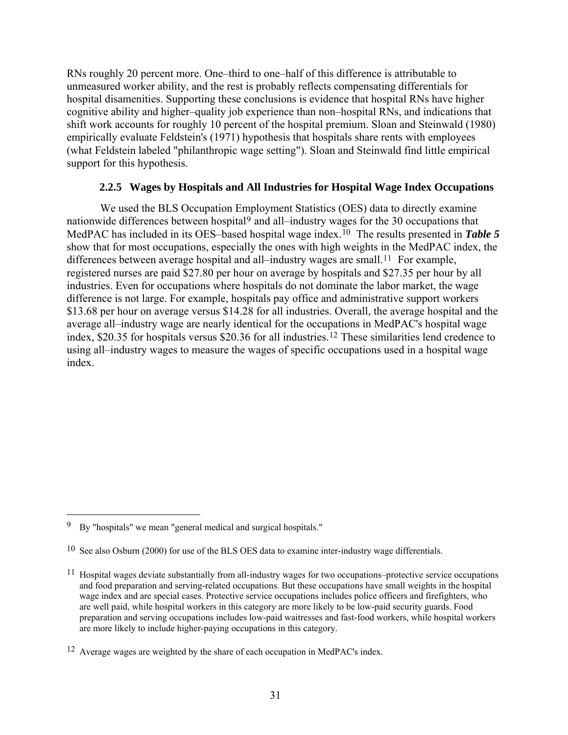RNs roughly 20 percent more. One–third to one–half of this difference is attributable to unmeasured worker ability, and the rest is probably reflects compensating differentials for hospital disamenities. Supporting these conclusions is evidence that hospital RNs have higher cognitive ability and higher–quality job experience than non–hospital RNs, and indications that shift work accounts for roughly 10 percent of the hospital premium. Sloan and Steinwald (1980) empirically evaluate Feldstein's (1971) hypothesis that hospitals share rents with employees (what Feldstein labeled "philanthropic wage setting"). Sloan and Steinwald find little empirical support for this hypothesis.

### 2.2.5 Wages by Hospitals and All Industries for Hospital Wage Index Occupations

We used the BLS Occupation Employment Statistics (OES) data to directly examine nationwide differences between hospital[9] and all–industry wages for the 30 occupations that MedPAC has included in its OES–based hospital wage index.[10] The results presented in ***Table 5*** show that for most occupations, especially the ones with high weights in the MedPAC index, the differences between average hospital and all–industry wages are small.[11] For example, registered nurses are paid $27.80 per hour on average by hospitals and $27.35 per hour by all industries. Even for occupations where hospitals do not dominate the labor market, the wage difference is not large. For example, hospitals pay office and administrative support workers $13.68 per hour on average versus $14.28 for all industries. Overall, the average hospital and the average all–industry wage are nearly identical for the occupations in MedPAC's hospital wage index, $20.35 for hospitals versus $20.36 for all industries.[12] These similarities lend credence to using all–industry wages to measure the wages of specific occupations used in a hospital wage index.

---

[9] By "hospitals" we mean "general medical and surgical hospitals."

[10] See also Osburn (2000) for use of the BLS OES data to examine inter-industry wage differentials.

[11] Hospital wages deviate substantially from all-industry wages for two occupations–protective service occupations and food preparation and serving-related occupations. But these occupations have small weights in the hospital wage index and are special cases. Protective service occupations includes police officers and firefighters, who are well paid, while hospital workers in this category are more likely to be low-paid security guards. Food preparation and serving occupations includes low-paid waitresses and fast-food workers, while hospital workers are more likely to include higher-paying occupations in this category.

[12] Average wages are weighted by the share of each occupation in MedPAC's index.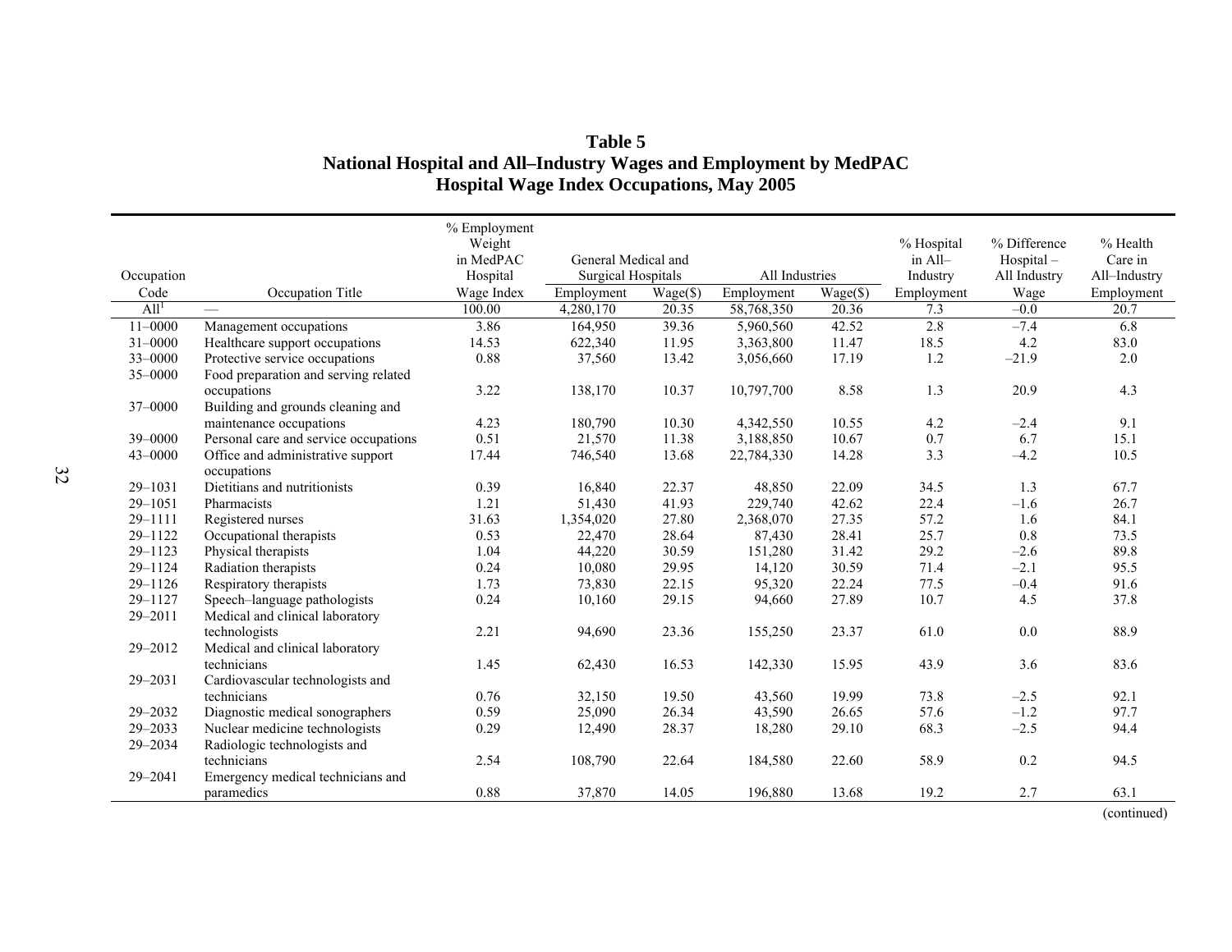**Table 5**
**National Hospital and All–Industry Wages and Employment by MedPAC Hospital Wage Index Occupations, May 2005**

| Occupation Code | Occupation Title | % Employment Weight in MedPAC Hospital Wage Index | General Medical and Surgical Hospitals | | All Industries | | % Hospital in All–Industry Employment | % Difference Hospital – All Industry Wage | % Health Care in All–Industry Employment |
|---|---|---|---|---|---|---|---|---|---|
| | | | Employment | Wage($) | Employment | Wage($) | | | |
| All[1] | — | 100.00 | 4,280,170 | 20.35 | 58,768,350 | 20.36 | 7.3 | –0.0 | 20.7 |
| 11–0000 | Management occupations | 3.86 | 164,950 | 39.36 | 5,960,560 | 42.52 | 2.8 | –7.4 | 6.8 |
| 31–0000 | Healthcare support occupations | 14.53 | 622,340 | 11.95 | 3,363,800 | 11.47 | 18.5 | 4.2 | 83.0 |
| 33–0000 | Protective service occupations | 0.88 | 37,560 | 13.42 | 3,056,660 | 17.19 | 1.2 | –21.9 | 2.0 |
| 35–0000 | Food preparation and serving related occupations | 3.22 | 138,170 | 10.37 | 10,797,700 | 8.58 | 1.3 | 20.9 | 4.3 |
| 37–0000 | Building and grounds cleaning and maintenance occupations | 4.23 | 180,790 | 10.30 | 4,342,550 | 10.55 | 4.2 | –2.4 | 9.1 |
| 39–0000 | Personal care and service occupations | 0.51 | 21,570 | 11.38 | 3,188,850 | 10.67 | 0.7 | 6.7 | 15.1 |
| 43–0000 | Office and administrative support occupations | 17.44 | 746,540 | 13.68 | 22,784,330 | 14.28 | 3.3 | –4.2 | 10.5 |
| 29–1031 | Dietitians and nutritionists | 0.39 | 16,840 | 22.37 | 48,850 | 22.09 | 34.5 | 1.3 | 67.7 |
| 29–1051 | Pharmacists | 1.21 | 51,430 | 41.93 | 229,740 | 42.62 | 22.4 | –1.6 | 26.7 |
| 29–1111 | Registered nurses | 31.63 | 1,354,020 | 27.80 | 2,368,070 | 27.35 | 57.2 | 1.6 | 84.1 |
| 29–1122 | Occupational therapists | 0.53 | 22,470 | 28.64 | 87,430 | 28.41 | 25.7 | 0.8 | 73.5 |
| 29–1123 | Physical therapists | 1.04 | 44,220 | 30.59 | 151,280 | 31.42 | 29.2 | –2.6 | 89.8 |
| 29–1124 | Radiation therapists | 0.24 | 10,080 | 29.95 | 14,120 | 30.59 | 71.4 | –2.1 | 95.5 |
| 29–1126 | Respiratory therapists | 1.73 | 73,830 | 22.15 | 95,320 | 22.24 | 77.5 | –0.4 | 91.6 |
| 29–1127 | Speech–language pathologists | 0.24 | 10,160 | 29.15 | 94,660 | 27.89 | 10.7 | 4.5 | 37.8 |
| 29–2011 | Medical and clinical laboratory technologists | 2.21 | 94,690 | 23.36 | 155,250 | 23.37 | 61.0 | 0.0 | 88.9 |
| 29–2012 | Medical and clinical laboratory technicians | 1.45 | 62,430 | 16.53 | 142,330 | 15.95 | 43.9 | 3.6 | 83.6 |
| 29–2031 | Cardiovascular technologists and technicians | 0.76 | 32,150 | 19.50 | 43,560 | 19.99 | 73.8 | –2.5 | 92.1 |
| 29–2032 | Diagnostic medical sonographers | 0.59 | 25,090 | 26.34 | 43,590 | 26.65 | 57.6 | –1.2 | 97.7 |
| 29–2033 | Nuclear medicine technologists | 0.29 | 12,490 | 28.37 | 18,280 | 29.10 | 68.3 | –2.5 | 94.4 |
| 29–2034 | Radiologic technologists and technicians | 2.54 | 108,790 | 22.64 | 184,580 | 22.60 | 58.9 | 0.2 | 94.5 |
| 29–2041 | Emergency medical technicians and paramedics | 0.88 | 37,870 | 14.05 | 196,880 | 13.68 | 19.2 | 2.7 | 63.1 |

(continued)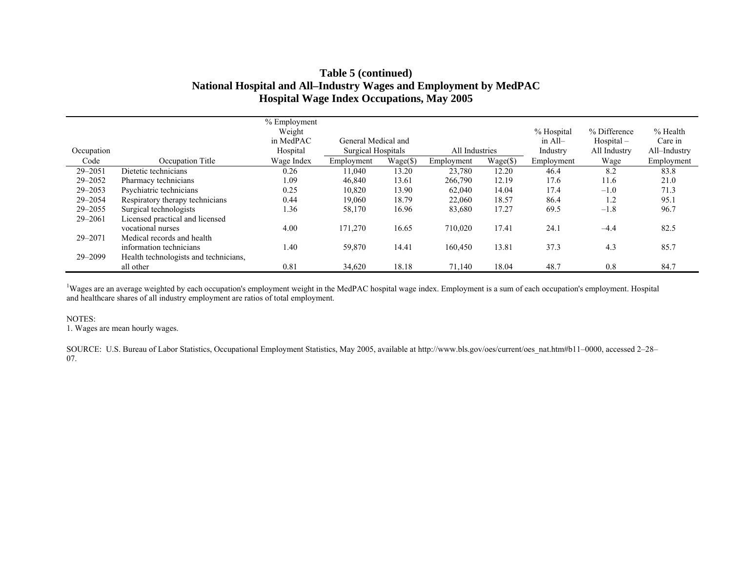**Table 5 (continued)**
**National Hospital and All–Industry Wages and Employment by MedPAC Hospital Wage Index Occupations, May 2005**

| Occupation Code | Occupation Title | % Employment Weight in MedPAC Hospital Wage Index | General Medical and Surgical Hospitals | | All Industries | | % Hospital in All–Industry Employment | % Difference Hospital – All Industry Wage | % Health Care in All–Industry Employment |
|---|---|---|---|---|---|---|---|---|---|
| | | | Employment | Wage($) | Employment | Wage($) | | | |
| 29–2051 | Dietetic technicians | 0.26 | 11,040 | 13.20 | 23,780 | 12.20 | 46.4 | 8.2 | 83.8 |
| 29–2052 | Pharmacy technicians | 1.09 | 46,840 | 13.61 | 266,790 | 12.19 | 17.6 | 11.6 | 21.0 |
| 29–2053 | Psychiatric technicians | 0.25 | 10,820 | 13.90 | 62,040 | 14.04 | 17.4 | –1.0 | 71.3 |
| 29–2054 | Respiratory therapy technicians | 0.44 | 19,060 | 18.79 | 22,060 | 18.57 | 86.4 | 1.2 | 95.1 |
| 29–2055 | Surgical technologists | 1.36 | 58,170 | 16.96 | 83,680 | 17.27 | 69.5 | –1.8 | 96.7 |
| 29–2061 | Licensed practical and licensed vocational nurses | 4.00 | 171,270 | 16.65 | 710,020 | 17.41 | 24.1 | –4.4 | 82.5 |
| 29–2071 | Medical records and health information technicians | 1.40 | 59,870 | 14.41 | 160,450 | 13.81 | 37.3 | 4.3 | 85.7 |
| 29–2099 | Health technologists and technicians, all other | 0.81 | 34,620 | 18.18 | 71,140 | 18.04 | 48.7 | 0.8 | 84.7 |

[1]Wages are an average weighted by each occupation's employment weight in the MedPAC hospital wage index. Employment is a sum of each occupation's employment. Hospital and healthcare shares of all industry employment are ratios of total employment.

NOTES:
1. Wages are mean hourly wages.

SOURCE: U.S. Bureau of Labor Statistics, Occupational Employment Statistics, May 2005, available at http://www.bls.gov/oes/current/oes_nat.htm#b11–0000, accessed 2–28–07.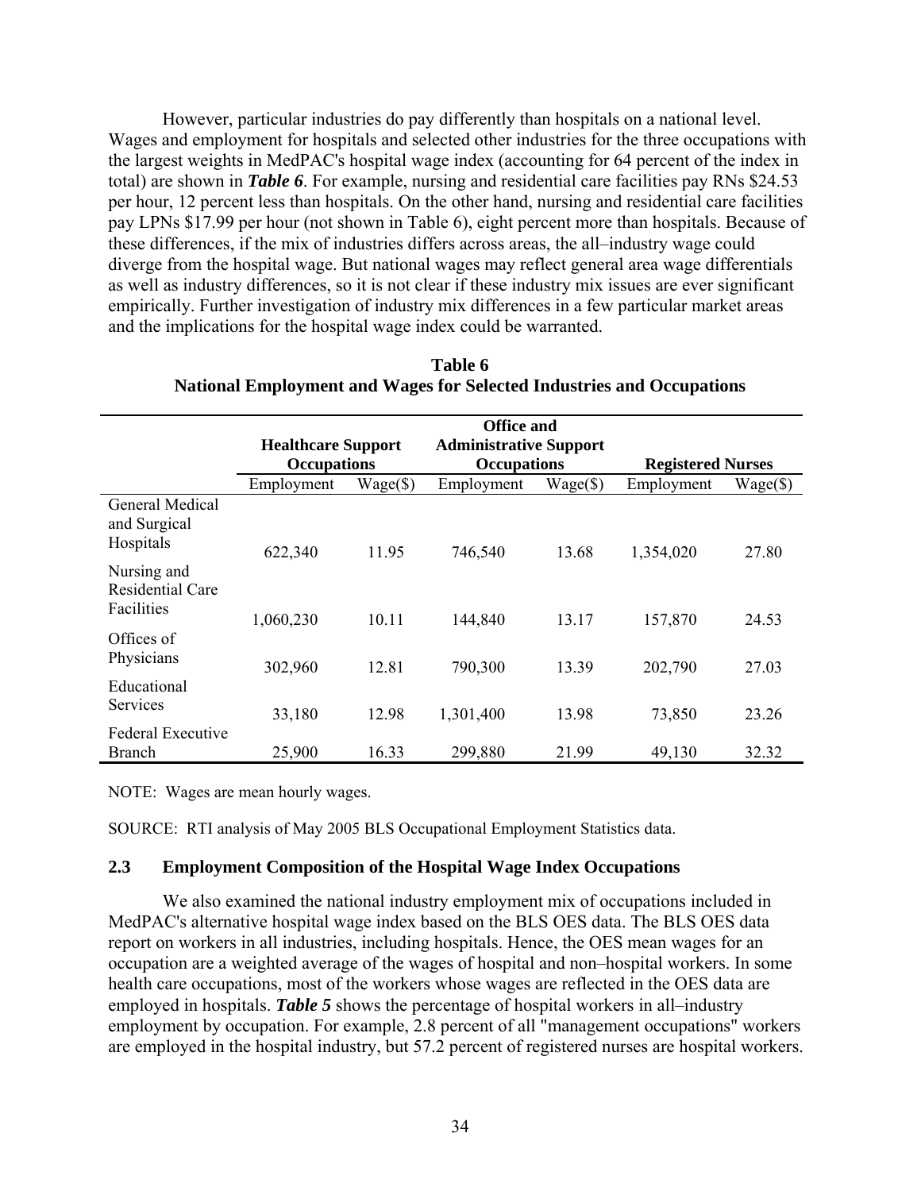However, particular industries do pay differently than hospitals on a national level. Wages and employment for hospitals and selected other industries for the three occupations with the largest weights in MedPAC's hospital wage index (accounting for 64 percent of the index in total) are shown in ***Table 6***. For example, nursing and residential care facilities pay RNs $24.53 per hour, 12 percent less than hospitals. On the other hand, nursing and residential care facilities pay LPNs $17.99 per hour (not shown in Table 6), eight percent more than hospitals. Because of these differences, if the mix of industries differs across areas, the all–industry wage could diverge from the hospital wage. But national wages may reflect general area wage differentials as well as industry differences, so it is not clear if these industry mix issues are ever significant empirically. Further investigation of industry mix differences in a few particular market areas and the implications for the hospital wage index could be warranted.

**Table 6**
**National Employment and Wages for Selected Industries and Occupations**

| | Healthcare Support Occupations | | Office and Administrative Support Occupations | | Registered Nurses | |
|---|---|---|---|---|---|---|
| | Employment | Wage($) | Employment | Wage($) | Employment | Wage($) |
| General Medical and Surgical Hospitals | 622,340 | 11.95 | 746,540 | 13.68 | 1,354,020 | 27.80 |
| Nursing and Residential Care Facilities | 1,060,230 | 10.11 | 144,840 | 13.17 | 157,870 | 24.53 |
| Offices of Physicians | 302,960 | 12.81 | 790,300 | 13.39 | 202,790 | 27.03 |
| Educational Services | 33,180 | 12.98 | 1,301,400 | 13.98 | 73,850 | 23.26 |
| Federal Executive Branch | 25,900 | 16.33 | 299,880 | 21.99 | 49,130 | 32.32 |

NOTE: Wages are mean hourly wages.

SOURCE: RTI analysis of May 2005 BLS Occupational Employment Statistics data.

### 2.3 Employment Composition of the Hospital Wage Index Occupations

We also examined the national industry employment mix of occupations included in MedPAC's alternative hospital wage index based on the BLS OES data. The BLS OES data report on workers in all industries, including hospitals. Hence, the OES mean wages for an occupation are a weighted average of the wages of hospital and non–hospital workers. In some health care occupations, most of the workers whose wages are reflected in the OES data are employed in hospitals. ***Table 5*** shows the percentage of hospital workers in all–industry employment by occupation. For example, 2.8 percent of all "management occupations" workers are employed in the hospital industry, but 57.2 percent of registered nurses are hospital workers.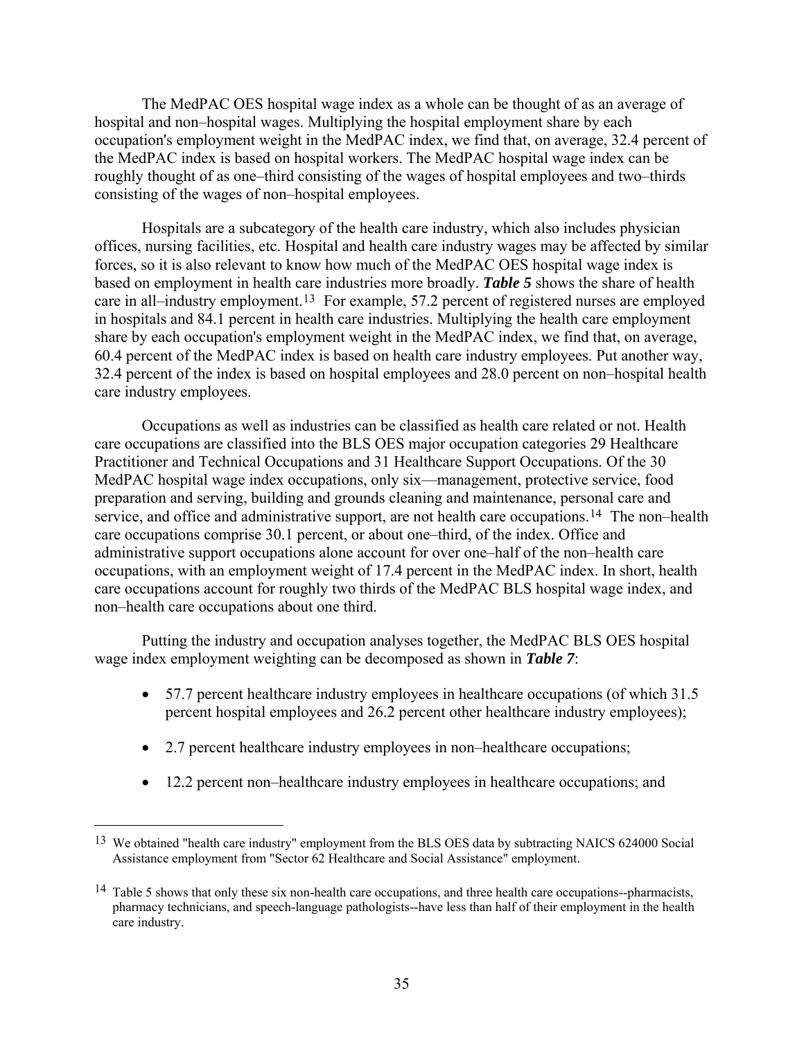The MedPAC OES hospital wage index as a whole can be thought of as an average of hospital and non–hospital wages. Multiplying the hospital employment share by each occupation's employment weight in the MedPAC index, we find that, on average, 32.4 percent of the MedPAC index is based on hospital workers. The MedPAC hospital wage index can be roughly thought of as one–third consisting of the wages of hospital employees and two–thirds consisting of the wages of non–hospital employees.

Hospitals are a subcategory of the health care industry, which also includes physician offices, nursing facilities, etc. Hospital and health care industry wages may be affected by similar forces, so it is also relevant to know how much of the MedPAC OES hospital wage index is based on employment in health care industries more broadly. ***Table 5*** shows the share of health care in all–industry employment.[13] For example, 57.2 percent of registered nurses are employed in hospitals and 84.1 percent in health care industries. Multiplying the health care employment share by each occupation's employment weight in the MedPAC index, we find that, on average, 60.4 percent of the MedPAC index is based on health care industry employees. Put another way, 32.4 percent of the index is based on hospital employees and 28.0 percent on non–hospital health care industry employees.

Occupations as well as industries can be classified as health care related or not. Health care occupations are classified into the BLS OES major occupation categories 29 Healthcare Practitioner and Technical Occupations and 31 Healthcare Support Occupations. Of the 30 MedPAC hospital wage index occupations, only six—management, protective service, food preparation and serving, building and grounds cleaning and maintenance, personal care and service, and office and administrative support, are not health care occupations.[14] The non–health care occupations comprise 30.1 percent, or about one–third, of the index. Office and administrative support occupations alone account for over one–half of the non–health care occupations, with an employment weight of 17.4 percent in the MedPAC index. In short, health care occupations account for roughly two thirds of the MedPAC BLS hospital wage index, and non–health care occupations about one third.

Putting the industry and occupation analyses together, the MedPAC BLS OES hospital wage index employment weighting can be decomposed as shown in ***Table 7***:

- 57.7 percent healthcare industry employees in healthcare occupations (of which 31.5 percent hospital employees and 26.2 percent other healthcare industry employees);
- 2.7 percent healthcare industry employees in non–healthcare occupations;
- 12.2 percent non–healthcare industry employees in healthcare occupations; and

[13] We obtained "health care industry" employment from the BLS OES data by subtracting NAICS 624000 Social Assistance employment from "Sector 62 Healthcare and Social Assistance" employment.

[14] Table 5 shows that only these six non-health care occupations, and three health care occupations--pharmacists, pharmacy technicians, and speech-language pathologists--have less than half of their employment in the health care industry.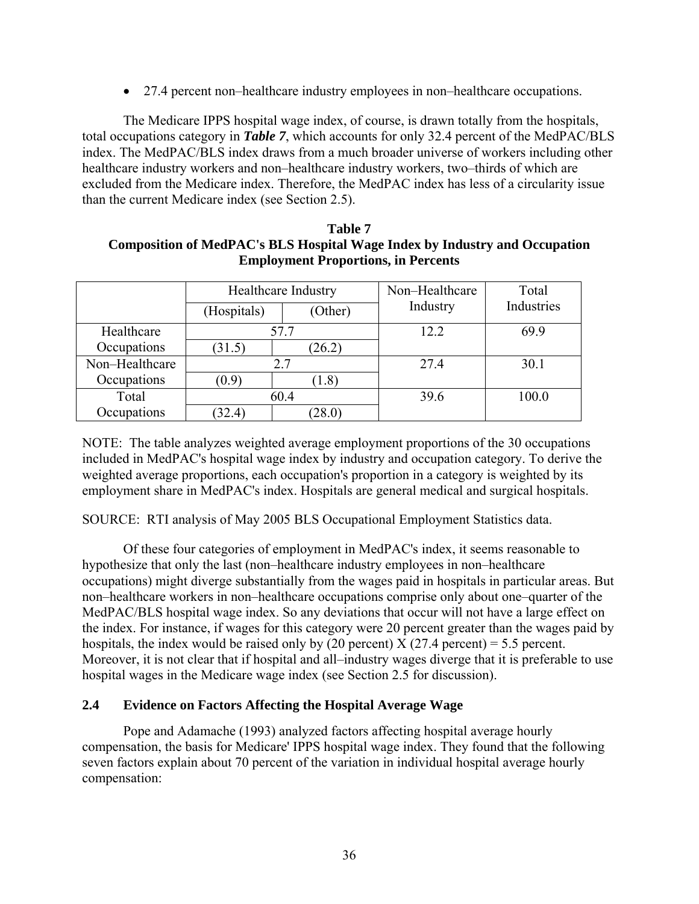- 27.4 percent non–healthcare industry employees in non–healthcare occupations.

The Medicare IPPS hospital wage index, of course, is drawn totally from the hospitals, total occupations category in ***Table 7***, which accounts for only 32.4 percent of the MedPAC/BLS index. The MedPAC/BLS index draws from a much broader universe of workers including other healthcare industry workers and non–healthcare industry workers, two–thirds of which are excluded from the Medicare index. Therefore, the MedPAC index has less of a circularity issue than the current Medicare index (see Section 2.5).

**Table 7**
**Composition of MedPAC's BLS Hospital Wage Index by Industry and Occupation Employment Proportions, in Percents**

| | Healthcare Industry | | Non–Healthcare Industry | Total Industries |
|---|---|---|---|---|
| | (Hospitals) | (Other) | | |
| Healthcare Occupations | 57.7 | | 12.2 | 69.9 |
| | (31.5) | (26.2) | | |
| Non–Healthcare Occupations | 2.7 | | 27.4 | 30.1 |
| | (0.9) | (1.8) | | |
| Total Occupations | 60.4 | | 39.6 | 100.0 |
| | (32.4) | (28.0) | | |

NOTE: The table analyzes weighted average employment proportions of the 30 occupations included in MedPAC's hospital wage index by industry and occupation category. To derive the weighted average proportions, each occupation's proportion in a category is weighted by its employment share in MedPAC's index. Hospitals are general medical and surgical hospitals.

SOURCE: RTI analysis of May 2005 BLS Occupational Employment Statistics data.

Of these four categories of employment in MedPAC's index, it seems reasonable to hypothesize that only the last (non–healthcare industry employees in non–healthcare occupations) might diverge substantially from the wages paid in hospitals in particular areas. But non–healthcare workers in non–healthcare occupations comprise only about one–quarter of the MedPAC/BLS hospital wage index. So any deviations that occur will not have a large effect on the index. For instance, if wages for this category were 20 percent greater than the wages paid by hospitals, the index would be raised only by (20 percent) X (27.4 percent) = 5.5 percent. Moreover, it is not clear that if hospital and all–industry wages diverge that it is preferable to use hospital wages in the Medicare wage index (see Section 2.5 for discussion).

### 2.4 Evidence on Factors Affecting the Hospital Average Wage

Pope and Adamache (1993) analyzed factors affecting hospital average hourly compensation, the basis for Medicare' IPPS hospital wage index. They found that the following seven factors explain about 70 percent of the variation in individual hospital average hourly compensation: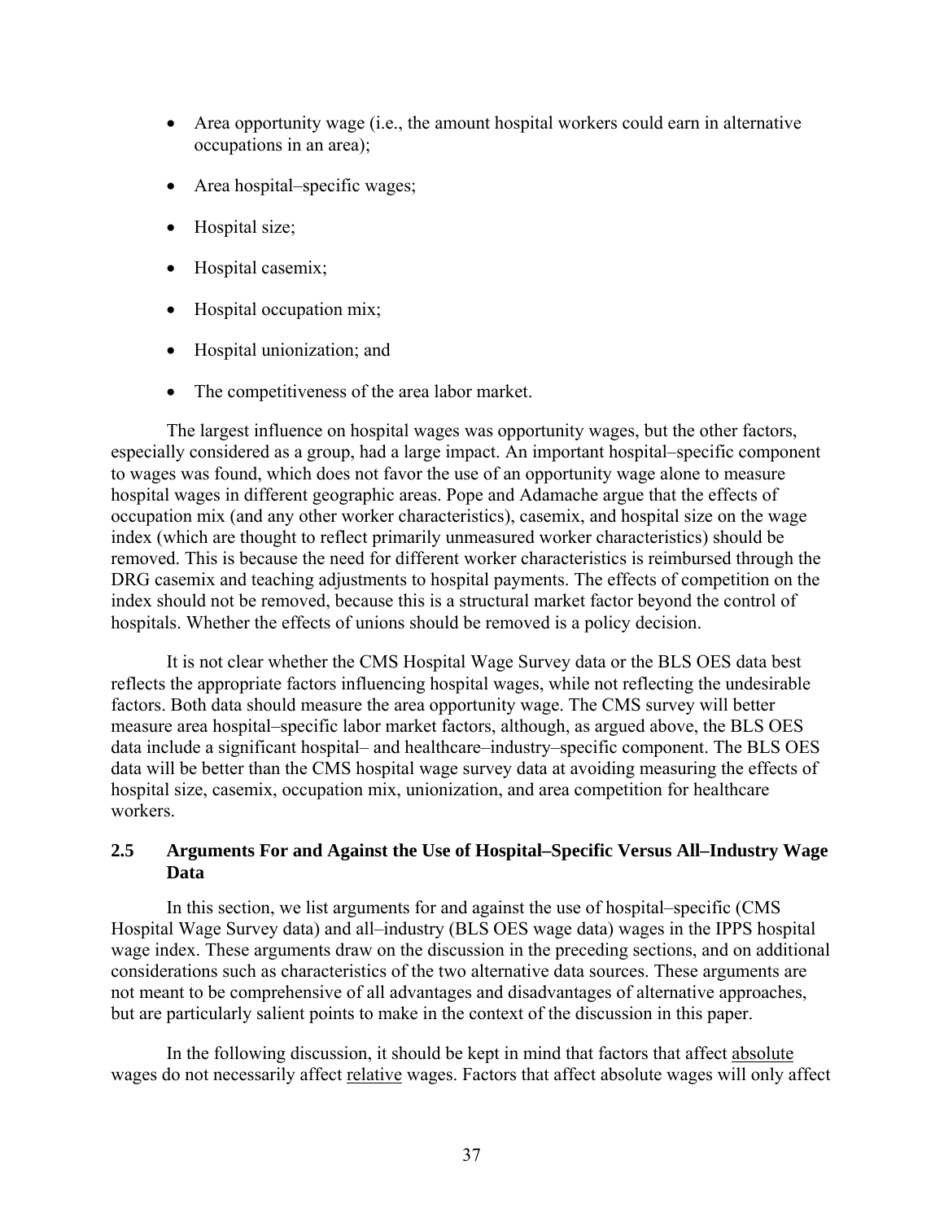- Area opportunity wage (i.e., the amount hospital workers could earn in alternative occupations in an area);
- Area hospital–specific wages;
- Hospital size;
- Hospital casemix;
- Hospital occupation mix;
- Hospital unionization; and
- The competitiveness of the area labor market.

The largest influence on hospital wages was opportunity wages, but the other factors, especially considered as a group, had a large impact. An important hospital–specific component to wages was found, which does not favor the use of an opportunity wage alone to measure hospital wages in different geographic areas. Pope and Adamache argue that the effects of occupation mix (and any other worker characteristics), casemix, and hospital size on the wage index (which are thought to reflect primarily unmeasured worker characteristics) should be removed. This is because the need for different worker characteristics is reimbursed through the DRG casemix and teaching adjustments to hospital payments. The effects of competition on the index should not be removed, because this is a structural market factor beyond the control of hospitals. Whether the effects of unions should be removed is a policy decision.

It is not clear whether the CMS Hospital Wage Survey data or the BLS OES data best reflects the appropriate factors influencing hospital wages, while not reflecting the undesirable factors. Both data should measure the area opportunity wage. The CMS survey will better measure area hospital–specific labor market factors, although, as argued above, the BLS OES data include a significant hospital– and healthcare–industry–specific component. The BLS OES data will be better than the CMS hospital wage survey data at avoiding measuring the effects of hospital size, casemix, occupation mix, unionization, and area competition for healthcare workers.

## 2.5 Arguments For and Against the Use of Hospital–Specific Versus All–Industry Wage Data

In this section, we list arguments for and against the use of hospital–specific (CMS Hospital Wage Survey data) and all–industry (BLS OES wage data) wages in the IPPS hospital wage index. These arguments draw on the discussion in the preceding sections, and on additional considerations such as characteristics of the two alternative data sources. These arguments are not meant to be comprehensive of all advantages and disadvantages of alternative approaches, but are particularly salient points to make in the context of the discussion in this paper.

In the following discussion, it should be kept in mind that factors that affect absolute wages do not necessarily affect relative wages. Factors that affect absolute wages will only affect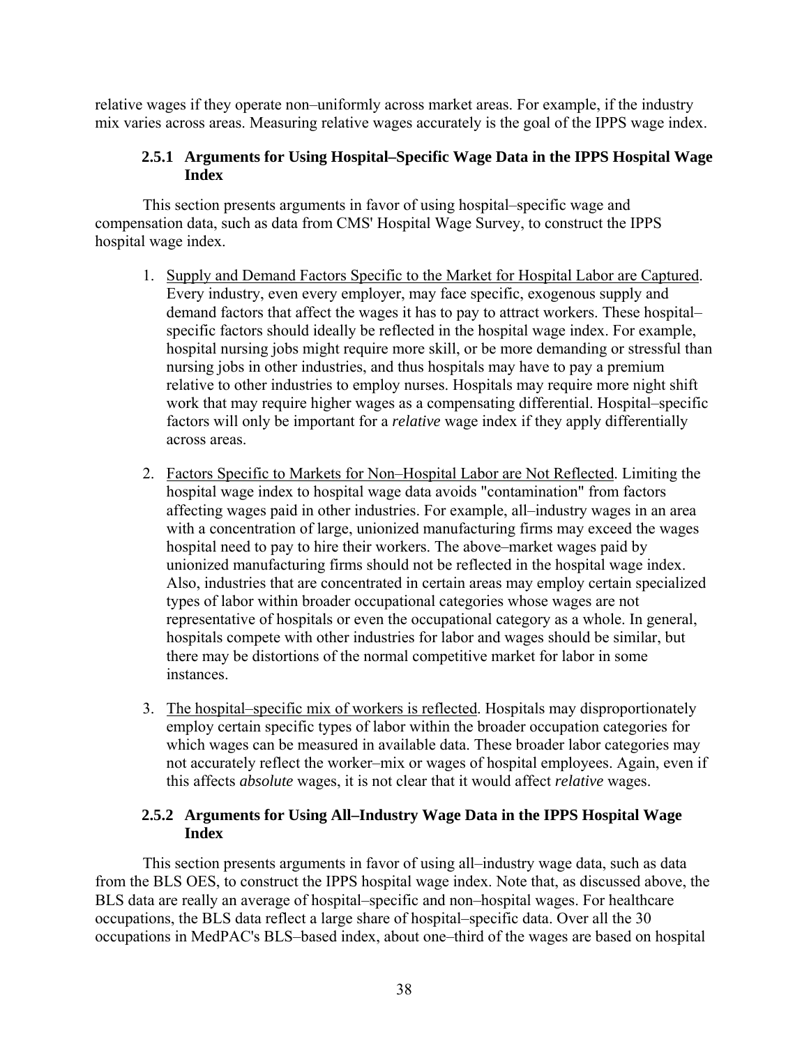relative wages if they operate non–uniformly across market areas. For example, if the industry mix varies across areas. Measuring relative wages accurately is the goal of the IPPS wage index.

### 2.5.1 Arguments for Using Hospital–Specific Wage Data in the IPPS Hospital Wage Index

This section presents arguments in favor of using hospital–specific wage and compensation data, such as data from CMS' Hospital Wage Survey, to construct the IPPS hospital wage index.

1. Supply and Demand Factors Specific to the Market for Hospital Labor are Captured. Every industry, even every employer, may face specific, exogenous supply and demand factors that affect the wages it has to pay to attract workers. These hospital–specific factors should ideally be reflected in the hospital wage index. For example, hospital nursing jobs might require more skill, or be more demanding or stressful than nursing jobs in other industries, and thus hospitals may have to pay a premium relative to other industries to employ nurses. Hospitals may require more night shift work that may require higher wages as a compensating differential. Hospital–specific factors will only be important for a *relative* wage index if they apply differentially across areas.

2. Factors Specific to Markets for Non–Hospital Labor are Not Reflected. Limiting the hospital wage index to hospital wage data avoids "contamination" from factors affecting wages paid in other industries. For example, all–industry wages in an area with a concentration of large, unionized manufacturing firms may exceed the wages hospital need to pay to hire their workers. The above–market wages paid by unionized manufacturing firms should not be reflected in the hospital wage index. Also, industries that are concentrated in certain areas may employ certain specialized types of labor within broader occupational categories whose wages are not representative of hospitals or even the occupational category as a whole. In general, hospitals compete with other industries for labor and wages should be similar, but there may be distortions of the normal competitive market for labor in some instances.

3. The hospital–specific mix of workers is reflected. Hospitals may disproportionately employ certain specific types of labor within the broader occupation categories for which wages can be measured in available data. These broader labor categories may not accurately reflect the worker–mix or wages of hospital employees. Again, even if this affects *absolute* wages, it is not clear that it would affect *relative* wages.

### 2.5.2 Arguments for Using All–Industry Wage Data in the IPPS Hospital Wage Index

This section presents arguments in favor of using all–industry wage data, such as data from the BLS OES, to construct the IPPS hospital wage index. Note that, as discussed above, the BLS data are really an average of hospital–specific and non–hospital wages. For healthcare occupations, the BLS data reflect a large share of hospital–specific data. Over all the 30 occupations in MedPAC's BLS–based index, about one–third of the wages are based on hospital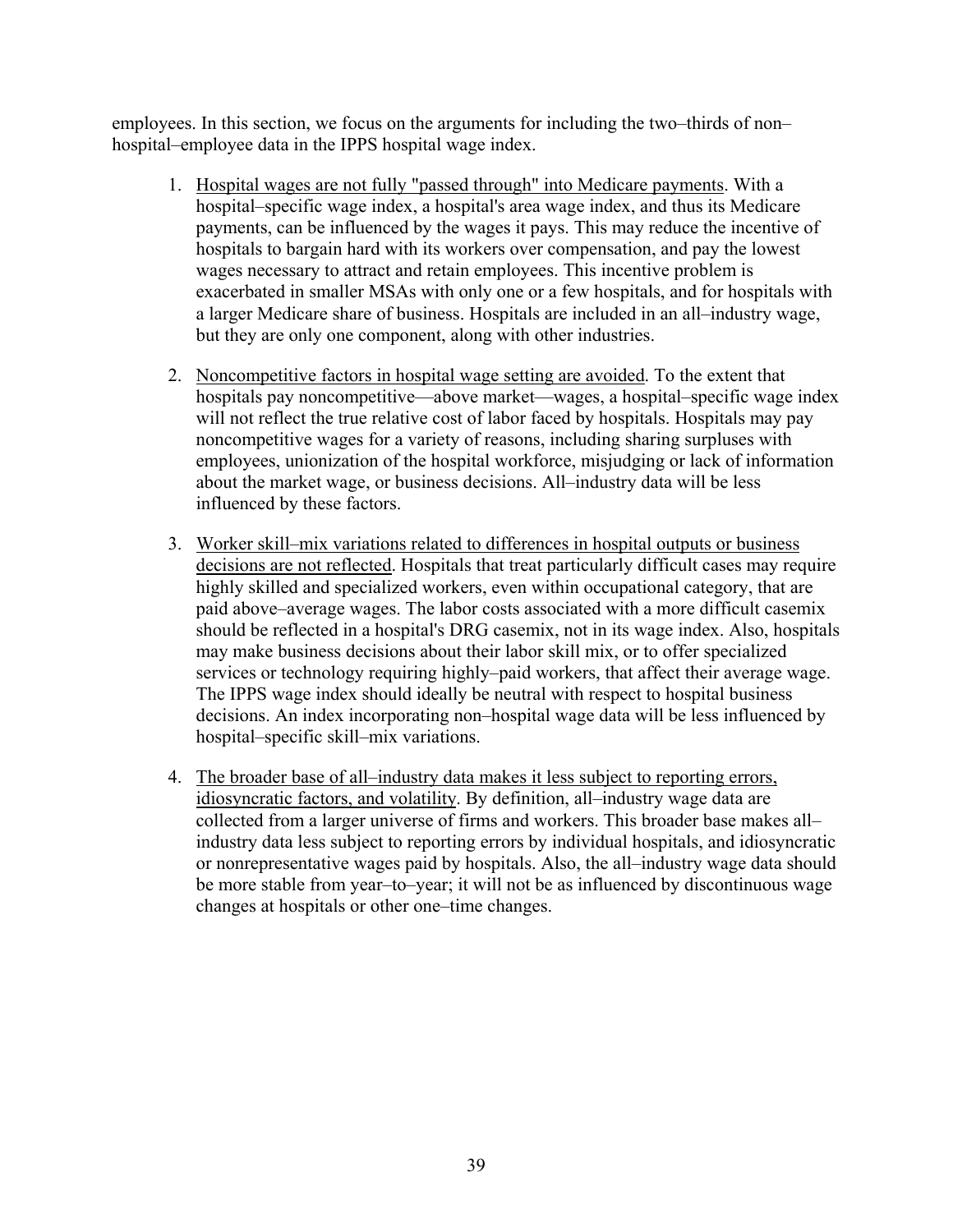employees. In this section, we focus on the arguments for including the two–thirds of non–hospital–employee data in the IPPS hospital wage index.

1. Hospital wages are not fully "passed through" into Medicare payments. With a hospital–specific wage index, a hospital's area wage index, and thus its Medicare payments, can be influenced by the wages it pays. This may reduce the incentive of hospitals to bargain hard with its workers over compensation, and pay the lowest wages necessary to attract and retain employees. This incentive problem is exacerbated in smaller MSAs with only one or a few hospitals, and for hospitals with a larger Medicare share of business. Hospitals are included in an all–industry wage, but they are only one component, along with other industries.

2. Noncompetitive factors in hospital wage setting are avoided. To the extent that hospitals pay noncompetitive—above market—wages, a hospital–specific wage index will not reflect the true relative cost of labor faced by hospitals. Hospitals may pay noncompetitive wages for a variety of reasons, including sharing surpluses with employees, unionization of the hospital workforce, misjudging or lack of information about the market wage, or business decisions. All–industry data will be less influenced by these factors.

3. Worker skill–mix variations related to differences in hospital outputs or business decisions are not reflected. Hospitals that treat particularly difficult cases may require highly skilled and specialized workers, even within occupational category, that are paid above–average wages. The labor costs associated with a more difficult casemix should be reflected in a hospital's DRG casemix, not in its wage index. Also, hospitals may make business decisions about their labor skill mix, or to offer specialized services or technology requiring highly–paid workers, that affect their average wage. The IPPS wage index should ideally be neutral with respect to hospital business decisions. An index incorporating non–hospital wage data will be less influenced by hospital–specific skill–mix variations.

4. The broader base of all–industry data makes it less subject to reporting errors, idiosyncratic factors, and volatility. By definition, all–industry wage data are collected from a larger universe of firms and workers. This broader base makes all–industry data less subject to reporting errors by individual hospitals, and idiosyncratic or nonrepresentative wages paid by hospitals. Also, the all–industry wage data should be more stable from year–to–year; it will not be as influenced by discontinuous wage changes at hospitals or other one–time changes.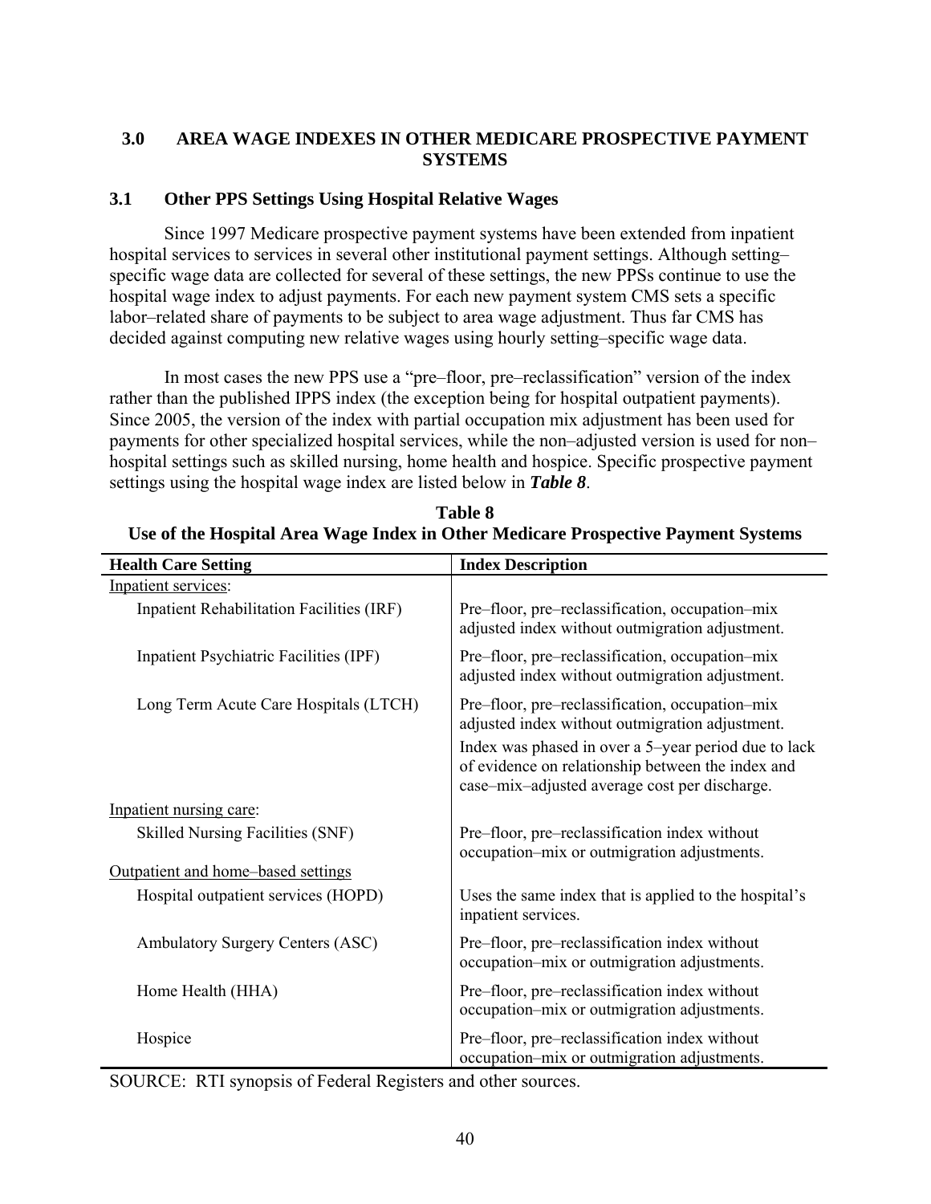## 3.0 AREA WAGE INDEXES IN OTHER MEDICARE PROSPECTIVE PAYMENT SYSTEMS

### 3.1 Other PPS Settings Using Hospital Relative Wages

Since 1997 Medicare prospective payment systems have been extended from inpatient hospital services to services in several other institutional payment settings. Although setting–specific wage data are collected for several of these settings, the new PPSs continue to use the hospital wage index to adjust payments. For each new payment system CMS sets a specific labor–related share of payments to be subject to area wage adjustment. Thus far CMS has decided against computing new relative wages using hourly setting–specific wage data.

In most cases the new PPS use a "pre–floor, pre–reclassification" version of the index rather than the published IPPS index (the exception being for hospital outpatient payments). Since 2005, the version of the index with partial occupation mix adjustment has been used for payments for other specialized hospital services, while the non–adjusted version is used for non–hospital settings such as skilled nursing, home health and hospice. Specific prospective payment settings using the hospital wage index are listed below in ***Table 8***.

**Table 8**
**Use of the Hospital Area Wage Index in Other Medicare Prospective Payment Systems**

| Health Care Setting | Index Description |
|---|---|
| Inpatient services: | |
| Inpatient Rehabilitation Facilities (IRF) | Pre–floor, pre–reclassification, occupation–mix adjusted index without outmigration adjustment. |
| Inpatient Psychiatric Facilities (IPF) | Pre–floor, pre–reclassification, occupation–mix adjusted index without outmigration adjustment. |
| Long Term Acute Care Hospitals (LTCH) | Pre–floor, pre–reclassification, occupation–mix adjusted index without outmigration adjustment. Index was phased in over a 5–year period due to lack of evidence on relationship between the index and case–mix–adjusted average cost per discharge. |
| Inpatient nursing care: | |
| Skilled Nursing Facilities (SNF) | Pre–floor, pre–reclassification index without occupation–mix or outmigration adjustments. |
| Outpatient and home–based settings | |
| Hospital outpatient services (HOPD) | Uses the same index that is applied to the hospital's inpatient services. |
| Ambulatory Surgery Centers (ASC) | Pre–floor, pre–reclassification index without occupation–mix or outmigration adjustments. |
| Home Health (HHA) | Pre–floor, pre–reclassification index without occupation–mix or outmigration adjustments. |
| Hospice | Pre–floor, pre–reclassification index without occupation–mix or outmigration adjustments. |

SOURCE: RTI synopsis of Federal Registers and other sources.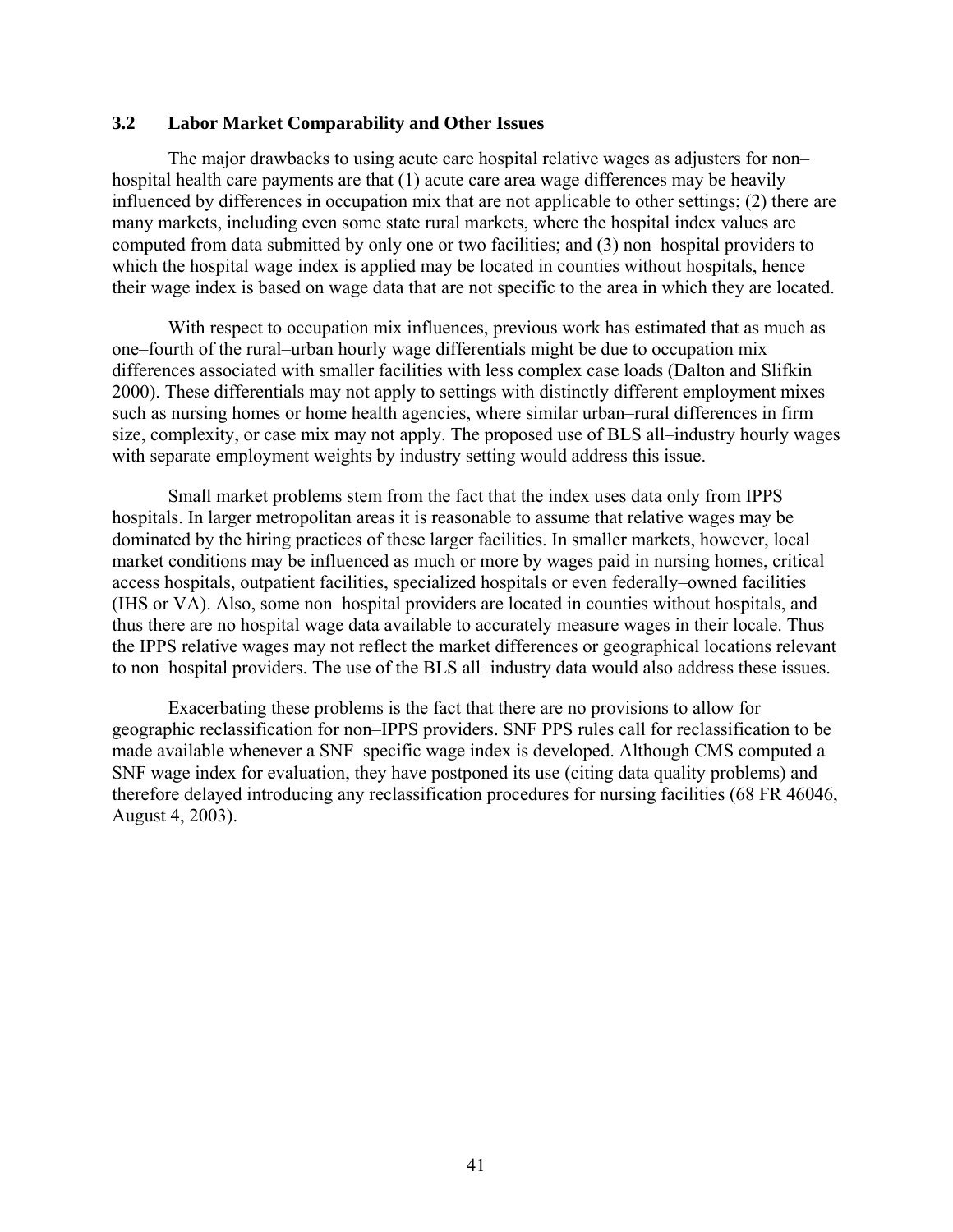### 3.2 Labor Market Comparability and Other Issues

The major drawbacks to using acute care hospital relative wages as adjusters for non–hospital health care payments are that (1) acute care area wage differences may be heavily influenced by differences in occupation mix that are not applicable to other settings; (2) there are many markets, including even some state rural markets, where the hospital index values are computed from data submitted by only one or two facilities; and (3) non–hospital providers to which the hospital wage index is applied may be located in counties without hospitals, hence their wage index is based on wage data that are not specific to the area in which they are located.

With respect to occupation mix influences, previous work has estimated that as much as one–fourth of the rural–urban hourly wage differentials might be due to occupation mix differences associated with smaller facilities with less complex case loads (Dalton and Slifkin 2000). These differentials may not apply to settings with distinctly different employment mixes such as nursing homes or home health agencies, where similar urban–rural differences in firm size, complexity, or case mix may not apply. The proposed use of BLS all–industry hourly wages with separate employment weights by industry setting would address this issue.

Small market problems stem from the fact that the index uses data only from IPPS hospitals. In larger metropolitan areas it is reasonable to assume that relative wages may be dominated by the hiring practices of these larger facilities. In smaller markets, however, local market conditions may be influenced as much or more by wages paid in nursing homes, critical access hospitals, outpatient facilities, specialized hospitals or even federally–owned facilities (IHS or VA). Also, some non–hospital providers are located in counties without hospitals, and thus there are no hospital wage data available to accurately measure wages in their locale. Thus the IPPS relative wages may not reflect the market differences or geographical locations relevant to non–hospital providers. The use of the BLS all–industry data would also address these issues.

Exacerbating these problems is the fact that there are no provisions to allow for geographic reclassification for non–IPPS providers. SNF PPS rules call for reclassification to be made available whenever a SNF–specific wage index is developed. Although CMS computed a SNF wage index for evaluation, they have postponed its use (citing data quality problems) and therefore delayed introducing any reclassification procedures for nursing facilities (68 FR 46046, August 4, 2003).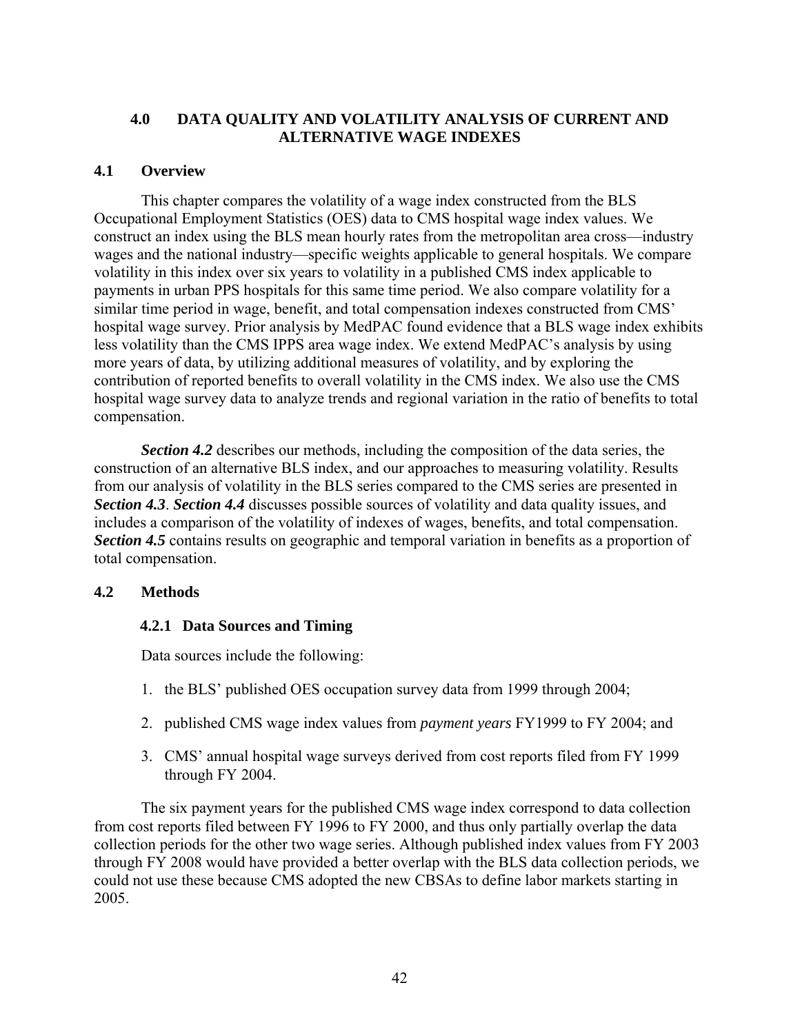# 4.0 DATA QUALITY AND VOLATILITY ANALYSIS OF CURRENT AND ALTERNATIVE WAGE INDEXES

## 4.1 Overview

This chapter compares the volatility of a wage index constructed from the BLS Occupational Employment Statistics (OES) data to CMS hospital wage index values. We construct an index using the BLS mean hourly rates from the metropolitan area cross—industry wages and the national industry—specific weights applicable to general hospitals. We compare volatility in this index over six years to volatility in a published CMS index applicable to payments in urban PPS hospitals for this same time period. We also compare volatility for a similar time period in wage, benefit, and total compensation indexes constructed from CMS' hospital wage survey. Prior analysis by MedPAC found evidence that a BLS wage index exhibits less volatility than the CMS IPPS area wage index. We extend MedPAC's analysis by using more years of data, by utilizing additional measures of volatility, and by exploring the contribution of reported benefits to overall volatility in the CMS index. We also use the CMS hospital wage survey data to analyze trends and regional variation in the ratio of benefits to total compensation.

***Section 4.2*** describes our methods, including the composition of the data series, the construction of an alternative BLS index, and our approaches to measuring volatility. Results from our analysis of volatility in the BLS series compared to the CMS series are presented in ***Section 4.3***. ***Section 4.4*** discusses possible sources of volatility and data quality issues, and includes a comparison of the volatility of indexes of wages, benefits, and total compensation. ***Section 4.5*** contains results on geographic and temporal variation in benefits as a proportion of total compensation.

## 4.2 Methods

### 4.2.1 Data Sources and Timing

Data sources include the following:

1. the BLS' published OES occupation survey data from 1999 through 2004;
2. published CMS wage index values from *payment years* FY1999 to FY 2004; and
3. CMS' annual hospital wage surveys derived from cost reports filed from FY 1999 through FY 2004.

The six payment years for the published CMS wage index correspond to data collection from cost reports filed between FY 1996 to FY 2000, and thus only partially overlap the data collection periods for the other two wage series. Although published index values from FY 2003 through FY 2008 would have provided a better overlap with the BLS data collection periods, we could not use these because CMS adopted the new CBSAs to define labor markets starting in 2005.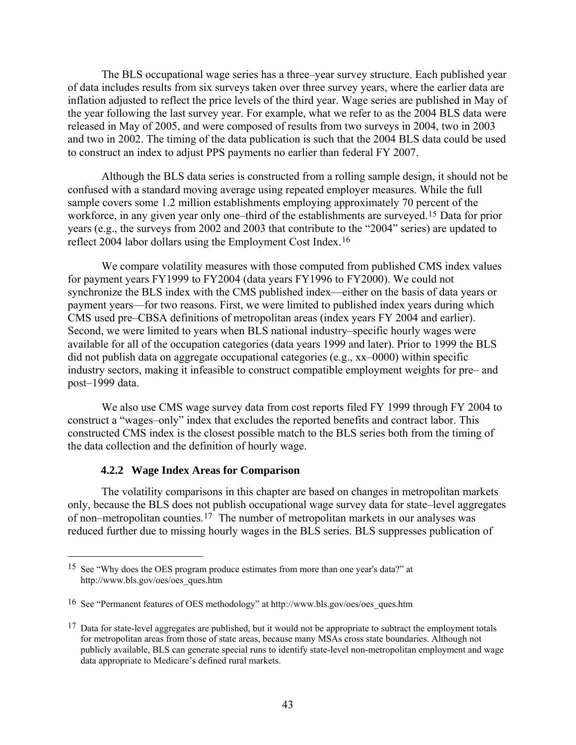The BLS occupational wage series has a three–year survey structure. Each published year of data includes results from six surveys taken over three survey years, where the earlier data are inflation adjusted to reflect the price levels of the third year. Wage series are published in May of the year following the last survey year. For example, what we refer to as the 2004 BLS data were released in May of 2005, and were composed of results from two surveys in 2004, two in 2003 and two in 2002. The timing of the data publication is such that the 2004 BLS data could be used to construct an index to adjust PPS payments no earlier than federal FY 2007.

Although the BLS data series is constructed from a rolling sample design, it should not be confused with a standard moving average using repeated employer measures. While the full sample covers some 1.2 million establishments employing approximately 70 percent of the workforce, in any given year only one–third of the establishments are surveyed.[15] Data for prior years (e.g., the surveys from 2002 and 2003 that contribute to the "2004" series) are updated to reflect 2004 labor dollars using the Employment Cost Index.[16]

We compare volatility measures with those computed from published CMS index values for payment years FY1999 to FY2004 (data years FY1996 to FY2000). We could not synchronize the BLS index with the CMS published index—either on the basis of data years or payment years—for two reasons. First, we were limited to published index years during which CMS used pre–CBSA definitions of metropolitan areas (index years FY 2004 and earlier). Second, we were limited to years when BLS national industry–specific hourly wages were available for all of the occupation categories (data years 1999 and later). Prior to 1999 the BLS did not publish data on aggregate occupational categories (e.g., xx–0000) within specific industry sectors, making it infeasible to construct compatible employment weights for pre– and post–1999 data.

We also use CMS wage survey data from cost reports filed FY 1999 through FY 2004 to construct a "wages–only" index that excludes the reported benefits and contract labor. This constructed CMS index is the closest possible match to the BLS series both from the timing of the data collection and the definition of hourly wage.

### 4.2.2 Wage Index Areas for Comparison

The volatility comparisons in this chapter are based on changes in metropolitan markets only, because the BLS does not publish occupational wage survey data for state–level aggregates of non–metropolitan counties.[17] The number of metropolitan markets in our analyses was reduced further due to missing hourly wages in the BLS series. BLS suppresses publication of

---

[15] See "Why does the OES program produce estimates from more than one year's data?" at http://www.bls.gov/oes/oes_ques.htm

[16] See "Permanent features of OES methodology" at http://www.bls.gov/oes/oes_ques.htm

[17] Data for state-level aggregates are published, but it would not be appropriate to subtract the employment totals for metropolitan areas from those of state areas, because many MSAs cross state boundaries. Although not publicly available, BLS can generate special runs to identify state-level non-metropolitan employment and wage data appropriate to Medicare's defined rural markets.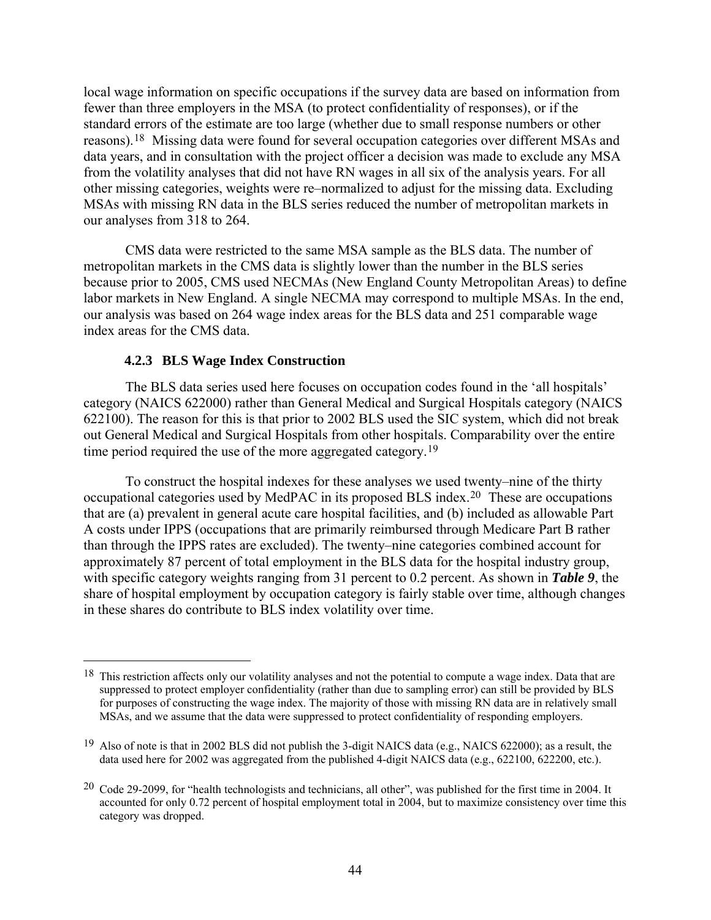local wage information on specific occupations if the survey data are based on information from fewer than three employers in the MSA (to protect confidentiality of responses), or if the standard errors of the estimate are too large (whether due to small response numbers or other reasons).[18] Missing data were found for several occupation categories over different MSAs and data years, and in consultation with the project officer a decision was made to exclude any MSA from the volatility analyses that did not have RN wages in all six of the analysis years. For all other missing categories, weights were re–normalized to adjust for the missing data. Excluding MSAs with missing RN data in the BLS series reduced the number of metropolitan markets in our analyses from 318 to 264.

CMS data were restricted to the same MSA sample as the BLS data. The number of metropolitan markets in the CMS data is slightly lower than the number in the BLS series because prior to 2005, CMS used NECMAs (New England County Metropolitan Areas) to define labor markets in New England. A single NECMA may correspond to multiple MSAs. In the end, our analysis was based on 264 wage index areas for the BLS data and 251 comparable wage index areas for the CMS data.

### 4.2.3 BLS Wage Index Construction

The BLS data series used here focuses on occupation codes found in the 'all hospitals' category (NAICS 622000) rather than General Medical and Surgical Hospitals category (NAICS 622100). The reason for this is that prior to 2002 BLS used the SIC system, which did not break out General Medical and Surgical Hospitals from other hospitals. Comparability over the entire time period required the use of the more aggregated category.[19]

To construct the hospital indexes for these analyses we used twenty–nine of the thirty occupational categories used by MedPAC in its proposed BLS index.[20] These are occupations that are (a) prevalent in general acute care hospital facilities, and (b) included as allowable Part A costs under IPPS (occupations that are primarily reimbursed through Medicare Part B rather than through the IPPS rates are excluded). The twenty–nine categories combined account for approximately 87 percent of total employment in the BLS data for the hospital industry group, with specific category weights ranging from 31 percent to 0.2 percent. As shown in ***Table 9***, the share of hospital employment by occupation category is fairly stable over time, although changes in these shares do contribute to BLS index volatility over time.

---

[18] This restriction affects only our volatility analyses and not the potential to compute a wage index. Data that are suppressed to protect employer confidentiality (rather than due to sampling error) can still be provided by BLS for purposes of constructing the wage index. The majority of those with missing RN data are in relatively small MSAs, and we assume that the data were suppressed to protect confidentiality of responding employers.

[19] Also of note is that in 2002 BLS did not publish the 3-digit NAICS data (e.g., NAICS 622000); as a result, the data used here for 2002 was aggregated from the published 4-digit NAICS data (e.g., 622100, 622200, etc.).

[20] Code 29-2099, for "health technologists and technicians, all other", was published for the first time in 2004. It accounted for only 0.72 percent of hospital employment total in 2004, but to maximize consistency over time this category was dropped.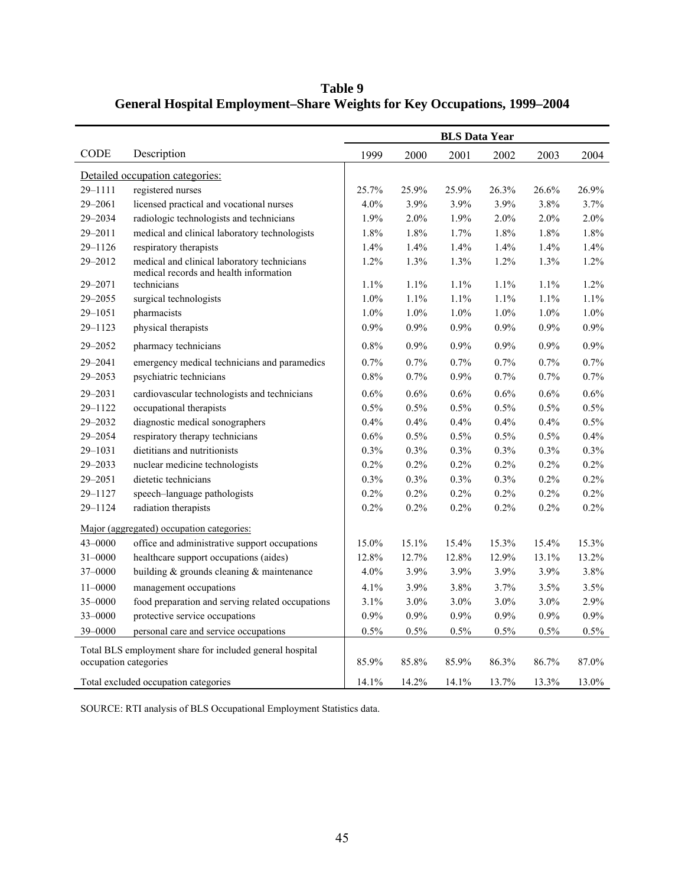**Table 9**
**General Hospital Employment–Share Weights for Key Occupations, 1999–2004**

| | | BLS Data Year | | | | | |
|---|---|---|---|---|---|---|---|
| CODE | Description | 1999 | 2000 | 2001 | 2002 | 2003 | 2004 |
| Detailed occupation categories: | | | | | | | |
| 29–1111 | registered nurses | 25.7% | 25.9% | 25.9% | 26.3% | 26.6% | 26.9% |
| 29–2061 | licensed practical and vocational nurses | 4.0% | 3.9% | 3.9% | 3.9% | 3.8% | 3.7% |
| 29–2034 | radiologic technologists and technicians | 1.9% | 2.0% | 1.9% | 2.0% | 2.0% | 2.0% |
| 29–2011 | medical and clinical laboratory technologists | 1.8% | 1.8% | 1.7% | 1.8% | 1.8% | 1.8% |
| 29–1126 | respiratory therapists | 1.4% | 1.4% | 1.4% | 1.4% | 1.4% | 1.4% |
| 29–2012 | medical and clinical laboratory technicians | 1.2% | 1.3% | 1.3% | 1.2% | 1.3% | 1.2% |
| 29–2071 | medical records and health information technicians | 1.1% | 1.1% | 1.1% | 1.1% | 1.1% | 1.2% |
| 29–2055 | surgical technologists | 1.0% | 1.1% | 1.1% | 1.1% | 1.1% | 1.1% |
| 29–1051 | pharmacists | 1.0% | 1.0% | 1.0% | 1.0% | 1.0% | 1.0% |
| 29–1123 | physical therapists | 0.9% | 0.9% | 0.9% | 0.9% | 0.9% | 0.9% |
| 29–2052 | pharmacy technicians | 0.8% | 0.9% | 0.9% | 0.9% | 0.9% | 0.9% |
| 29–2041 | emergency medical technicians and paramedics | 0.7% | 0.7% | 0.7% | 0.7% | 0.7% | 0.7% |
| 29–2053 | psychiatric technicians | 0.8% | 0.7% | 0.9% | 0.7% | 0.7% | 0.7% |
| 29–2031 | cardiovascular technologists and technicians | 0.6% | 0.6% | 0.6% | 0.6% | 0.6% | 0.6% |
| 29–1122 | occupational therapists | 0.5% | 0.5% | 0.5% | 0.5% | 0.5% | 0.5% |
| 29–2032 | diagnostic medical sonographers | 0.4% | 0.4% | 0.4% | 0.4% | 0.4% | 0.5% |
| 29–2054 | respiratory therapy technicians | 0.6% | 0.5% | 0.5% | 0.5% | 0.5% | 0.4% |
| 29–1031 | dietitians and nutritionists | 0.3% | 0.3% | 0.3% | 0.3% | 0.3% | 0.3% |
| 29–2033 | nuclear medicine technologists | 0.2% | 0.2% | 0.2% | 0.2% | 0.2% | 0.2% |
| 29–2051 | dietetic technicians | 0.3% | 0.3% | 0.3% | 0.3% | 0.2% | 0.2% |
| 29–1127 | speech–language pathologists | 0.2% | 0.2% | 0.2% | 0.2% | 0.2% | 0.2% |
| 29–1124 | radiation therapists | 0.2% | 0.2% | 0.2% | 0.2% | 0.2% | 0.2% |
| Major (aggregated) occupation categories: | | | | | | | |
| 43–0000 | office and administrative support occupations | 15.0% | 15.1% | 15.4% | 15.3% | 15.4% | 15.3% |
| 31–0000 | healthcare support occupations (aides) | 12.8% | 12.7% | 12.8% | 12.9% | 13.1% | 13.2% |
| 37–0000 | building & grounds cleaning & maintenance | 4.0% | 3.9% | 3.9% | 3.9% | 3.9% | 3.8% |
| 11–0000 | management occupations | 4.1% | 3.9% | 3.8% | 3.7% | 3.5% | 3.5% |
| 35–0000 | food preparation and serving related occupations | 3.1% | 3.0% | 3.0% | 3.0% | 3.0% | 2.9% |
| 33–0000 | protective service occupations | 0.9% | 0.9% | 0.9% | 0.9% | 0.9% | 0.9% |
| 39–0000 | personal care and service occupations | 0.5% | 0.5% | 0.5% | 0.5% | 0.5% | 0.5% |
| Total BLS employment share for included general hospital occupation categories | | 85.9% | 85.8% | 85.9% | 86.3% | 86.7% | 87.0% |
| Total excluded occupation categories | | 14.1% | 14.2% | 14.1% | 13.7% | 13.3% | 13.0% |

SOURCE: RTI analysis of BLS Occupational Employment Statistics data.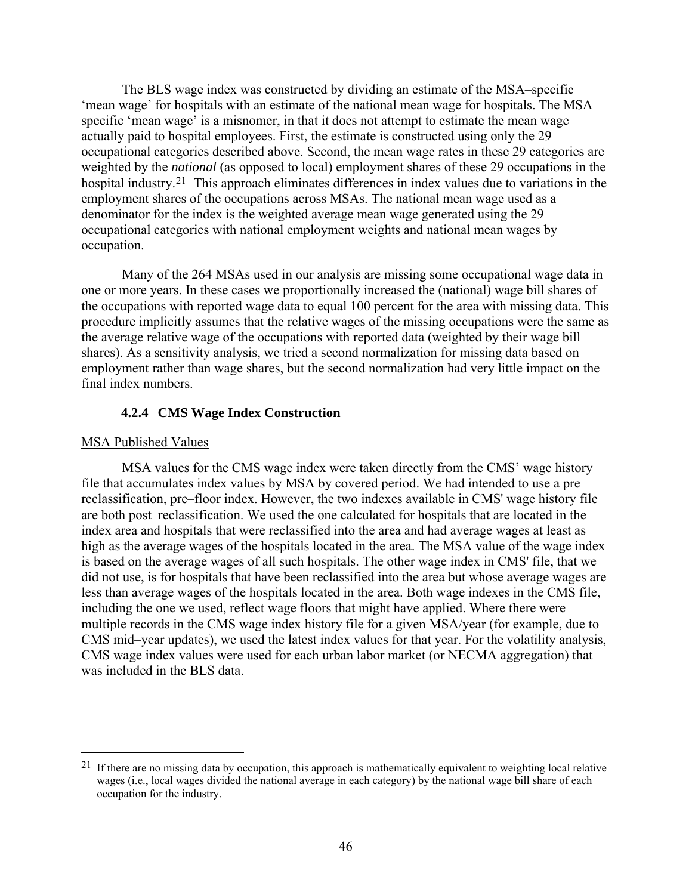The BLS wage index was constructed by dividing an estimate of the MSA–specific 'mean wage' for hospitals with an estimate of the national mean wage for hospitals. The MSA–specific 'mean wage' is a misnomer, in that it does not attempt to estimate the mean wage actually paid to hospital employees. First, the estimate is constructed using only the 29 occupational categories described above. Second, the mean wage rates in these 29 categories are weighted by the *national* (as opposed to local) employment shares of these 29 occupations in the hospital industry.[21] This approach eliminates differences in index values due to variations in the employment shares of the occupations across MSAs. The national mean wage used as a denominator for the index is the weighted average mean wage generated using the 29 occupational categories with national employment weights and national mean wages by occupation.

Many of the 264 MSAs used in our analysis are missing some occupational wage data in one or more years. In these cases we proportionally increased the (national) wage bill shares of the occupations with reported wage data to equal 100 percent for the area with missing data. This procedure implicitly assumes that the relative wages of the missing occupations were the same as the average relative wage of the occupations with reported data (weighted by their wage bill shares). As a sensitivity analysis, we tried a second normalization for missing data based on employment rather than wage shares, but the second normalization had very little impact on the final index numbers.

### 4.2.4 CMS Wage Index Construction

MSA Published Values

MSA values for the CMS wage index were taken directly from the CMS' wage history file that accumulates index values by MSA by covered period. We had intended to use a pre–reclassification, pre–floor index. However, the two indexes available in CMS' wage history file are both post–reclassification. We used the one calculated for hospitals that are located in the index area and hospitals that were reclassified into the area and had average wages at least as high as the average wages of the hospitals located in the area. The MSA value of the wage index is based on the average wages of all such hospitals. The other wage index in CMS' file, that we did not use, is for hospitals that have been reclassified into the area but whose average wages are less than average wages of the hospitals located in the area. Both wage indexes in the CMS file, including the one we used, reflect wage floors that might have applied. Where there were multiple records in the CMS wage index history file for a given MSA/year (for example, due to CMS mid–year updates), we used the latest index values for that year. For the volatility analysis, CMS wage index values were used for each urban labor market (or NECMA aggregation) that was included in the BLS data.

[21] If there are no missing data by occupation, this approach is mathematically equivalent to weighting local relative wages (i.e., local wages divided the national average in each category) by the national wage bill share of each occupation for the industry.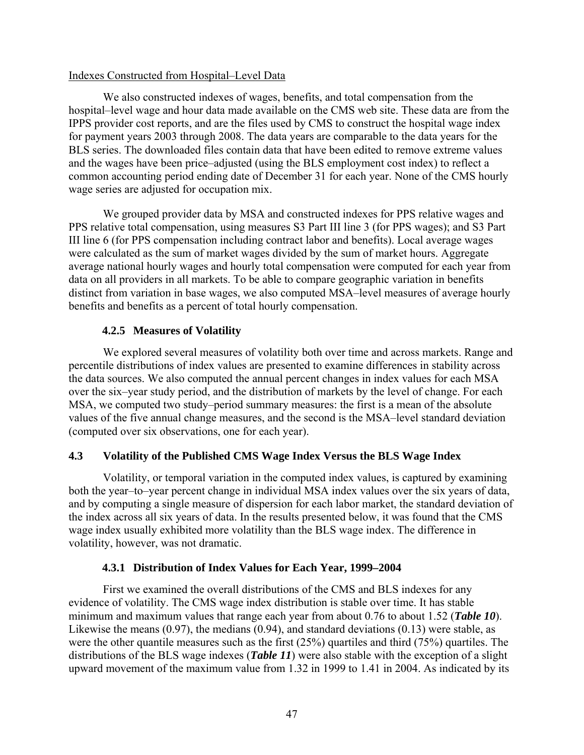Indexes Constructed from Hospital–Level Data

We also constructed indexes of wages, benefits, and total compensation from the hospital–level wage and hour data made available on the CMS web site. These data are from the IPPS provider cost reports, and are the files used by CMS to construct the hospital wage index for payment years 2003 through 2008. The data years are comparable to the data years for the BLS series. The downloaded files contain data that have been edited to remove extreme values and the wages have been price–adjusted (using the BLS employment cost index) to reflect a common accounting period ending date of December 31 for each year. None of the CMS hourly wage series are adjusted for occupation mix.

We grouped provider data by MSA and constructed indexes for PPS relative wages and PPS relative total compensation, using measures S3 Part III line 3 (for PPS wages); and S3 Part III line 6 (for PPS compensation including contract labor and benefits). Local average wages were calculated as the sum of market wages divided by the sum of market hours. Aggregate average national hourly wages and hourly total compensation were computed for each year from data on all providers in all markets. To be able to compare geographic variation in benefits distinct from variation in base wages, we also computed MSA–level measures of average hourly benefits and benefits as a percent of total hourly compensation.

### 4.2.5 Measures of Volatility

We explored several measures of volatility both over time and across markets. Range and percentile distributions of index values are presented to examine differences in stability across the data sources. We also computed the annual percent changes in index values for each MSA over the six–year study period, and the distribution of markets by the level of change. For each MSA, we computed two study–period summary measures: the first is a mean of the absolute values of the five annual change measures, and the second is the MSA–level standard deviation (computed over six observations, one for each year).

## 4.3 Volatility of the Published CMS Wage Index Versus the BLS Wage Index

Volatility, or temporal variation in the computed index values, is captured by examining both the year–to–year percent change in individual MSA index values over the six years of data, and by computing a single measure of dispersion for each labor market, the standard deviation of the index across all six years of data. In the results presented below, it was found that the CMS wage index usually exhibited more volatility than the BLS wage index. The difference in volatility, however, was not dramatic.

### 4.3.1 Distribution of Index Values for Each Year, 1999–2004

First we examined the overall distributions of the CMS and BLS indexes for any evidence of volatility. The CMS wage index distribution is stable over time. It has stable minimum and maximum values that range each year from about 0.76 to about 1.52 (***Table 10***). Likewise the means (0.97), the medians (0.94), and standard deviations (0.13) were stable, as were the other quantile measures such as the first (25%) quartiles and third (75%) quartiles. The distributions of the BLS wage indexes (***Table 11***) were also stable with the exception of a slight upward movement of the maximum value from 1.32 in 1999 to 1.41 in 2004. As indicated by its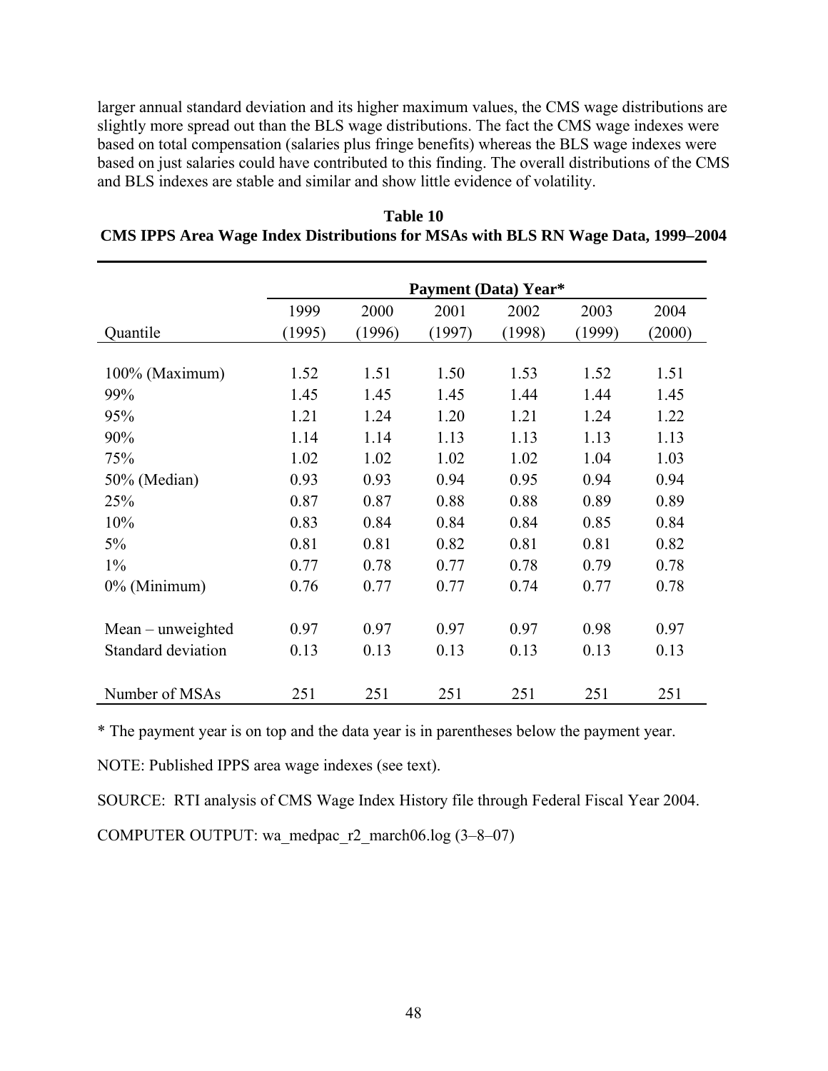larger annual standard deviation and its higher maximum values, the CMS wage distributions are slightly more spread out than the BLS wage distributions. The fact the CMS wage indexes were based on total compensation (salaries plus fringe benefits) whereas the BLS wage indexes were based on just salaries could have contributed to this finding. The overall distributions of the CMS and BLS indexes are stable and similar and show little evidence of volatility.

**Table 10**
**CMS IPPS Area Wage Index Distributions for MSAs with BLS RN Wage Data, 1999–2004**

| | **Payment (Data) Year*** | | | | | |
|---|---|---|---|---|---|---|
| Quantile | 1999 (1995) | 2000 (1996) | 2001 (1997) | 2002 (1998) | 2003 (1999) | 2004 (2000) |
| 100% (Maximum) | 1.52 | 1.51 | 1.50 | 1.53 | 1.52 | 1.51 |
| 99% | 1.45 | 1.45 | 1.45 | 1.44 | 1.44 | 1.45 |
| 95% | 1.21 | 1.24 | 1.20 | 1.21 | 1.24 | 1.22 |
| 90% | 1.14 | 1.14 | 1.13 | 1.13 | 1.13 | 1.13 |
| 75% | 1.02 | 1.02 | 1.02 | 1.02 | 1.04 | 1.03 |
| 50% (Median) | 0.93 | 0.93 | 0.94 | 0.95 | 0.94 | 0.94 |
| 25% | 0.87 | 0.87 | 0.88 | 0.88 | 0.89 | 0.89 |
| 10% | 0.83 | 0.84 | 0.84 | 0.84 | 0.85 | 0.84 |
| 5% | 0.81 | 0.81 | 0.82 | 0.81 | 0.81 | 0.82 |
| 1% | 0.77 | 0.78 | 0.77 | 0.78 | 0.79 | 0.78 |
| 0% (Minimum) | 0.76 | 0.77 | 0.77 | 0.74 | 0.77 | 0.78 |
| Mean – unweighted | 0.97 | 0.97 | 0.97 | 0.97 | 0.98 | 0.97 |
| Standard deviation | 0.13 | 0.13 | 0.13 | 0.13 | 0.13 | 0.13 |
| Number of MSAs | 251 | 251 | 251 | 251 | 251 | 251 |

* The payment year is on top and the data year is in parentheses below the payment year.

NOTE: Published IPPS area wage indexes (see text).

SOURCE: RTI analysis of CMS Wage Index History file through Federal Fiscal Year 2004.

COMPUTER OUTPUT: wa_medpac_r2_march06.log (3–8–07)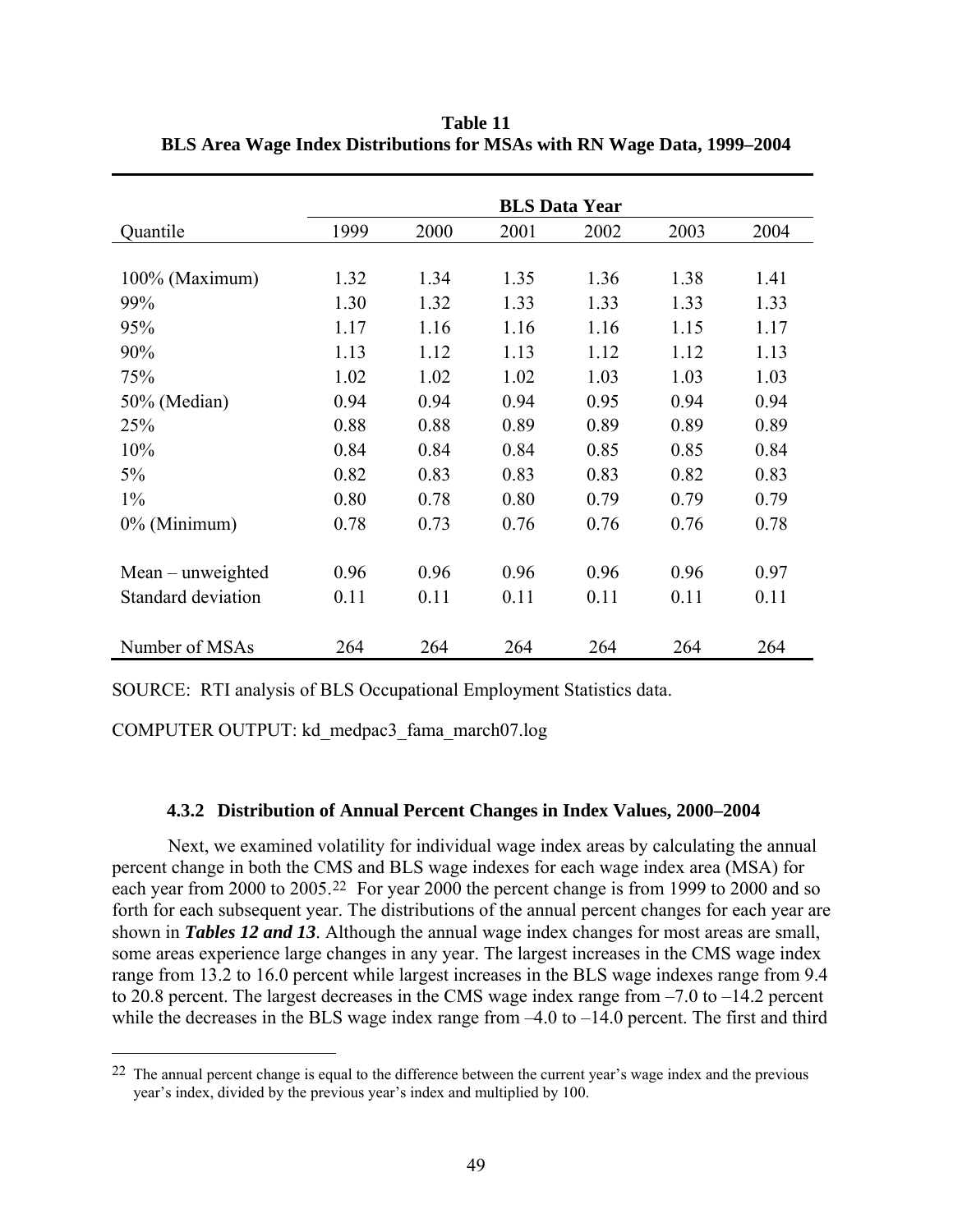**Table 11**
**BLS Area Wage Index Distributions for MSAs with RN Wage Data, 1999–2004**

| | BLS Data Year | | | | | |
|---|---|---|---|---|---|---|
| Quantile | 1999 | 2000 | 2001 | 2002 | 2003 | 2004 |
| 100% (Maximum) | 1.32 | 1.34 | 1.35 | 1.36 | 1.38 | 1.41 |
| 99% | 1.30 | 1.32 | 1.33 | 1.33 | 1.33 | 1.33 |
| 95% | 1.17 | 1.16 | 1.16 | 1.16 | 1.15 | 1.17 |
| 90% | 1.13 | 1.12 | 1.13 | 1.12 | 1.12 | 1.13 |
| 75% | 1.02 | 1.02 | 1.02 | 1.03 | 1.03 | 1.03 |
| 50% (Median) | 0.94 | 0.94 | 0.94 | 0.95 | 0.94 | 0.94 |
| 25% | 0.88 | 0.88 | 0.89 | 0.89 | 0.89 | 0.89 |
| 10% | 0.84 | 0.84 | 0.84 | 0.85 | 0.85 | 0.84 |
| 5% | 0.82 | 0.83 | 0.83 | 0.83 | 0.82 | 0.83 |
| 1% | 0.80 | 0.78 | 0.80 | 0.79 | 0.79 | 0.79 |
| 0% (Minimum) | 0.78 | 0.73 | 0.76 | 0.76 | 0.76 | 0.78 |
| Mean – unweighted | 0.96 | 0.96 | 0.96 | 0.96 | 0.96 | 0.97 |
| Standard deviation | 0.11 | 0.11 | 0.11 | 0.11 | 0.11 | 0.11 |
| Number of MSAs | 264 | 264 | 264 | 264 | 264 | 264 |

SOURCE: RTI analysis of BLS Occupational Employment Statistics data.

COMPUTER OUTPUT: kd_medpac3_fama_march07.log

### 4.3.2 Distribution of Annual Percent Changes in Index Values, 2000–2004

Next, we examined volatility for individual wage index areas by calculating the annual percent change in both the CMS and BLS wage indexes for each wage index area (MSA) for each year from 2000 to 2005.[22] For year 2000 the percent change is from 1999 to 2000 and so forth for each subsequent year. The distributions of the annual percent changes for each year are shown in ***Tables 12 and 13***. Although the annual wage index changes for most areas are small, some areas experience large changes in any year. The largest increases in the CMS wage index range from 13.2 to 16.0 percent while largest increases in the BLS wage indexes range from 9.4 to 20.8 percent. The largest decreases in the CMS wage index range from –7.0 to –14.2 percent while the decreases in the BLS wage index range from –4.0 to –14.0 percent. The first and third

[22] The annual percent change is equal to the difference between the current year's wage index and the previous year's index, divided by the previous year's index and multiplied by 100.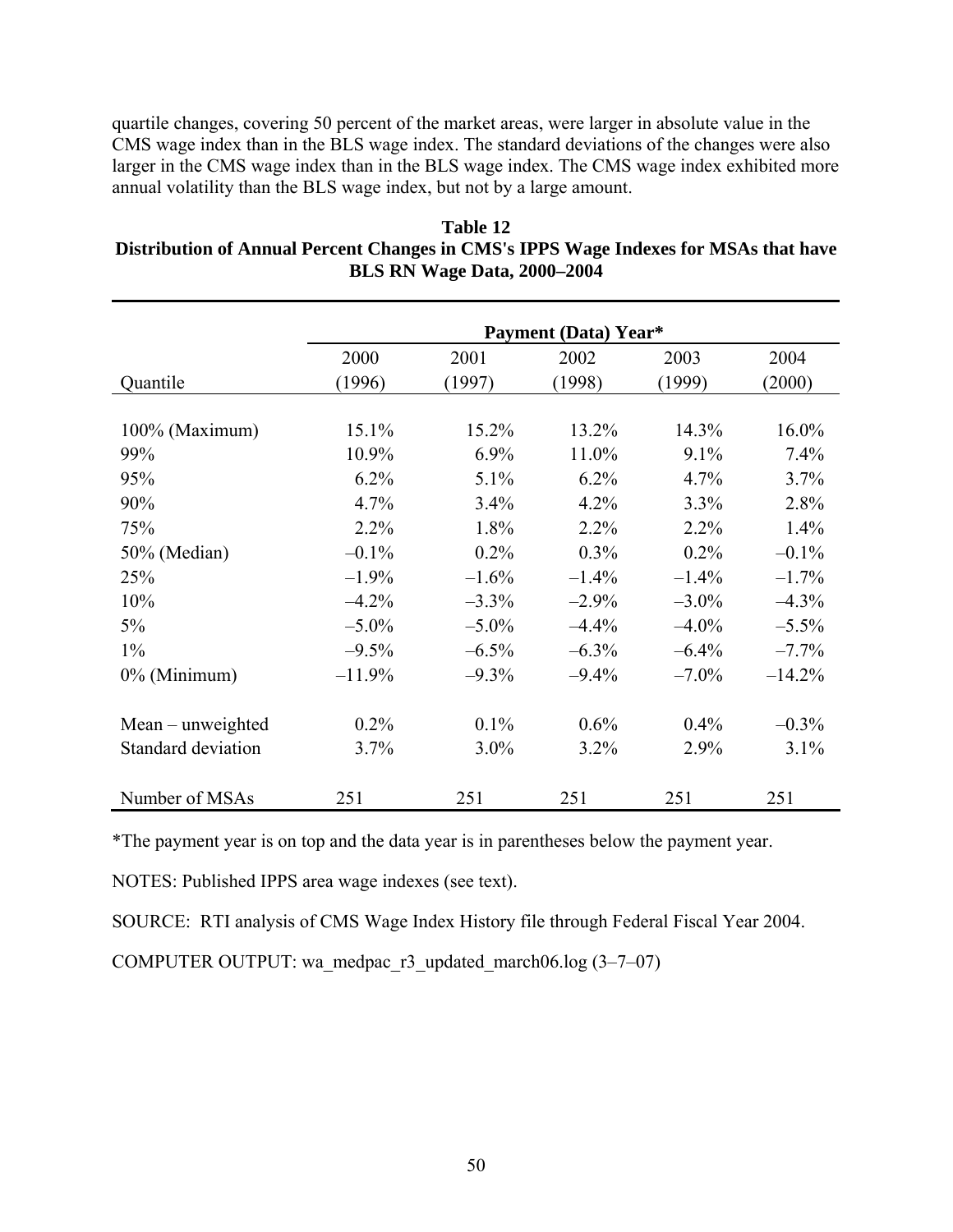quartile changes, covering 50 percent of the market areas, were larger in absolute value in the CMS wage index than in the BLS wage index. The standard deviations of the changes were also larger in the CMS wage index than in the BLS wage index. The CMS wage index exhibited more annual volatility than the BLS wage index, but not by a large amount.

**Table 12**
**Distribution of Annual Percent Changes in CMS's IPPS Wage Indexes for MSAs that have BLS RN Wage Data, 2000–2004**

| | Payment (Data) Year* | | | | |
|---|---|---|---|---|---|
| Quantile | 2000 (1996) | 2001 (1997) | 2002 (1998) | 2003 (1999) | 2004 (2000) |
| 100% (Maximum) | 15.1% | 15.2% | 13.2% | 14.3% | 16.0% |
| 99% | 10.9% | 6.9% | 11.0% | 9.1% | 7.4% |
| 95% | 6.2% | 5.1% | 6.2% | 4.7% | 3.7% |
| 90% | 4.7% | 3.4% | 4.2% | 3.3% | 2.8% |
| 75% | 2.2% | 1.8% | 2.2% | 2.2% | 1.4% |
| 50% (Median) | –0.1% | 0.2% | 0.3% | 0.2% | –0.1% |
| 25% | –1.9% | –1.6% | –1.4% | –1.4% | –1.7% |
| 10% | –4.2% | –3.3% | –2.9% | –3.0% | –4.3% |
| 5% | –5.0% | –5.0% | –4.4% | –4.0% | –5.5% |
| 1% | –9.5% | –6.5% | –6.3% | –6.4% | –7.7% |
| 0% (Minimum) | –11.9% | –9.3% | –9.4% | –7.0% | –14.2% |
| Mean – unweighted | 0.2% | 0.1% | 0.6% | 0.4% | –0.3% |
| Standard deviation | 3.7% | 3.0% | 3.2% | 2.9% | 3.1% |
| Number of MSAs | 251 | 251 | 251 | 251 | 251 |

*The payment year is on top and the data year is in parentheses below the payment year.

NOTES: Published IPPS area wage indexes (see text).

SOURCE: RTI analysis of CMS Wage Index History file through Federal Fiscal Year 2004.

COMPUTER OUTPUT: wa_medpac_r3_updated_march06.log (3–7–07)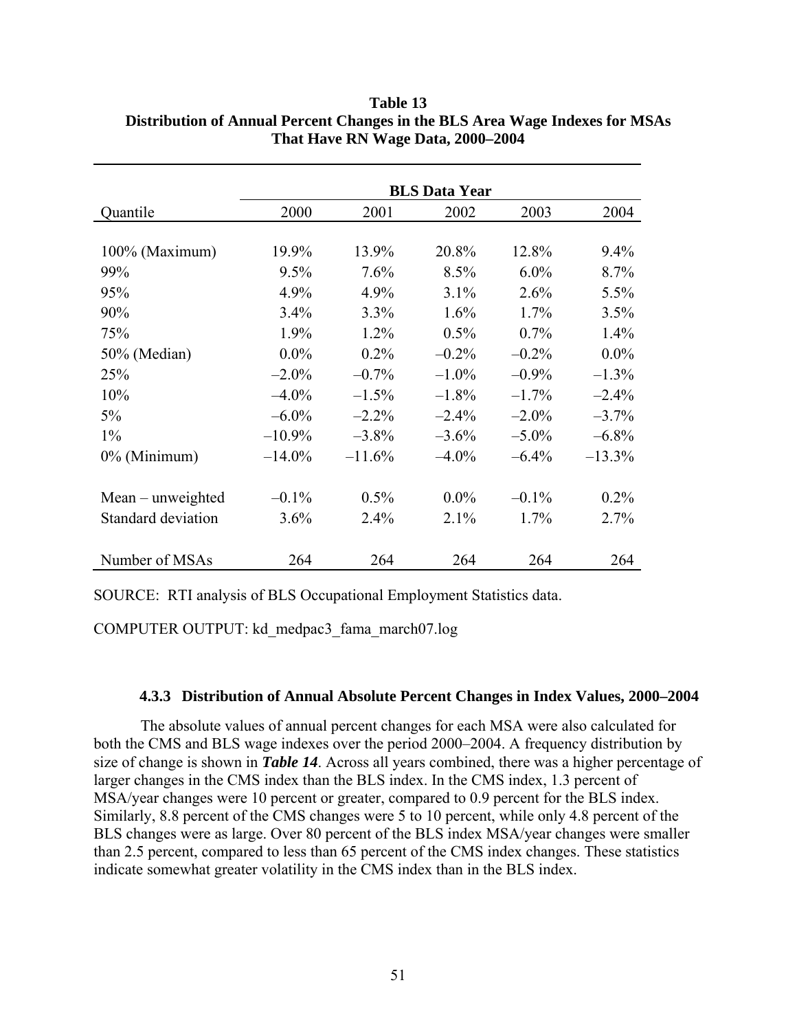**Table 13**
**Distribution of Annual Percent Changes in the BLS Area Wage Indexes for MSAs That Have RN Wage Data, 2000–2004**

| | BLS Data Year | | | | |
|---|---|---|---|---|---|
| Quantile | 2000 | 2001 | 2002 | 2003 | 2004 |
| 100% (Maximum) | 19.9% | 13.9% | 20.8% | 12.8% | 9.4% |
| 99% | 9.5% | 7.6% | 8.5% | 6.0% | 8.7% |
| 95% | 4.9% | 4.9% | 3.1% | 2.6% | 5.5% |
| 90% | 3.4% | 3.3% | 1.6% | 1.7% | 3.5% |
| 75% | 1.9% | 1.2% | 0.5% | 0.7% | 1.4% |
| 50% (Median) | 0.0% | 0.2% | –0.2% | –0.2% | 0.0% |
| 25% | –2.0% | –0.7% | –1.0% | –0.9% | –1.3% |
| 10% | –4.0% | –1.5% | –1.8% | –1.7% | –2.4% |
| 5% | –6.0% | –2.2% | –2.4% | –2.0% | –3.7% |
| 1% | –10.9% | –3.8% | –3.6% | –5.0% | –6.8% |
| 0% (Minimum) | –14.0% | –11.6% | –4.0% | –6.4% | –13.3% |
| Mean – unweighted | –0.1% | 0.5% | 0.0% | –0.1% | 0.2% |
| Standard deviation | 3.6% | 2.4% | 2.1% | 1.7% | 2.7% |
| Number of MSAs | 264 | 264 | 264 | 264 | 264 |

SOURCE: RTI analysis of BLS Occupational Employment Statistics data.

COMPUTER OUTPUT: kd_medpac3_fama_march07.log

### 4.3.3 Distribution of Annual Absolute Percent Changes in Index Values, 2000–2004

The absolute values of annual percent changes for each MSA were also calculated for both the CMS and BLS wage indexes over the period 2000–2004. A frequency distribution by size of change is shown in ***Table 14***. Across all years combined, there was a higher percentage of larger changes in the CMS index than the BLS index. In the CMS index, 1.3 percent of MSA/year changes were 10 percent or greater, compared to 0.9 percent for the BLS index. Similarly, 8.8 percent of the CMS changes were 5 to 10 percent, while only 4.8 percent of the BLS changes were as large. Over 80 percent of the BLS index MSA/year changes were smaller than 2.5 percent, compared to less than 65 percent of the CMS index changes. These statistics indicate somewhat greater volatility in the CMS index than in the BLS index.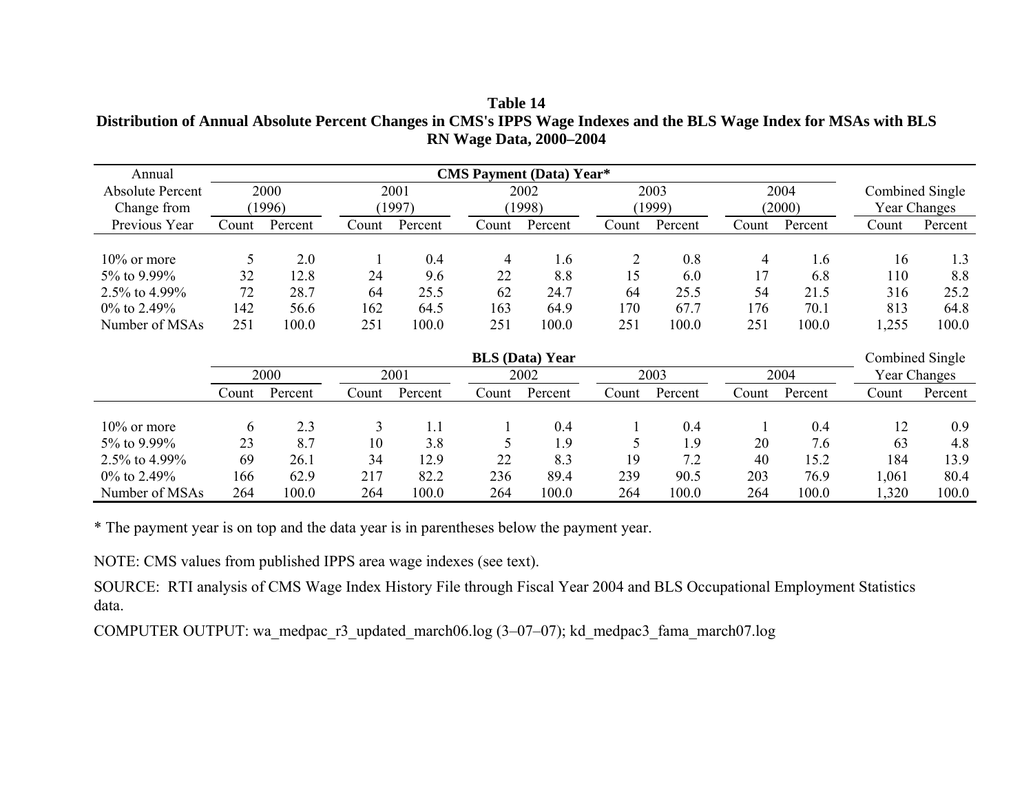**Table 14**
**Distribution of Annual Absolute Percent Changes in CMS's IPPS Wage Indexes and the BLS Wage Index for MSAs with BLS RN Wage Data, 2000–2004**

| Annual Absolute Percent Change from Previous Year | CMS Payment (Data) Year* | | | | | | | | | | Combined Single Year Changes | |
|---|---|---|---|---|---|---|---|---|---|---|---|---|
| | 2000 (1996) | | 2001 (1997) | | 2002 (1998) | | 2003 (1999) | | 2004 (2000) | | | |
| | Count | Percent | Count | Percent | Count | Percent | Count | Percent | Count | Percent | Count | Percent |
| 10% or more | 5 | 2.0 | 1 | 0.4 | 4 | 1.6 | 2 | 0.8 | 4 | 1.6 | 16 | 1.3 |
| 5% to 9.99% | 32 | 12.8 | 24 | 9.6 | 22 | 8.8 | 15 | 6.0 | 17 | 6.8 | 110 | 8.8 |
| 2.5% to 4.99% | 72 | 28.7 | 64 | 25.5 | 62 | 24.7 | 64 | 25.5 | 54 | 21.5 | 316 | 25.2 |
| 0% to 2.49% | 142 | 56.6 | 162 | 64.5 | 163 | 64.9 | 170 | 67.7 | 176 | 70.1 | 813 | 64.8 |
| Number of MSAs | 251 | 100.0 | 251 | 100.0 | 251 | 100.0 | 251 | 100.0 | 251 | 100.0 | 1,255 | 100.0 |
| | **BLS (Data) Year** | | | | | | | | | | Combined Single Year Changes | |
| | 2000 | | 2001 | | 2002 | | 2003 | | 2004 | | | |
| | Count | Percent | Count | Percent | Count | Percent | Count | Percent | Count | Percent | Count | Percent |
| 10% or more | 6 | 2.3 | 3 | 1.1 | 1 | 0.4 | 1 | 0.4 | 1 | 0.4 | 12 | 0.9 |
| 5% to 9.99% | 23 | 8.7 | 10 | 3.8 | 5 | 1.9 | 5 | 1.9 | 20 | 7.6 | 63 | 4.8 |
| 2.5% to 4.99% | 69 | 26.1 | 34 | 12.9 | 22 | 8.3 | 19 | 7.2 | 40 | 15.2 | 184 | 13.9 |
| 0% to 2.49% | 166 | 62.9 | 217 | 82.2 | 236 | 89.4 | 239 | 90.5 | 203 | 76.9 | 1,061 | 80.4 |
| Number of MSAs | 264 | 100.0 | 264 | 100.0 | 264 | 100.0 | 264 | 100.0 | 264 | 100.0 | 1,320 | 100.0 |

\* The payment year is on top and the data year is in parentheses below the payment year.

NOTE: CMS values from published IPPS area wage indexes (see text).

SOURCE: RTI analysis of CMS Wage Index History File through Fiscal Year 2004 and BLS Occupational Employment Statistics data.

COMPUTER OUTPUT: wa_medpac_r3_updated_march06.log (3–07–07); kd_medpac3_fama_march07.log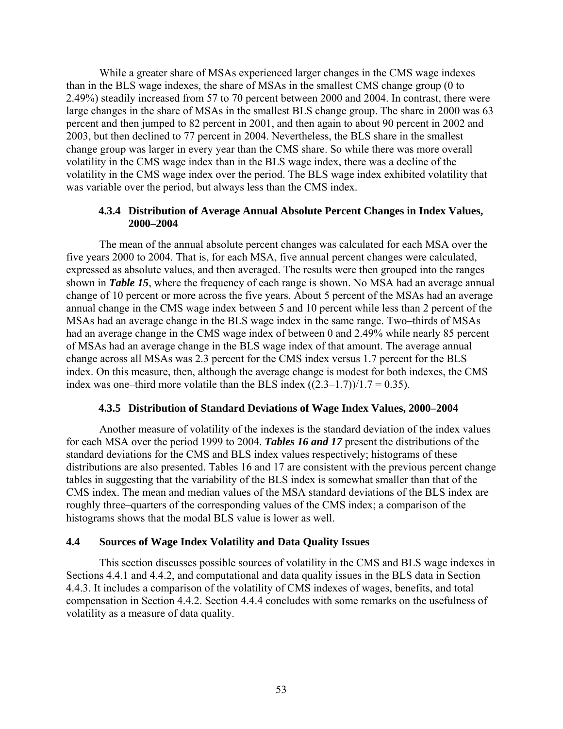While a greater share of MSAs experienced larger changes in the CMS wage indexes than in the BLS wage indexes, the share of MSAs in the smallest CMS change group (0 to 2.49%) steadily increased from 57 to 70 percent between 2000 and 2004. In contrast, there were large changes in the share of MSAs in the smallest BLS change group. The share in 2000 was 63 percent and then jumped to 82 percent in 2001, and then again to about 90 percent in 2002 and 2003, but then declined to 77 percent in 2004. Nevertheless, the BLS share in the smallest change group was larger in every year than the CMS share. So while there was more overall volatility in the CMS wage index than in the BLS wage index, there was a decline of the volatility in the CMS wage index over the period. The BLS wage index exhibited volatility that was variable over the period, but always less than the CMS index.

### 4.3.4 Distribution of Average Annual Absolute Percent Changes in Index Values, 2000–2004

The mean of the annual absolute percent changes was calculated for each MSA over the five years 2000 to 2004. That is, for each MSA, five annual percent changes were calculated, expressed as absolute values, and then averaged. The results were then grouped into the ranges shown in ***Table 15***, where the frequency of each range is shown. No MSA had an average annual change of 10 percent or more across the five years. About 5 percent of the MSAs had an average annual change in the CMS wage index between 5 and 10 percent while less than 2 percent of the MSAs had an average change in the BLS wage index in the same range. Two–thirds of MSAs had an average change in the CMS wage index of between 0 and 2.49% while nearly 85 percent of MSAs had an average change in the BLS wage index of that amount. The average annual change across all MSAs was 2.3 percent for the CMS index versus 1.7 percent for the BLS index. On this measure, then, although the average change is modest for both indexes, the CMS index was one–third more volatile than the BLS index ((2.3–1.7))/1.7 = 0.35).

### 4.3.5 Distribution of Standard Deviations of Wage Index Values, 2000–2004

Another measure of volatility of the indexes is the standard deviation of the index values for each MSA over the period 1999 to 2004. ***Tables 16 and 17*** present the distributions of the standard deviations for the CMS and BLS index values respectively; histograms of these distributions are also presented. Tables 16 and 17 are consistent with the previous percent change tables in suggesting that the variability of the BLS index is somewhat smaller than that of the CMS index. The mean and median values of the MSA standard deviations of the BLS index are roughly three–quarters of the corresponding values of the CMS index; a comparison of the histograms shows that the modal BLS value is lower as well.

## 4.4 Sources of Wage Index Volatility and Data Quality Issues

This section discusses possible sources of volatility in the CMS and BLS wage indexes in Sections 4.4.1 and 4.4.2, and computational and data quality issues in the BLS data in Section 4.4.3. It includes a comparison of the volatility of CMS indexes of wages, benefits, and total compensation in Section 4.4.2. Section 4.4.4 concludes with some remarks on the usefulness of volatility as a measure of data quality.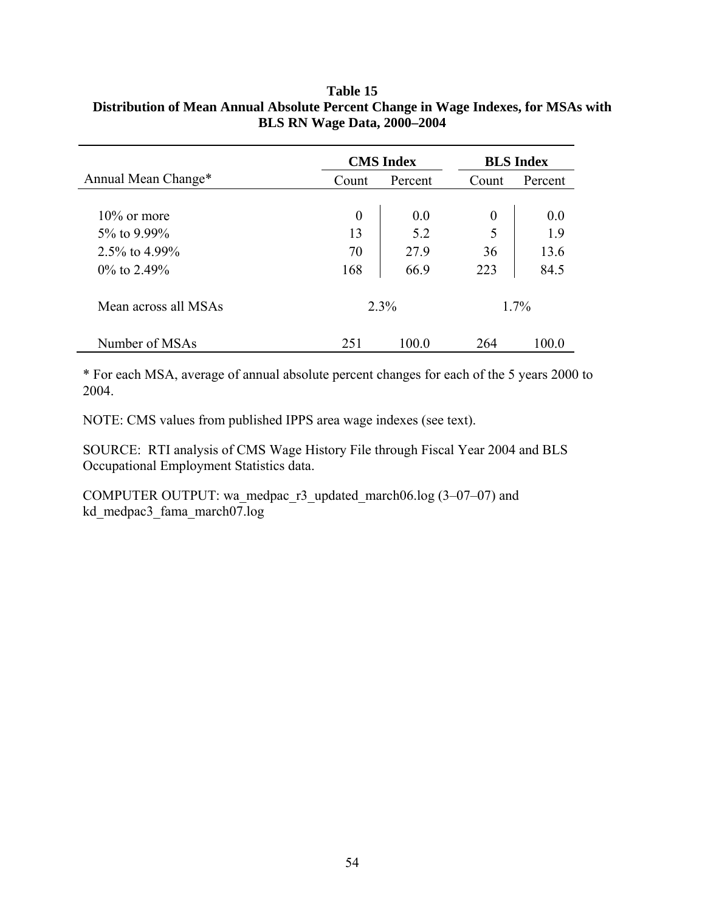**Table 15**
**Distribution of Mean Annual Absolute Percent Change in Wage Indexes, for MSAs with BLS RN Wage Data, 2000–2004**

| | CMS Index | | BLS Index | |
|---|---|---|---|---|
| Annual Mean Change* | Count | Percent | Count | Percent |
| 10% or more | 0 | 0.0 | 0 | 0.0 |
| 5% to 9.99% | 13 | 5.2 | 5 | 1.9 |
| 2.5% to 4.99% | 70 | 27.9 | 36 | 13.6 |
| 0% to 2.49% | 168 | 66.9 | 223 | 84.5 |
| Mean across all MSAs | 2.3% | | 1.7% | |
| Number of MSAs | 251 | 100.0 | 264 | 100.0 |

* For each MSA, average of annual absolute percent changes for each of the 5 years 2000 to 2004.

NOTE: CMS values from published IPPS area wage indexes (see text).

SOURCE: RTI analysis of CMS Wage History File through Fiscal Year 2004 and BLS Occupational Employment Statistics data.

COMPUTER OUTPUT: wa_medpac_r3_updated_march06.log (3–07–07) and kd_medpac3_fama_march07.log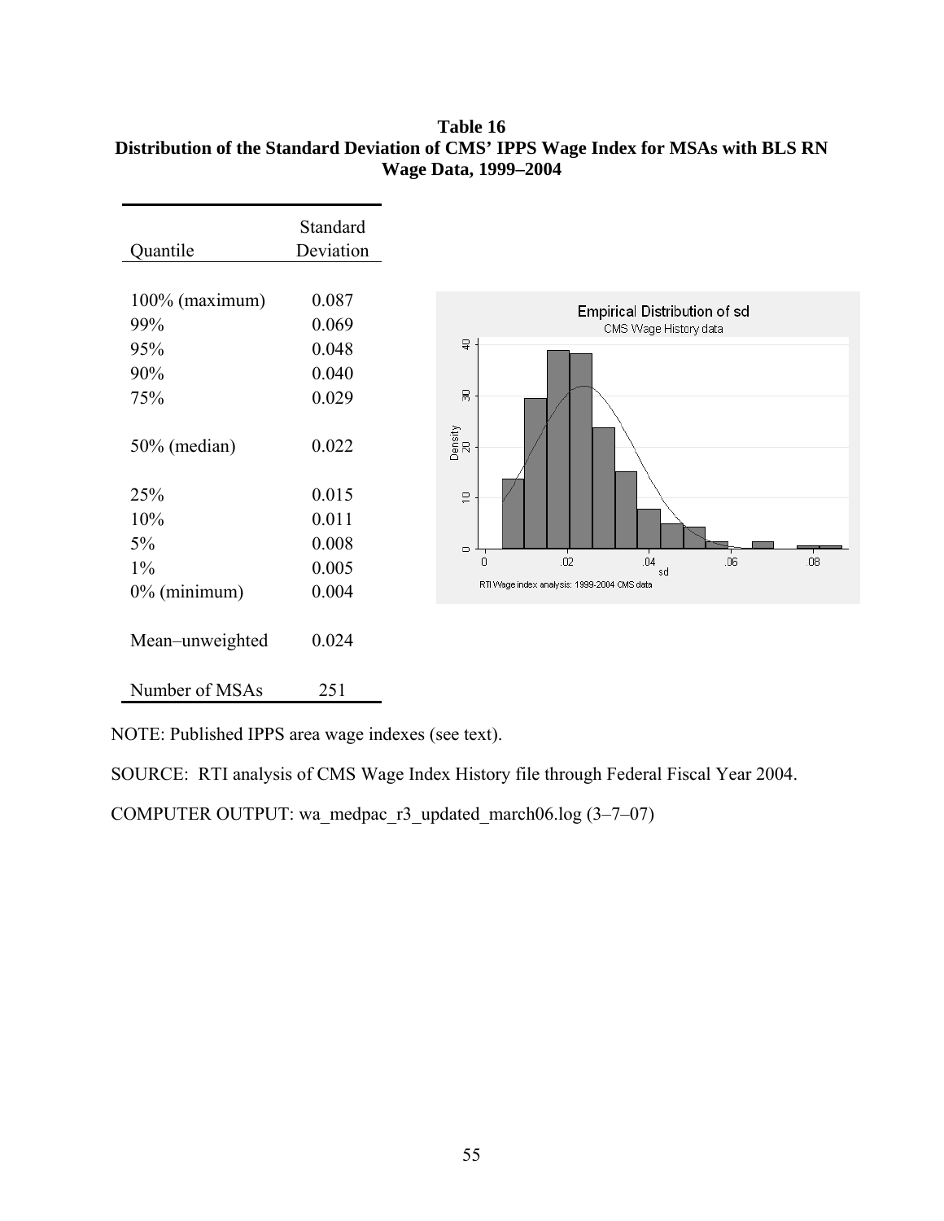**Table 16**
**Distribution of the Standard Deviation of CMS' IPPS Wage Index for MSAs with BLS RN Wage Data, 1999–2004**

| Quantile | Standard Deviation |
|---|---|
| 100% (maximum) | 0.087 |
| 99% | 0.069 |
| 95% | 0.048 |
| 90% | 0.040 |
| 75% | 0.029 |
| 50% (median) | 0.022 |
| 25% | 0.015 |
| 10% | 0.011 |
| 5% | 0.008 |
| 1% | 0.005 |
| 0% (minimum) | 0.004 |
| Mean–unweighted | 0.024 |
| Number of MSAs | 251 |

Empirical Distribution of sd

CMS Wage History data

RTI Wage index analysis: 1999-2004 CMS data

NOTE: Published IPPS area wage indexes (see text).

SOURCE: RTI analysis of CMS Wage Index History file through Federal Fiscal Year 2004.

COMPUTER OUTPUT: wa_medpac_r3_updated_march06.log (3–7–07)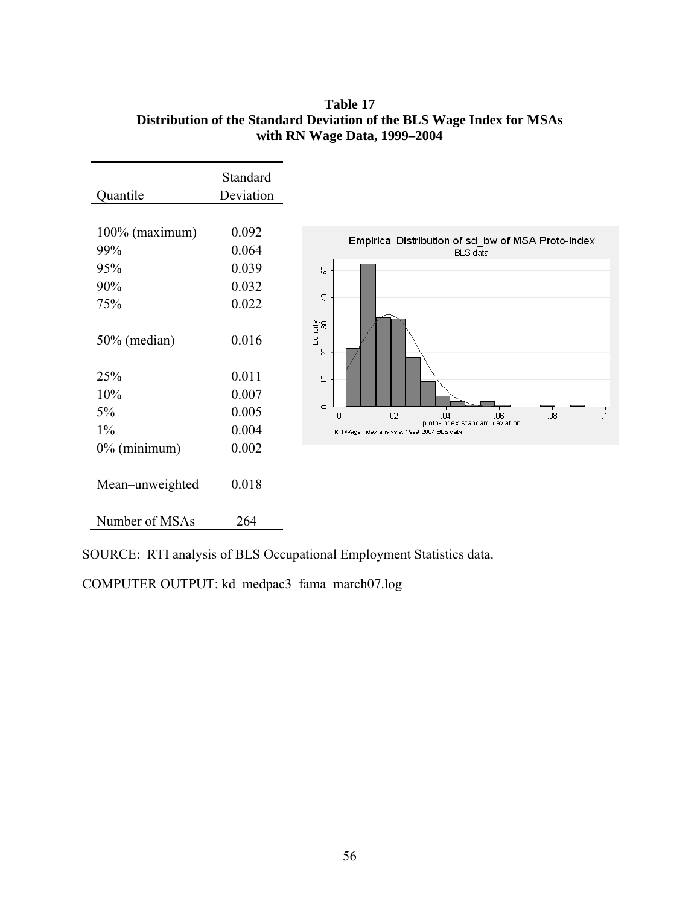**Table 17**
**Distribution of the Standard Deviation of the BLS Wage Index for MSAs with RN Wage Data, 1999–2004**

| Quantile | Standard Deviation |
|---|---|
| 100% (maximum) | 0.092 |
| 99% | 0.064 |
| 95% | 0.039 |
| 90% | 0.032 |
| 75% | 0.022 |
| 50% (median) | 0.016 |
| 25% | 0.011 |
| 10% | 0.007 |
| 5% | 0.005 |
| 1% | 0.004 |
| 0% (minimum) | 0.002 |
| Mean–unweighted | 0.018 |
| Number of MSAs | 264 |

SOURCE: RTI analysis of BLS Occupational Employment Statistics data.

COMPUTER OUTPUT: kd_medpac3_fama_march07.log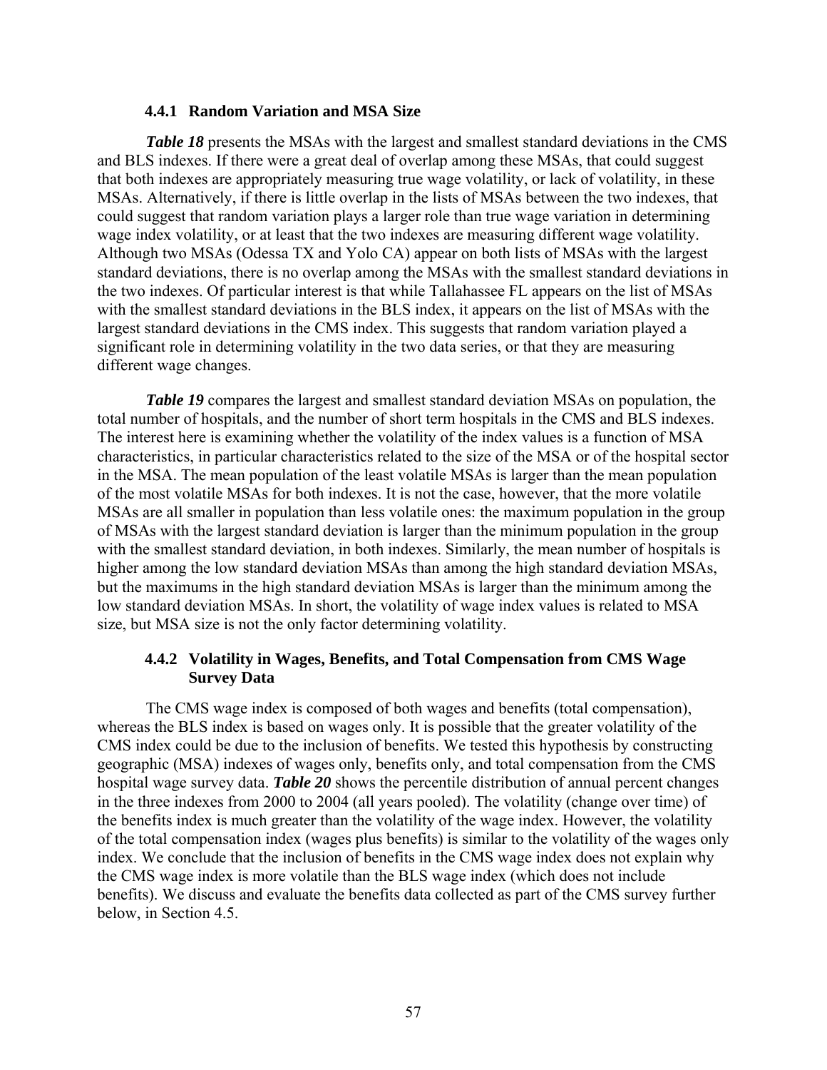### 4.4.1 Random Variation and MSA Size

***Table 18*** presents the MSAs with the largest and smallest standard deviations in the CMS and BLS indexes. If there were a great deal of overlap among these MSAs, that could suggest that both indexes are appropriately measuring true wage volatility, or lack of volatility, in these MSAs. Alternatively, if there is little overlap in the lists of MSAs between the two indexes, that could suggest that random variation plays a larger role than true wage variation in determining wage index volatility, or at least that the two indexes are measuring different wage volatility. Although two MSAs (Odessa TX and Yolo CA) appear on both lists of MSAs with the largest standard deviations, there is no overlap among the MSAs with the smallest standard deviations in the two indexes. Of particular interest is that while Tallahassee FL appears on the list of MSAs with the smallest standard deviations in the BLS index, it appears on the list of MSAs with the largest standard deviations in the CMS index. This suggests that random variation played a significant role in determining volatility in the two data series, or that they are measuring different wage changes.

***Table 19*** compares the largest and smallest standard deviation MSAs on population, the total number of hospitals, and the number of short term hospitals in the CMS and BLS indexes. The interest here is examining whether the volatility of the index values is a function of MSA characteristics, in particular characteristics related to the size of the MSA or of the hospital sector in the MSA. The mean population of the least volatile MSAs is larger than the mean population of the most volatile MSAs for both indexes. It is not the case, however, that the more volatile MSAs are all smaller in population than less volatile ones: the maximum population in the group of MSAs with the largest standard deviation is larger than the minimum population in the group with the smallest standard deviation, in both indexes. Similarly, the mean number of hospitals is higher among the low standard deviation MSAs than among the high standard deviation MSAs, but the maximums in the high standard deviation MSAs is larger than the minimum among the low standard deviation MSAs. In short, the volatility of wage index values is related to MSA size, but MSA size is not the only factor determining volatility.

### 4.4.2 Volatility in Wages, Benefits, and Total Compensation from CMS Wage Survey Data

The CMS wage index is composed of both wages and benefits (total compensation), whereas the BLS index is based on wages only. It is possible that the greater volatility of the CMS index could be due to the inclusion of benefits. We tested this hypothesis by constructing geographic (MSA) indexes of wages only, benefits only, and total compensation from the CMS hospital wage survey data. ***Table 20*** shows the percentile distribution of annual percent changes in the three indexes from 2000 to 2004 (all years pooled). The volatility (change over time) of the benefits index is much greater than the volatility of the wage index. However, the volatility of the total compensation index (wages plus benefits) is similar to the volatility of the wages only index. We conclude that the inclusion of benefits in the CMS wage index does not explain why the CMS wage index is more volatile than the BLS wage index (which does not include benefits). We discuss and evaluate the benefits data collected as part of the CMS survey further below, in Section 4.5.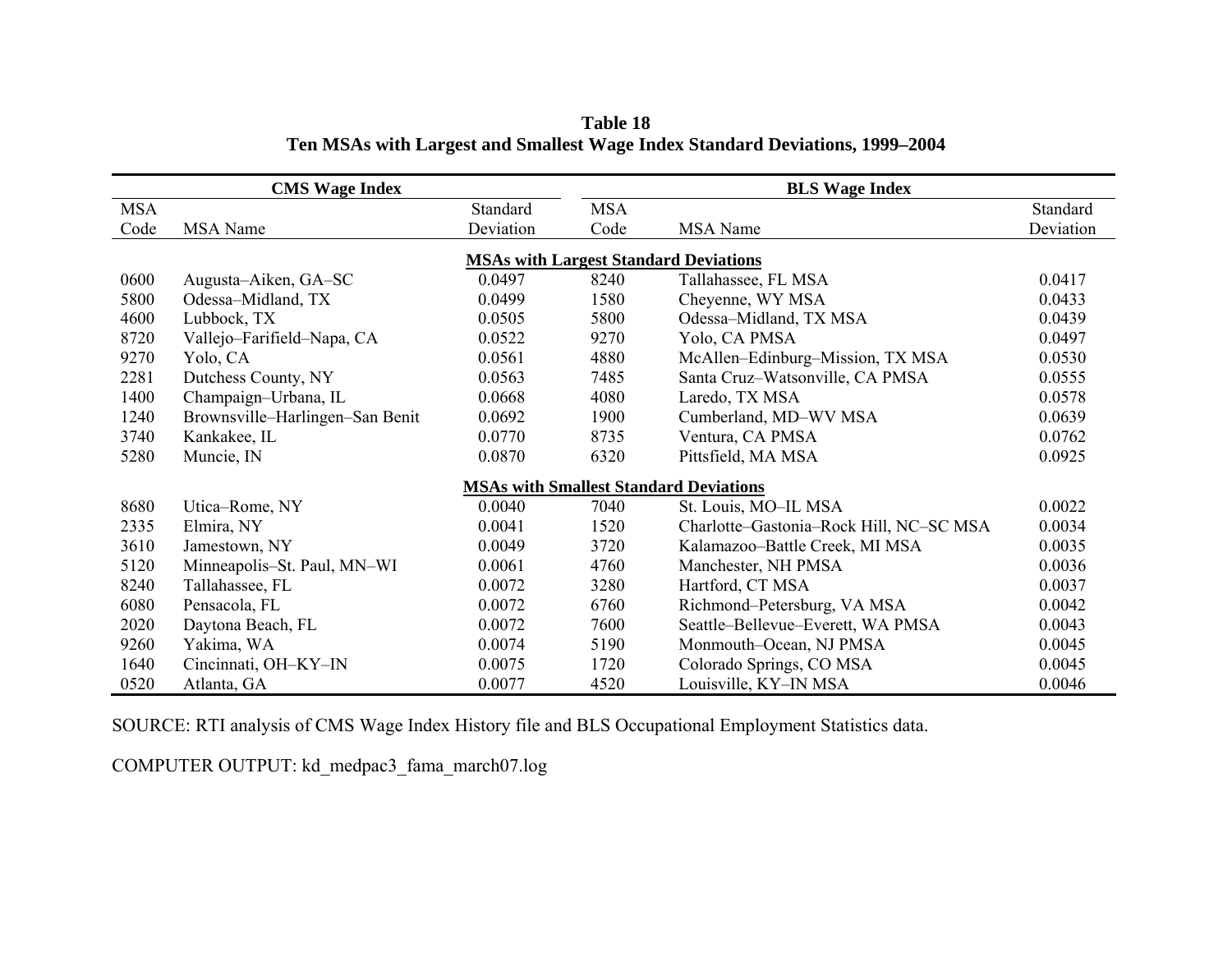**Table 18**
**Ten MSAs with Largest and Smallest Wage Index Standard Deviations, 1999–2004**

| CMS Wage Index | | | BLS Wage Index | | |
|---|---|---|---|---|---|
| MSA Code | MSA Name | Standard Deviation | MSA Code | MSA Name | Standard Deviation |
| | | **MSAs with Largest Standard Deviations** | | | |
| 0600 | Augusta–Aiken, GA–SC | 0.0497 | 8240 | Tallahassee, FL MSA | 0.0417 |
| 5800 | Odessa–Midland, TX | 0.0499 | 1580 | Cheyenne, WY MSA | 0.0433 |
| 4600 | Lubbock, TX | 0.0505 | 5800 | Odessa–Midland, TX MSA | 0.0439 |
| 8720 | Vallejo–Farifield–Napa, CA | 0.0522 | 9270 | Yolo, CA PMSA | 0.0497 |
| 9270 | Yolo, CA | 0.0561 | 4880 | McAllen–Edinburg–Mission, TX MSA | 0.0530 |
| 2281 | Dutchess County, NY | 0.0563 | 7485 | Santa Cruz–Watsonville, CA PMSA | 0.0555 |
| 1400 | Champaign–Urbana, IL | 0.0668 | 4080 | Laredo, TX MSA | 0.0578 |
| 1240 | Brownsville–Harlingen–San Benit | 0.0692 | 1900 | Cumberland, MD–WV MSA | 0.0639 |
| 3740 | Kankakee, IL | 0.0770 | 8735 | Ventura, CA PMSA | 0.0762 |
| 5280 | Muncie, IN | 0.0870 | 6320 | Pittsfield, MA MSA | 0.0925 |
| | | **MSAs with Smallest Standard Deviations** | | | |
| 8680 | Utica–Rome, NY | 0.0040 | 7040 | St. Louis, MO–IL MSA | 0.0022 |
| 2335 | Elmira, NY | 0.0041 | 1520 | Charlotte–Gastonia–Rock Hill, NC–SC MSA | 0.0034 |
| 3610 | Jamestown, NY | 0.0049 | 3720 | Kalamazoo–Battle Creek, MI MSA | 0.0035 |
| 5120 | Minneapolis–St. Paul, MN–WI | 0.0061 | 4760 | Manchester, NH PMSA | 0.0036 |
| 8240 | Tallahassee, FL | 0.0072 | 3280 | Hartford, CT MSA | 0.0037 |
| 6080 | Pensacola, FL | 0.0072 | 6760 | Richmond–Petersburg, VA MSA | 0.0042 |
| 2020 | Daytona Beach, FL | 0.0072 | 7600 | Seattle–Bellevue–Everett, WA PMSA | 0.0043 |
| 9260 | Yakima, WA | 0.0074 | 5190 | Monmouth–Ocean, NJ PMSA | 0.0045 |
| 1640 | Cincinnati, OH–KY–IN | 0.0075 | 1720 | Colorado Springs, CO MSA | 0.0045 |
| 0520 | Atlanta, GA | 0.0077 | 4520 | Louisville, KY–IN MSA | 0.0046 |

SOURCE: RTI analysis of CMS Wage Index History file and BLS Occupational Employment Statistics data.

COMPUTER OUTPUT: kd_medpac3_fama_march07.log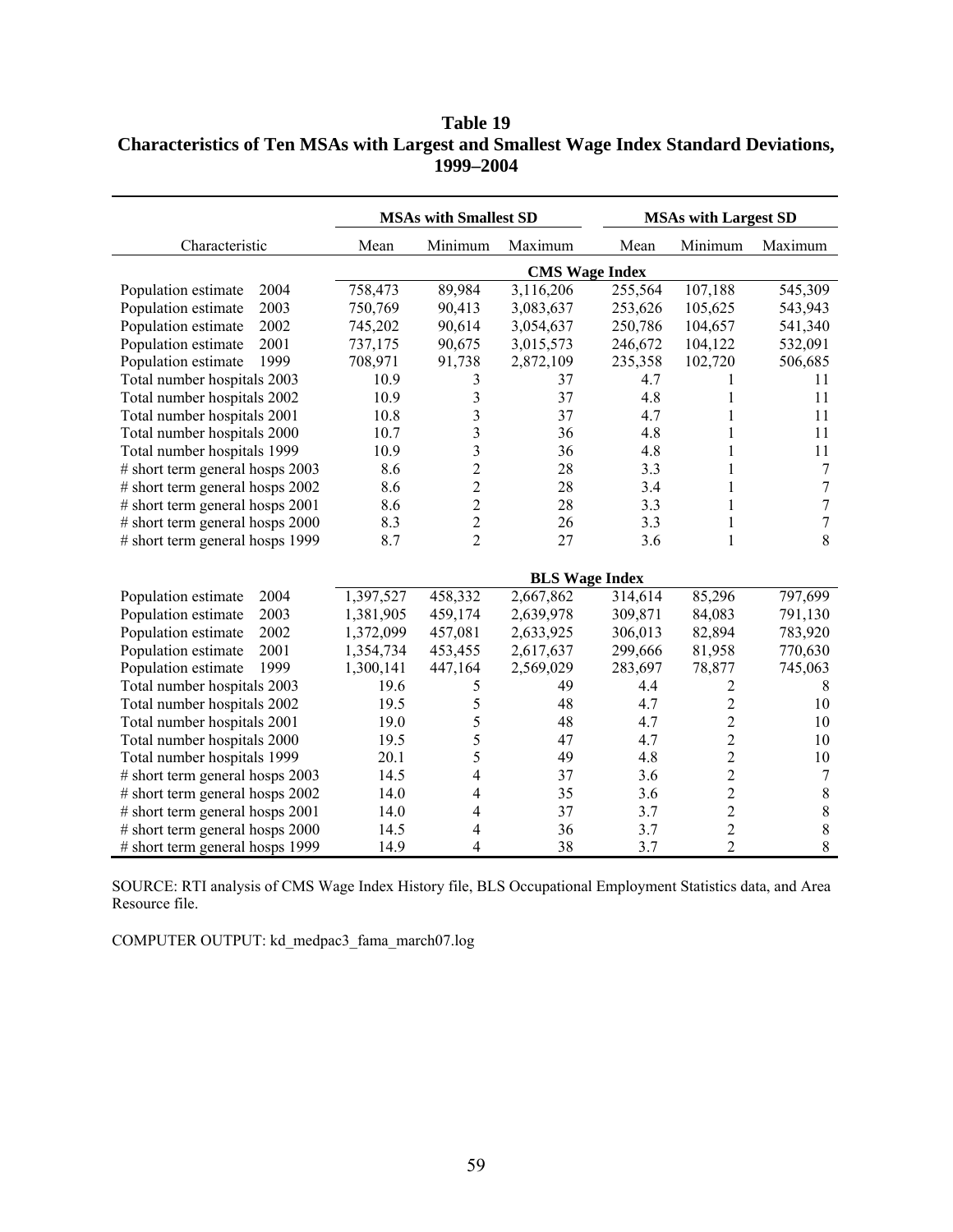# Table 19
## Characteristics of Ten MSAs with Largest and Smallest Wage Index Standard Deviations, 1999–2004

| Characteristic | MSAs with Smallest SD | | | MSAs with Largest SD | | |
|---|---|---|---|---|---|---|
| | Mean | Minimum | Maximum | Mean | Minimum | Maximum |
| **CMS Wage Index** | | | | | | |
| Population estimate 2004 | 758,473 | 89,984 | 3,116,206 | 255,564 | 107,188 | 545,309 |
| Population estimate 2003 | 750,769 | 90,413 | 3,083,637 | 253,626 | 105,625 | 543,943 |
| Population estimate 2002 | 745,202 | 90,614 | 3,054,637 | 250,786 | 104,657 | 541,340 |
| Population estimate 2001 | 737,175 | 90,675 | 3,015,573 | 246,672 | 104,122 | 532,091 |
| Population estimate 1999 | 708,971 | 91,738 | 2,872,109 | 235,358 | 102,720 | 506,685 |
| Total number hospitals 2003 | 10.9 | 3 | 37 | 4.7 | 1 | 11 |
| Total number hospitals 2002 | 10.9 | 3 | 37 | 4.8 | 1 | 11 |
| Total number hospitals 2001 | 10.8 | 3 | 37 | 4.7 | 1 | 11 |
| Total number hospitals 2000 | 10.7 | 3 | 36 | 4.8 | 1 | 11 |
| Total number hospitals 1999 | 10.9 | 3 | 36 | 4.8 | 1 | 11 |
| # short term general hosps 2003 | 8.6 | 2 | 28 | 3.3 | 1 | 7 |
| # short term general hosps 2002 | 8.6 | 2 | 28 | 3.4 | 1 | 7 |
| # short term general hosps 2001 | 8.6 | 2 | 28 | 3.3 | 1 | 7 |
| # short term general hosps 2000 | 8.3 | 2 | 26 | 3.3 | 1 | 7 |
| # short term general hosps 1999 | 8.7 | 2 | 27 | 3.6 | 1 | 8 |
| **BLS Wage Index** | | | | | | |
| Population estimate 2004 | 1,397,527 | 458,332 | 2,667,862 | 314,614 | 85,296 | 797,699 |
| Population estimate 2003 | 1,381,905 | 459,174 | 2,639,978 | 309,871 | 84,083 | 791,130 |
| Population estimate 2002 | 1,372,099 | 457,081 | 2,633,925 | 306,013 | 82,894 | 783,920 |
| Population estimate 2001 | 1,354,734 | 453,455 | 2,617,637 | 299,666 | 81,958 | 770,630 |
| Population estimate 1999 | 1,300,141 | 447,164 | 2,569,029 | 283,697 | 78,877 | 745,063 |
| Total number hospitals 2003 | 19.6 | 5 | 49 | 4.4 | 2 | 8 |
| Total number hospitals 2002 | 19.5 | 5 | 48 | 4.7 | 2 | 10 |
| Total number hospitals 2001 | 19.0 | 5 | 48 | 4.7 | 2 | 10 |
| Total number hospitals 2000 | 19.5 | 5 | 47 | 4.7 | 2 | 10 |
| Total number hospitals 1999 | 20.1 | 5 | 49 | 4.8 | 2 | 10 |
| # short term general hosps 2003 | 14.5 | 4 | 37 | 3.6 | 2 | 7 |
| # short term general hosps 2002 | 14.0 | 4 | 35 | 3.6 | 2 | 8 |
| # short term general hosps 2001 | 14.0 | 4 | 37 | 3.7 | 2 | 8 |
| # short term general hosps 2000 | 14.5 | 4 | 36 | 3.7 | 2 | 8 |
| # short term general hosps 1999 | 14.9 | 4 | 38 | 3.7 | 2 | 8 |

SOURCE: RTI analysis of CMS Wage Index History file, BLS Occupational Employment Statistics data, and Area Resource file.

COMPUTER OUTPUT: kd_medpac3_fama_march07.log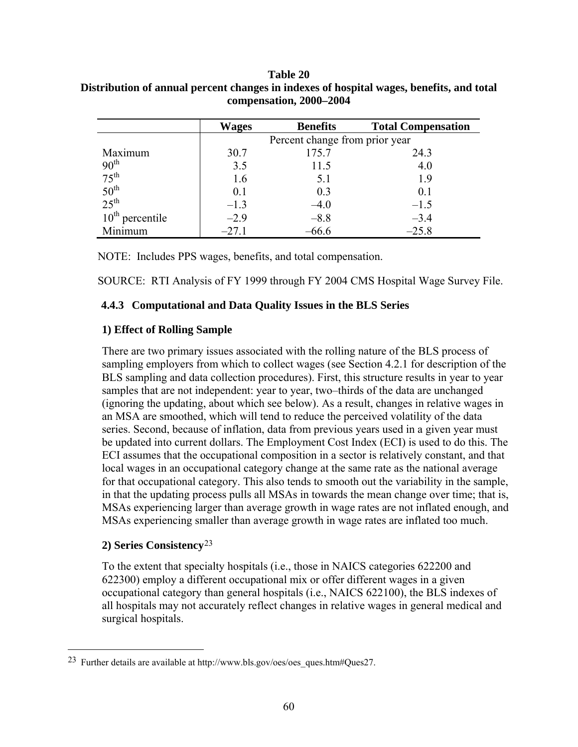**Table 20**
**Distribution of annual percent changes in indexes of hospital wages, benefits, and total compensation, 2000–2004**

| | Wages | Benefits | Total Compensation |
|---|---|---|---|
| | Percent change from prior year | | |
| Maximum | 30.7 | 175.7 | 24.3 |
| 90th | 3.5 | 11.5 | 4.0 |
| 75th | 1.6 | 5.1 | 1.9 |
| 50th | 0.1 | 0.3 | 0.1 |
| 25th | –1.3 | –4.0 | –1.5 |
| 10th percentile | –2.9 | –8.8 | –3.4 |
| Minimum | –27.1 | –66.6 | –25.8 |

NOTE: Includes PPS wages, benefits, and total compensation.

SOURCE: RTI Analysis of FY 1999 through FY 2004 CMS Hospital Wage Survey File.

### 4.4.3 Computational and Data Quality Issues in the BLS Series

**1) Effect of Rolling Sample**

There are two primary issues associated with the rolling nature of the BLS process of sampling employers from which to collect wages (see Section 4.2.1 for description of the BLS sampling and data collection procedures). First, this structure results in year to year samples that are not independent: year to year, two–thirds of the data are unchanged (ignoring the updating, about which see below). As a result, changes in relative wages in an MSA are smoothed, which will tend to reduce the perceived volatility of the data series. Second, because of inflation, data from previous years used in a given year must be updated into current dollars. The Employment Cost Index (ECI) is used to do this. The ECI assumes that the occupational composition in a sector is relatively constant, and that local wages in an occupational category change at the same rate as the national average for that occupational category. This also tends to smooth out the variability in the sample, in that the updating process pulls all MSAs in towards the mean change over time; that is, MSAs experiencing larger than average growth in wage rates are not inflated enough, and MSAs experiencing smaller than average growth in wage rates are inflated too much.

**2) Series Consistency**[23]

To the extent that specialty hospitals (i.e., those in NAICS categories 622200 and 622300) employ a different occupational mix or offer different wages in a given occupational category than general hospitals (i.e., NAICS 622100), the BLS indexes of all hospitals may not accurately reflect changes in relative wages in general medical and surgical hospitals.

[23] Further details are available at http://www.bls.gov/oes/oes_ques.htm#Ques27.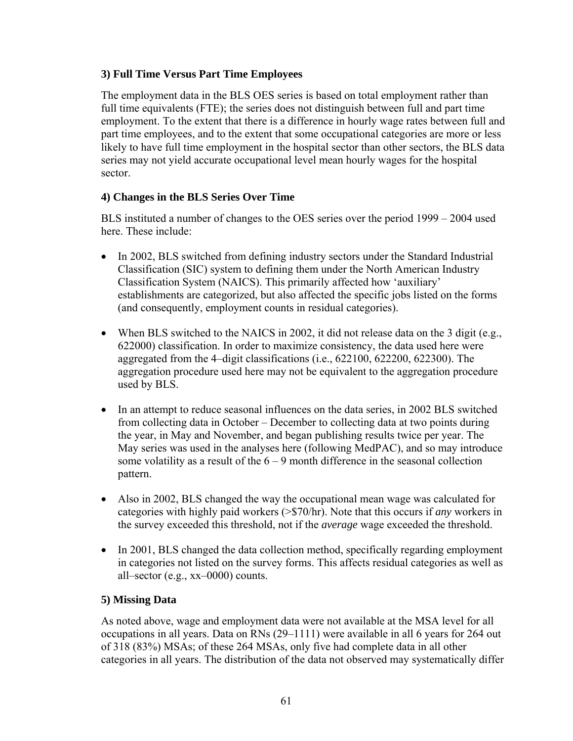### 3) Full Time Versus Part Time Employees

The employment data in the BLS OES series is based on total employment rather than full time equivalents (FTE); the series does not distinguish between full and part time employment. To the extent that there is a difference in hourly wage rates between full and part time employees, and to the extent that some occupational categories are more or less likely to have full time employment in the hospital sector than other sectors, the BLS data series may not yield accurate occupational level mean hourly wages for the hospital sector.

### 4) Changes in the BLS Series Over Time

BLS instituted a number of changes to the OES series over the period 1999 – 2004 used here. These include:

- In 2002, BLS switched from defining industry sectors under the Standard Industrial Classification (SIC) system to defining them under the North American Industry Classification System (NAICS). This primarily affected how 'auxiliary' establishments are categorized, but also affected the specific jobs listed on the forms (and consequently, employment counts in residual categories).

- When BLS switched to the NAICS in 2002, it did not release data on the 3 digit (e.g., 622000) classification. In order to maximize consistency, the data used here were aggregated from the 4–digit classifications (i.e., 622100, 622200, 622300). The aggregation procedure used here may not be equivalent to the aggregation procedure used by BLS.

- In an attempt to reduce seasonal influences on the data series, in 2002 BLS switched from collecting data in October – December to collecting data at two points during the year, in May and November, and began publishing results twice per year. The May series was used in the analyses here (following MedPAC), and so may introduce some volatility as a result of the 6 – 9 month difference in the seasonal collection pattern.

- Also in 2002, BLS changed the way the occupational mean wage was calculated for categories with highly paid workers (>$70/hr). Note that this occurs if *any* workers in the survey exceeded this threshold, not if the *average* wage exceeded the threshold.

- In 2001, BLS changed the data collection method, specifically regarding employment in categories not listed on the survey forms. This affects residual categories as well as all–sector (e.g., xx–0000) counts.

### 5) Missing Data

As noted above, wage and employment data were not available at the MSA level for all occupations in all years. Data on RNs (29–1111) were available in all 6 years for 264 out of 318 (83%) MSAs; of these 264 MSAs, only five had complete data in all other categories in all years. The distribution of the data not observed may systematically differ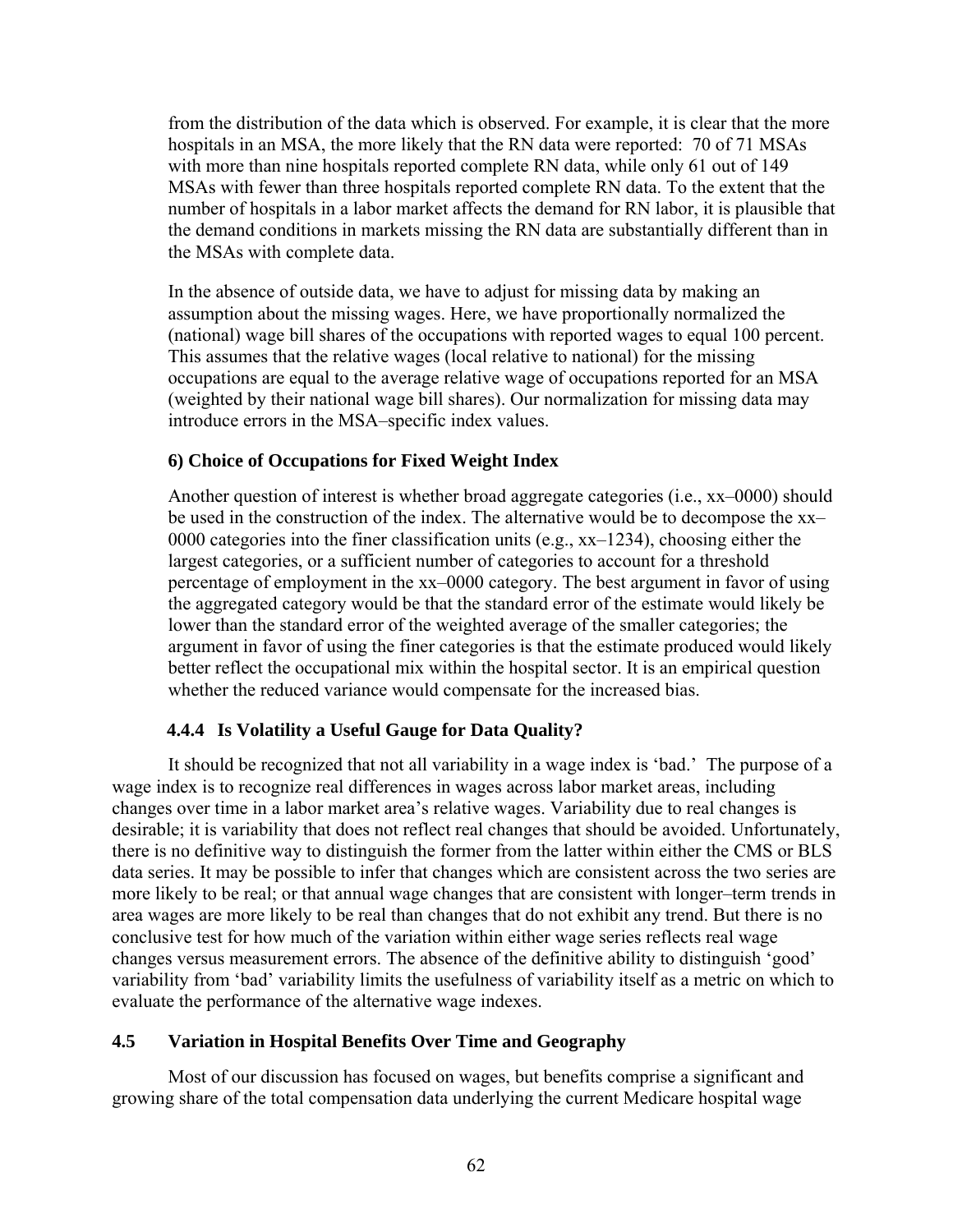from the distribution of the data which is observed. For example, it is clear that the more hospitals in an MSA, the more likely that the RN data were reported: 70 of 71 MSAs with more than nine hospitals reported complete RN data, while only 61 out of 149 MSAs with fewer than three hospitals reported complete RN data. To the extent that the number of hospitals in a labor market affects the demand for RN labor, it is plausible that the demand conditions in markets missing the RN data are substantially different than in the MSAs with complete data.

In the absence of outside data, we have to adjust for missing data by making an assumption about the missing wages. Here, we have proportionally normalized the (national) wage bill shares of the occupations with reported wages to equal 100 percent. This assumes that the relative wages (local relative to national) for the missing occupations are equal to the average relative wage of occupations reported for an MSA (weighted by their national wage bill shares). Our normalization for missing data may introduce errors in the MSA–specific index values.

**6) Choice of Occupations for Fixed Weight Index**

Another question of interest is whether broad aggregate categories (i.e., xx–0000) should be used in the construction of the index. The alternative would be to decompose the xx–0000 categories into the finer classification units (e.g., xx–1234), choosing either the largest categories, or a sufficient number of categories to account for a threshold percentage of employment in the xx–0000 category. The best argument in favor of using the aggregated category would be that the standard error of the estimate would likely be lower than the standard error of the weighted average of the smaller categories; the argument in favor of using the finer categories is that the estimate produced would likely better reflect the occupational mix within the hospital sector. It is an empirical question whether the reduced variance would compensate for the increased bias.

### 4.4.4 Is Volatility a Useful Gauge for Data Quality?

It should be recognized that not all variability in a wage index is 'bad.' The purpose of a wage index is to recognize real differences in wages across labor market areas, including changes over time in a labor market area's relative wages. Variability due to real changes is desirable; it is variability that does not reflect real changes that should be avoided. Unfortunately, there is no definitive way to distinguish the former from the latter within either the CMS or BLS data series. It may be possible to infer that changes which are consistent across the two series are more likely to be real; or that annual wage changes that are consistent with longer–term trends in area wages are more likely to be real than changes that do not exhibit any trend. But there is no conclusive test for how much of the variation within either wage series reflects real wage changes versus measurement errors. The absence of the definitive ability to distinguish 'good' variability from 'bad' variability limits the usefulness of variability itself as a metric on which to evaluate the performance of the alternative wage indexes.

## 4.5 Variation in Hospital Benefits Over Time and Geography

Most of our discussion has focused on wages, but benefits comprise a significant and growing share of the total compensation data underlying the current Medicare hospital wage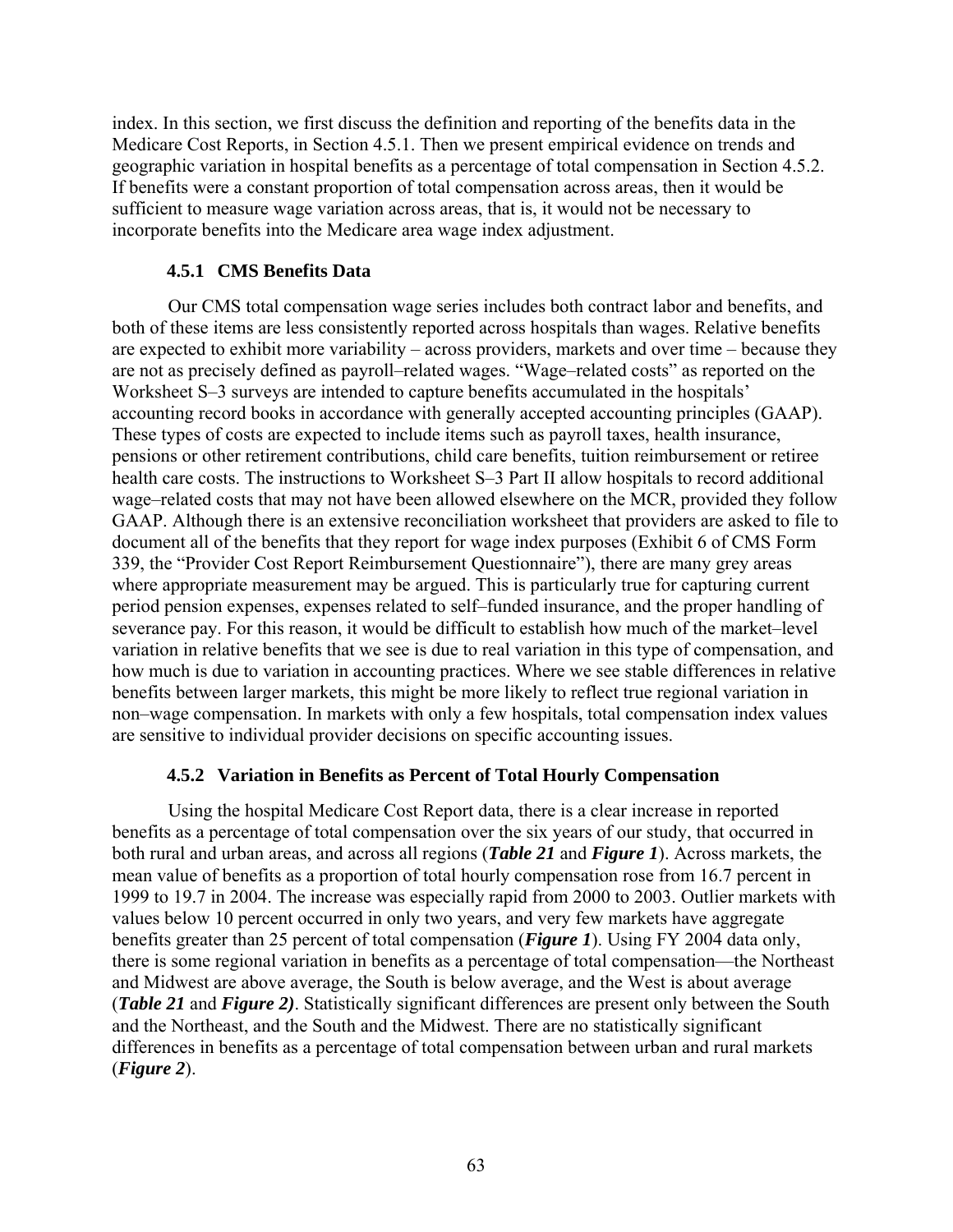index. In this section, we first discuss the definition and reporting of the benefits data in the Medicare Cost Reports, in Section 4.5.1. Then we present empirical evidence on trends and geographic variation in hospital benefits as a percentage of total compensation in Section 4.5.2. If benefits were a constant proportion of total compensation across areas, then it would be sufficient to measure wage variation across areas, that is, it would not be necessary to incorporate benefits into the Medicare area wage index adjustment.

### 4.5.1 CMS Benefits Data

Our CMS total compensation wage series includes both contract labor and benefits, and both of these items are less consistently reported across hospitals than wages. Relative benefits are expected to exhibit more variability – across providers, markets and over time – because they are not as precisely defined as payroll–related wages. "Wage–related costs" as reported on the Worksheet S–3 surveys are intended to capture benefits accumulated in the hospitals' accounting record books in accordance with generally accepted accounting principles (GAAP). These types of costs are expected to include items such as payroll taxes, health insurance, pensions or other retirement contributions, child care benefits, tuition reimbursement or retiree health care costs. The instructions to Worksheet S–3 Part II allow hospitals to record additional wage–related costs that may not have been allowed elsewhere on the MCR, provided they follow GAAP. Although there is an extensive reconciliation worksheet that providers are asked to file to document all of the benefits that they report for wage index purposes (Exhibit 6 of CMS Form 339, the "Provider Cost Report Reimbursement Questionnaire"), there are many grey areas where appropriate measurement may be argued. This is particularly true for capturing current period pension expenses, expenses related to self–funded insurance, and the proper handling of severance pay. For this reason, it would be difficult to establish how much of the market–level variation in relative benefits that we see is due to real variation in this type of compensation, and how much is due to variation in accounting practices. Where we see stable differences in relative benefits between larger markets, this might be more likely to reflect true regional variation in non–wage compensation. In markets with only a few hospitals, total compensation index values are sensitive to individual provider decisions on specific accounting issues.

### 4.5.2 Variation in Benefits as Percent of Total Hourly Compensation

Using the hospital Medicare Cost Report data, there is a clear increase in reported benefits as a percentage of total compensation over the six years of our study, that occurred in both rural and urban areas, and across all regions (***Table 21*** and ***Figure 1***). Across markets, the mean value of benefits as a proportion of total hourly compensation rose from 16.7 percent in 1999 to 19.7 in 2004. The increase was especially rapid from 2000 to 2003. Outlier markets with values below 10 percent occurred in only two years, and very few markets have aggregate benefits greater than 25 percent of total compensation (***Figure 1***). Using FY 2004 data only, there is some regional variation in benefits as a percentage of total compensation—the Northeast and Midwest are above average, the South is below average, and the West is about average (***Table 21*** and ***Figure 2)***. Statistically significant differences are present only between the South and the Northeast, and the South and the Midwest. There are no statistically significant differences in benefits as a percentage of total compensation between urban and rural markets (***Figure 2***).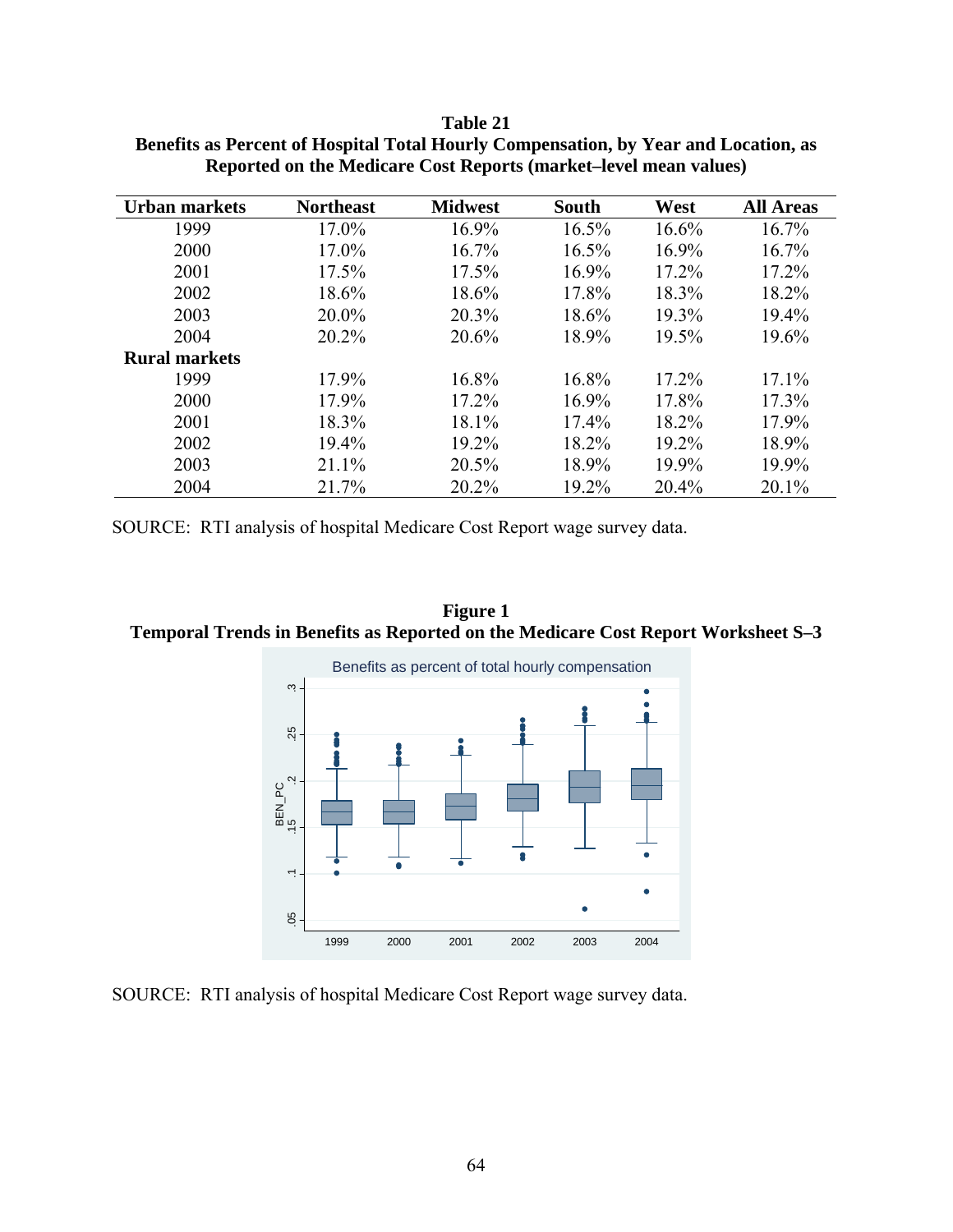**Table 21**
**Benefits as Percent of Hospital Total Hourly Compensation, by Year and Location, as Reported on the Medicare Cost Reports (market–level mean values)**

| Urban markets | Northeast | Midwest | South | West | All Areas |
|---|---|---|---|---|---|
| 1999 | 17.0% | 16.9% | 16.5% | 16.6% | 16.7% |
| 2000 | 17.0% | 16.7% | 16.5% | 16.9% | 16.7% |
| 2001 | 17.5% | 17.5% | 16.9% | 17.2% | 17.2% |
| 2002 | 18.6% | 18.6% | 17.8% | 18.3% | 18.2% |
| 2003 | 20.0% | 20.3% | 18.6% | 19.3% | 19.4% |
| 2004 | 20.2% | 20.6% | 18.9% | 19.5% | 19.6% |
| **Rural markets** | | | | | |
| 1999 | 17.9% | 16.8% | 16.8% | 17.2% | 17.1% |
| 2000 | 17.9% | 17.2% | 16.9% | 17.8% | 17.3% |
| 2001 | 18.3% | 18.1% | 17.4% | 18.2% | 17.9% |
| 2002 | 19.4% | 19.2% | 18.2% | 19.2% | 18.9% |
| 2003 | 21.1% | 20.5% | 18.9% | 19.9% | 19.9% |
| 2004 | 21.7% | 20.2% | 19.2% | 20.4% | 20.1% |

SOURCE: RTI analysis of hospital Medicare Cost Report wage survey data.

**Figure 1**
**Temporal Trends in Benefits as Reported on the Medicare Cost Report Worksheet S–3**

SOURCE: RTI analysis of hospital Medicare Cost Report wage survey data.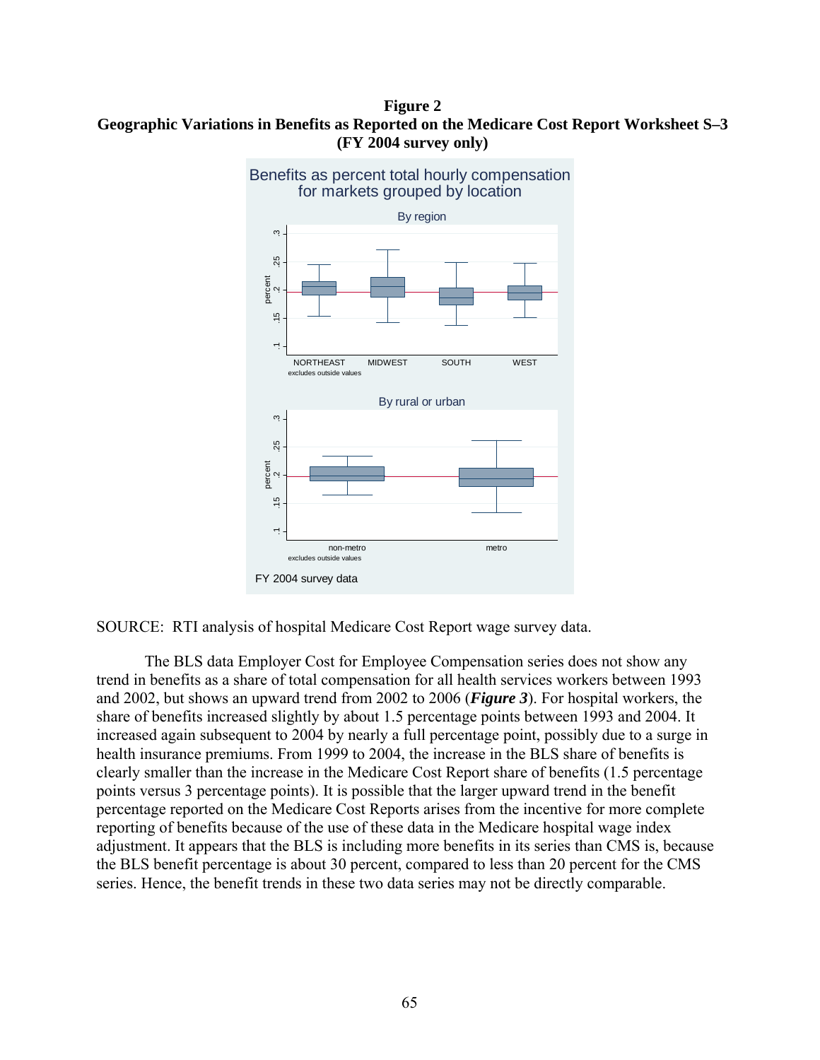**Figure 2**
**Geographic Variations in Benefits as Reported on the Medicare Cost Report Worksheet S–3 (FY 2004 survey only)**

SOURCE: RTI analysis of hospital Medicare Cost Report wage survey data.

The BLS data Employer Cost for Employee Compensation series does not show any trend in benefits as a share of total compensation for all health services workers between 1993 and 2002, but shows an upward trend from 2002 to 2006 (***Figure 3***). For hospital workers, the share of benefits increased slightly by about 1.5 percentage points between 1993 and 2004. It increased again subsequent to 2004 by nearly a full percentage point, possibly due to a surge in health insurance premiums. From 1999 to 2004, the increase in the BLS share of benefits is clearly smaller than the increase in the Medicare Cost Report share of benefits (1.5 percentage points versus 3 percentage points). It is possible that the larger upward trend in the benefit percentage reported on the Medicare Cost Reports arises from the incentive for more complete reporting of benefits because of the use of these data in the Medicare hospital wage index adjustment. It appears that the BLS is including more benefits in its series than CMS is, because the BLS benefit percentage is about 30 percent, compared to less than 20 percent for the CMS series. Hence, the benefit trends in these two data series may not be directly comparable.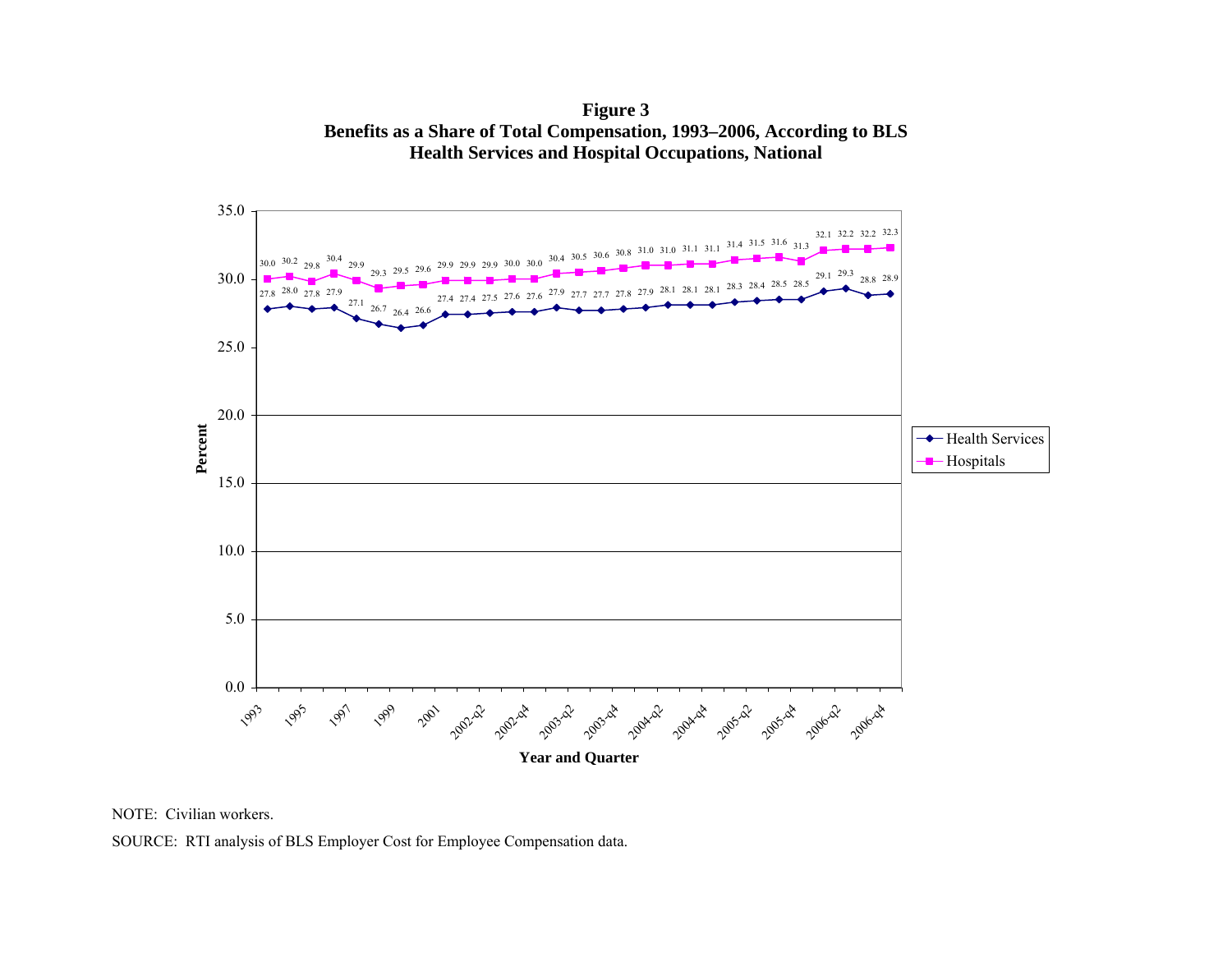**Figure 3**
**Benefits as a Share of Total Compensation, 1993–2006, According to BLS Health Services and Hospital Occupations, National**

NOTE: Civilian workers.

SOURCE: RTI analysis of BLS Employer Cost for Employee Compensation data.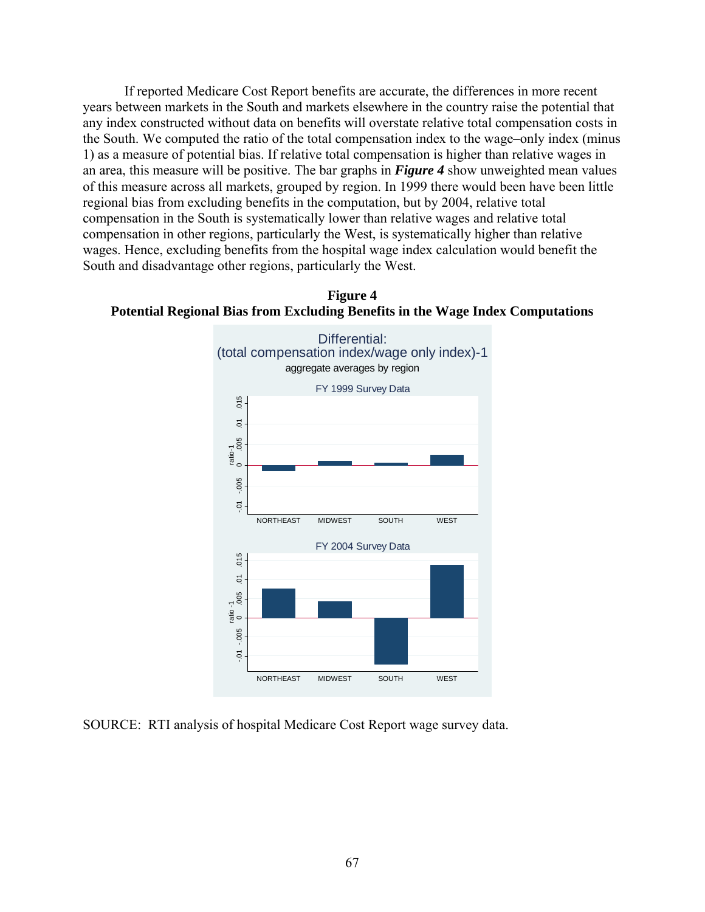If reported Medicare Cost Report benefits are accurate, the differences in more recent years between markets in the South and markets elsewhere in the country raise the potential that any index constructed without data on benefits will overstate relative total compensation costs in the South. We computed the ratio of the total compensation index to the wage–only index (minus 1) as a measure of potential bias. If relative total compensation is higher than relative wages in an area, this measure will be positive. The bar graphs in ***Figure 4*** show unweighted mean values of this measure across all markets, grouped by region. In 1999 there would been have been little regional bias from excluding benefits in the computation, but by 2004, relative total compensation in the South is systematically lower than relative wages and relative total compensation in other regions, particularly the West, is systematically higher than relative wages. Hence, excluding benefits from the hospital wage index calculation would benefit the South and disadvantage other regions, particularly the West.

**Figure 4**
**Potential Regional Bias from Excluding Benefits in the Wage Index Computations**

SOURCE: RTI analysis of hospital Medicare Cost Report wage survey data.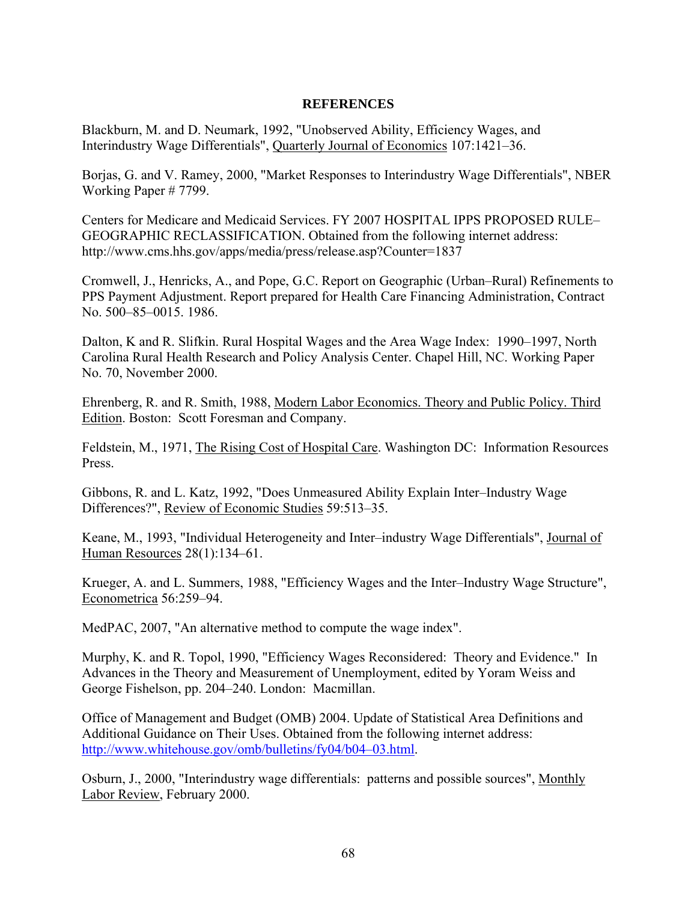## REFERENCES

Blackburn, M. and D. Neumark, 1992, "Unobserved Ability, Efficiency Wages, and Interindustry Wage Differentials", Quarterly Journal of Economics 107:1421–36.

Borjas, G. and V. Ramey, 2000, "Market Responses to Interindustry Wage Differentials", NBER Working Paper # 7799.

Centers for Medicare and Medicaid Services. FY 2007 HOSPITAL IPPS PROPOSED RULE–GEOGRAPHIC RECLASSIFICATION. Obtained from the following internet address: http://www.cms.hhs.gov/apps/media/press/release.asp?Counter=1837

Cromwell, J., Henricks, A., and Pope, G.C. Report on Geographic (Urban–Rural) Refinements to PPS Payment Adjustment. Report prepared for Health Care Financing Administration, Contract No. 500–85–0015. 1986.

Dalton, K and R. Slifkin. Rural Hospital Wages and the Area Wage Index: 1990–1997, North Carolina Rural Health Research and Policy Analysis Center. Chapel Hill, NC. Working Paper No. 70, November 2000.

Ehrenberg, R. and R. Smith, 1988, Modern Labor Economics. Theory and Public Policy. Third Edition. Boston: Scott Foresman and Company.

Feldstein, M., 1971, The Rising Cost of Hospital Care. Washington DC: Information Resources Press.

Gibbons, R. and L. Katz, 1992, "Does Unmeasured Ability Explain Inter–Industry Wage Differences?", Review of Economic Studies 59:513–35.

Keane, M., 1993, "Individual Heterogeneity and Inter–industry Wage Differentials", Journal of Human Resources 28(1):134–61.

Krueger, A. and L. Summers, 1988, "Efficiency Wages and the Inter–Industry Wage Structure", Econometrica 56:259–94.

MedPAC, 2007, "An alternative method to compute the wage index".

Murphy, K. and R. Topol, 1990, "Efficiency Wages Reconsidered: Theory and Evidence." In Advances in the Theory and Measurement of Unemployment, edited by Yoram Weiss and George Fishelson, pp. 204–240. London: Macmillan.

Office of Management and Budget (OMB) 2004. Update of Statistical Area Definitions and Additional Guidance on Their Uses. Obtained from the following internet address: http://www.whitehouse.gov/omb/bulletins/fy04/b04–03.html.

Osburn, J., 2000, "Interindustry wage differentials: patterns and possible sources", Monthly Labor Review, February 2000.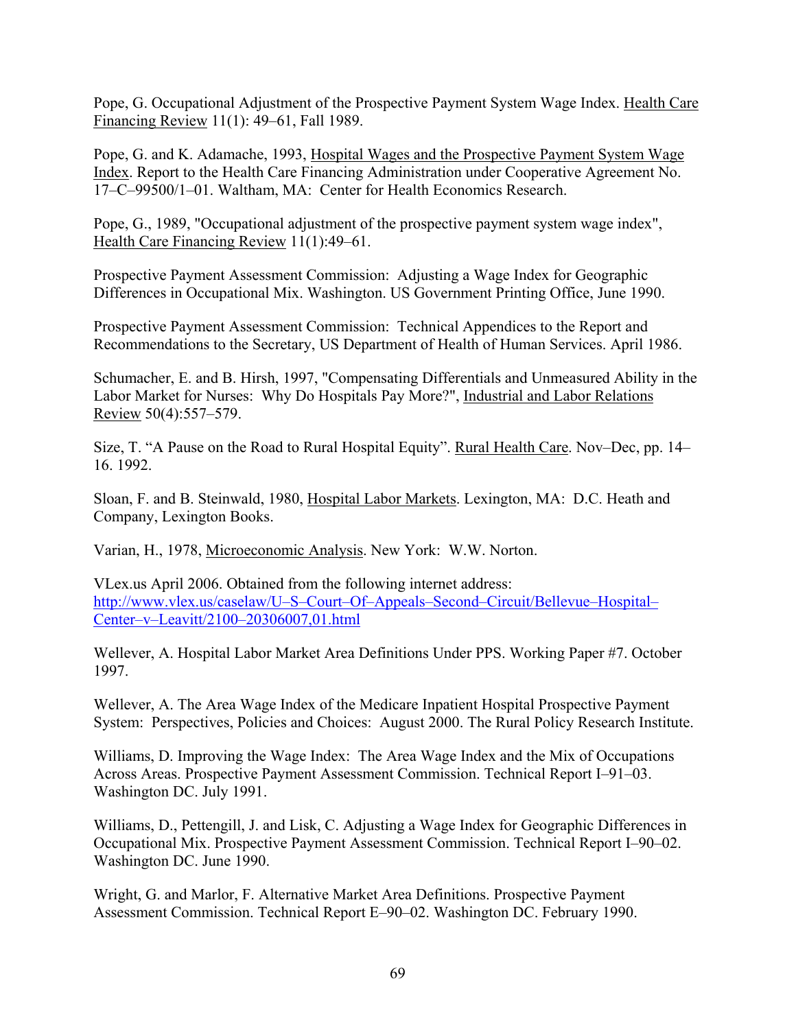Pope, G. Occupational Adjustment of the Prospective Payment System Wage Index. Health Care Financing Review 11(1): 49–61, Fall 1989.

Pope, G. and K. Adamache, 1993, Hospital Wages and the Prospective Payment System Wage Index. Report to the Health Care Financing Administration under Cooperative Agreement No. 17–C–99500/1–01. Waltham, MA: Center for Health Economics Research.

Pope, G., 1989, "Occupational adjustment of the prospective payment system wage index", Health Care Financing Review 11(1):49–61.

Prospective Payment Assessment Commission: Adjusting a Wage Index for Geographic Differences in Occupational Mix. Washington. US Government Printing Office, June 1990.

Prospective Payment Assessment Commission: Technical Appendices to the Report and Recommendations to the Secretary, US Department of Health of Human Services. April 1986.

Schumacher, E. and B. Hirsh, 1997, "Compensating Differentials and Unmeasured Ability in the Labor Market for Nurses: Why Do Hospitals Pay More?", Industrial and Labor Relations Review 50(4):557–579.

Size, T. "A Pause on the Road to Rural Hospital Equity". Rural Health Care. Nov–Dec, pp. 14–16. 1992.

Sloan, F. and B. Steinwald, 1980, Hospital Labor Markets. Lexington, MA: D.C. Heath and Company, Lexington Books.

Varian, H., 1978, Microeconomic Analysis. New York: W.W. Norton.

VLex.us April 2006. Obtained from the following internet address: http://www.vlex.us/caselaw/U–S–Court–Of–Appeals–Second–Circuit/Bellevue–Hospital–Center–v–Leavitt/2100–20306007,01.html

Wellever, A. Hospital Labor Market Area Definitions Under PPS. Working Paper #7. October 1997.

Wellever, A. The Area Wage Index of the Medicare Inpatient Hospital Prospective Payment System: Perspectives, Policies and Choices: August 2000. The Rural Policy Research Institute.

Williams, D. Improving the Wage Index: The Area Wage Index and the Mix of Occupations Across Areas. Prospective Payment Assessment Commission. Technical Report I–91–03. Washington DC. July 1991.

Williams, D., Pettengill, J. and Lisk, C. Adjusting a Wage Index for Geographic Differences in Occupational Mix. Prospective Payment Assessment Commission. Technical Report I–90–02. Washington DC. June 1990.

Wright, G. and Marlor, F. Alternative Market Area Definitions. Prospective Payment Assessment Commission. Technical Report E–90–02. Washington DC. February 1990.